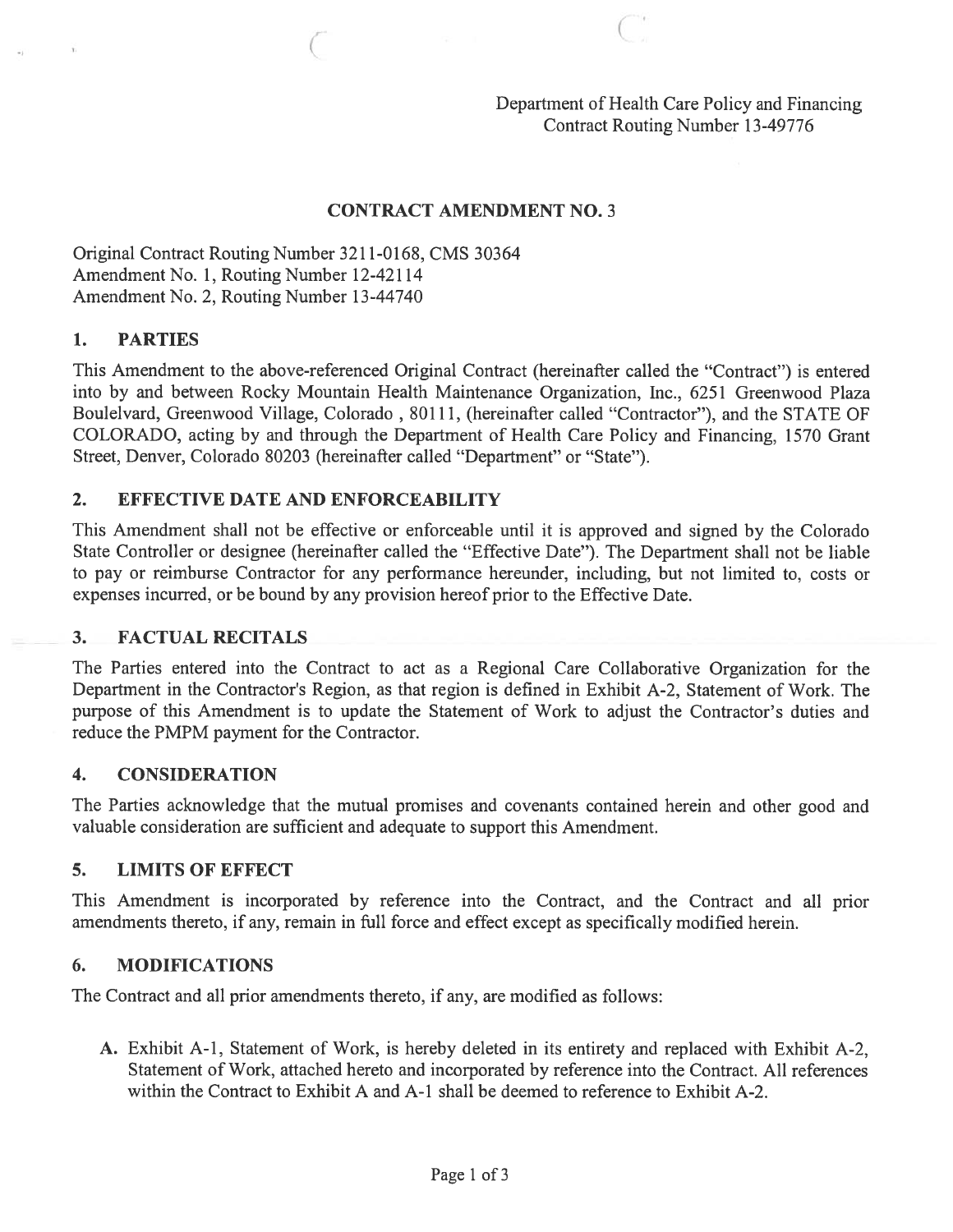Department of Health Care Policy and Financing
Contract Routing Number 13-49776

## CONTRACT AMENDMENT NO. 3

Original Contract Routing Number 3211-0168, CMS 30364
Amendment No. 1, Routing Number 12-42114
Amendment No. 2, Routing Number 13-44740

### 1. PARTIES

This Amendment to the above-referenced Original Contract (hereinafter called the "Contract") is entered into by and between Rocky Mountain Health Maintenance Organization, Inc., 6251 Greenwood Plaza Boulelvard, Greenwood Village, Colorado , 80111, (hereinafter called "Contractor"), and the STATE OF COLORADO, acting by and through the Department of Health Care Policy and Financing, 1570 Grant Street, Denver, Colorado 80203 (hereinafter called "Department" or "State").

### 2. EFFECTIVE DATE AND ENFORCEABILITY

This Amendment shall not be effective or enforceable until it is approved and signed by the Colorado State Controller or designee (hereinafter called the "Effective Date"). The Department shall not be liable to pay or reimburse Contractor for any performance hereunder, including, but not limited to, costs or expenses incurred, or be bound by any provision hereof prior to the Effective Date.

### 3. FACTUAL RECITALS

The Parties entered into the Contract to act as a Regional Care Collaborative Organization for the Department in the Contractor's Region, as that region is defined in Exhibit A-2, Statement of Work. The purpose of this Amendment is to update the Statement of Work to adjust the Contractor's duties and reduce the PMPM payment for the Contractor.

### 4. CONSIDERATION

The Parties acknowledge that the mutual promises and covenants contained herein and other good and valuable consideration are sufficient and adequate to support this Amendment.

### 5. LIMITS OF EFFECT

This Amendment is incorporated by reference into the Contract, and the Contract and all prior amendments thereto, if any, remain in full force and effect except as specifically modified herein.

### 6. MODIFICATIONS

The Contract and all prior amendments thereto, if any, are modified as follows:

A. Exhibit A-1, Statement of Work, is hereby deleted in its entirety and replaced with Exhibit A-2, Statement of Work, attached hereto and incorporated by reference into the Contract. All references within the Contract to Exhibit A and A-1 shall be deemed to reference to Exhibit A-2.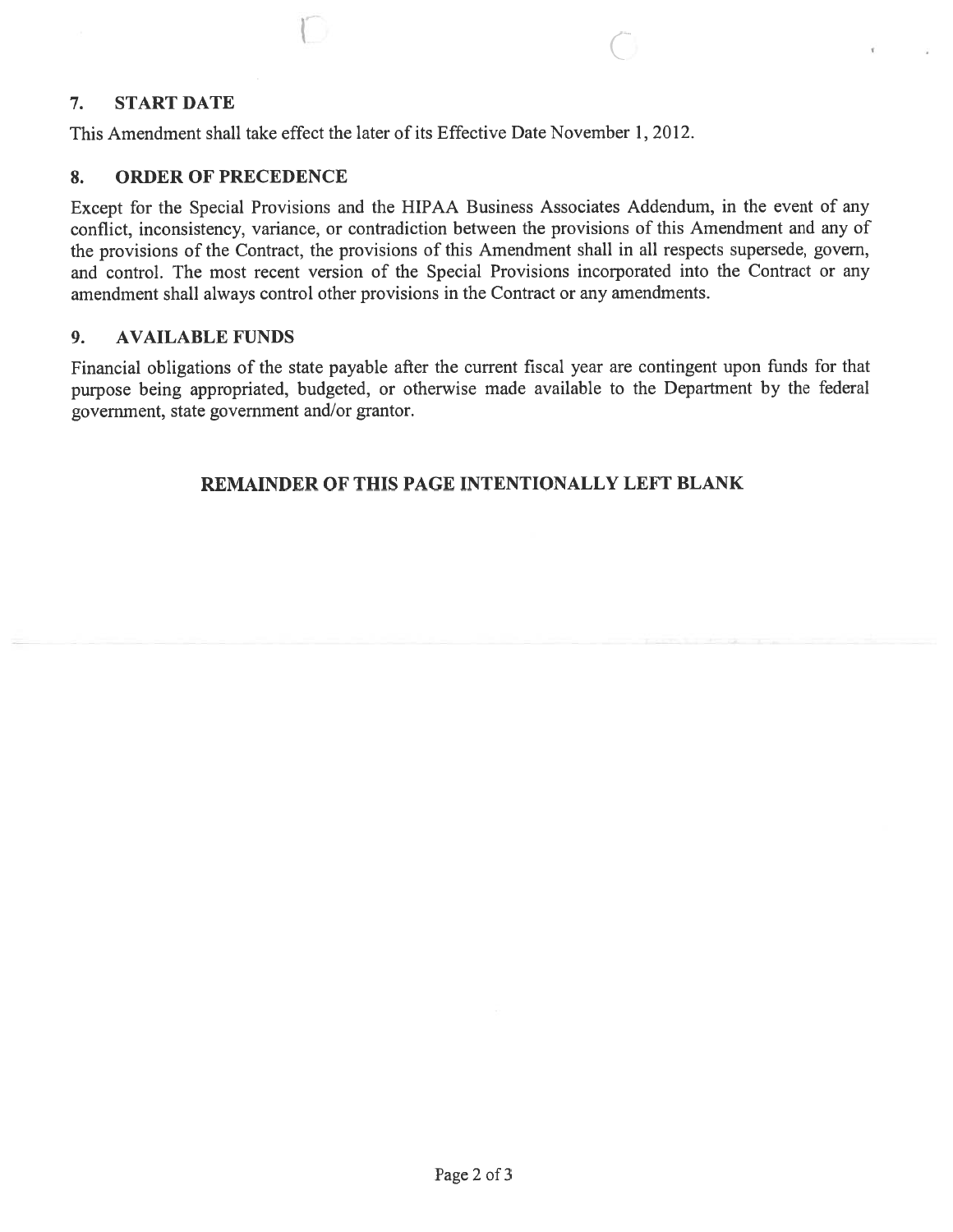## 7. START DATE

This Amendment shall take effect the later of its Effective Date November 1, 2012.

## 8. ORDER OF PRECEDENCE

Except for the Special Provisions and the HIPAA Business Associates Addendum, in the event of any conflict, inconsistency, variance, or contradiction between the provisions of this Amendment and any of the provisions of the Contract, the provisions of this Amendment shall in all respects supersede, govern, and control. The most recent version of the Special Provisions incorporated into the Contract or any amendment shall always control other provisions in the Contract or any amendments.

## 9. AVAILABLE FUNDS

Financial obligations of the state payable after the current fiscal year are contingent upon funds for that purpose being appropriated, budgeted, or otherwise made available to the Department by the federal government, state government and/or grantor.

**REMAINDER OF THIS PAGE INTENTIONALLY LEFT BLANK**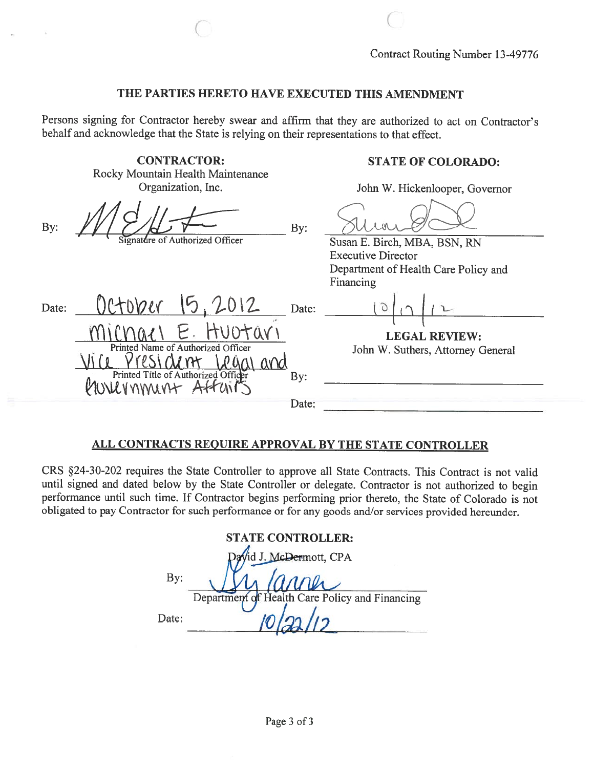Contract Routing Number 13-49776

## THE PARTIES HERETO HAVE EXECUTED THIS AMENDMENT

Persons signing for Contractor hereby swear and affirm that they are authorized to act on Contractor's behalf and acknowledge that the State is relying on their representations to that effect.

| **CONTRACTOR:** Rocky Mountain Health Maintenance Organization, Inc. | **STATE OF COLORADO:** John W. Hickenlooper, Governor |
|---|---|
| By: [signature] Signature of Authorized Officer | By: [signature] Susan E. Birch, MBA, BSN, RN Executive Director Department of Health Care Policy and Financing |
| Date: October 15, 2012 | Date: 10/17/12 |
| Michael E. Huotari Printed Name of Authorized Officer | **LEGAL REVIEW:** John W. Suthers, Attorney General |
| Vice President Legal and Government Affairs Printed Title of Authorized Officer | By: ______________ |
| | Date: ______________ |

## ALL CONTRACTS REQUIRE APPROVAL BY THE STATE CONTROLLER

CRS §24-30-202 requires the State Controller to approve all State Contracts. This Contract is not valid until signed and dated below by the State Controller or delegate. Contractor is not authorized to begin performance until such time. If Contractor begins performing prior thereto, the State of Colorado is not obligated to pay Contractor for such performance or for any goods and/or services provided hereunder.

**STATE CONTROLLER:**
David J. McDermott, CPA

By: [signature]
Department of Health Care Policy and Financing

Date: 10/22/12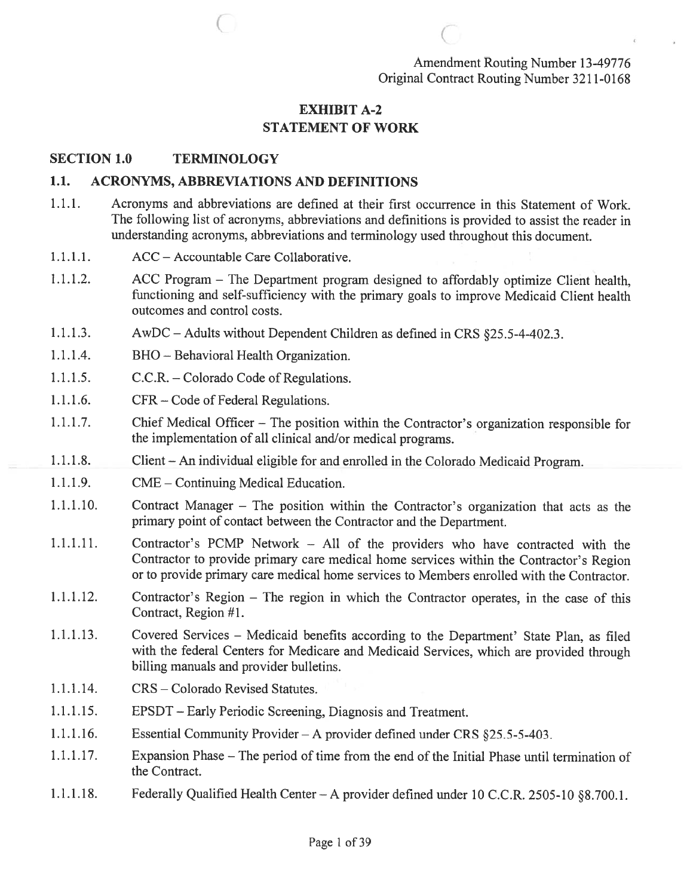Amendment Routing Number 13-49776
Original Contract Routing Number 3211-0168

# EXHIBIT A-2
# STATEMENT OF WORK

## SECTION 1.0 TERMINOLOGY

### 1.1. ACRONYMS, ABBREVIATIONS AND DEFINITIONS

1.1.1. Acronyms and abbreviations are defined at their first occurrence in this Statement of Work. The following list of acronyms, abbreviations and definitions is provided to assist the reader in understanding acronyms, abbreviations and terminology used throughout this document.

1.1.1.1. ACC – Accountable Care Collaborative.

1.1.1.2. ACC Program – The Department program designed to affordably optimize Client health, functioning and self-sufficiency with the primary goals to improve Medicaid Client health outcomes and control costs.

1.1.1.3. AwDC – Adults without Dependent Children as defined in CRS §25.5-4-402.3.

1.1.1.4. BHO – Behavioral Health Organization.

1.1.1.5. C.C.R. – Colorado Code of Regulations.

1.1.1.6. CFR – Code of Federal Regulations.

1.1.1.7. Chief Medical Officer – The position within the Contractor's organization responsible for the implementation of all clinical and/or medical programs.

1.1.1.8. Client – An individual eligible for and enrolled in the Colorado Medicaid Program.

1.1.1.9. CME – Continuing Medical Education.

1.1.1.10. Contract Manager – The position within the Contractor's organization that acts as the primary point of contact between the Contractor and the Department.

1.1.1.11. Contractor's PCMP Network – All of the providers who have contracted with the Contractor to provide primary care medical home services within the Contractor's Region or to provide primary care medical home services to Members enrolled with the Contractor.

1.1.1.12. Contractor's Region – The region in which the Contractor operates, in the case of this Contract, Region #1.

1.1.1.13. Covered Services – Medicaid benefits according to the Department' State Plan, as filed with the federal Centers for Medicare and Medicaid Services, which are provided through billing manuals and provider bulletins.

1.1.1.14. CRS – Colorado Revised Statutes.

1.1.1.15. EPSDT – Early Periodic Screening, Diagnosis and Treatment.

1.1.1.16. Essential Community Provider – A provider defined under CRS §25.5-5-403.

1.1.1.17. Expansion Phase – The period of time from the end of the Initial Phase until termination of the Contract.

1.1.1.18. Federally Qualified Health Center – A provider defined under 10 C.C.R. 2505-10 §8.700.1.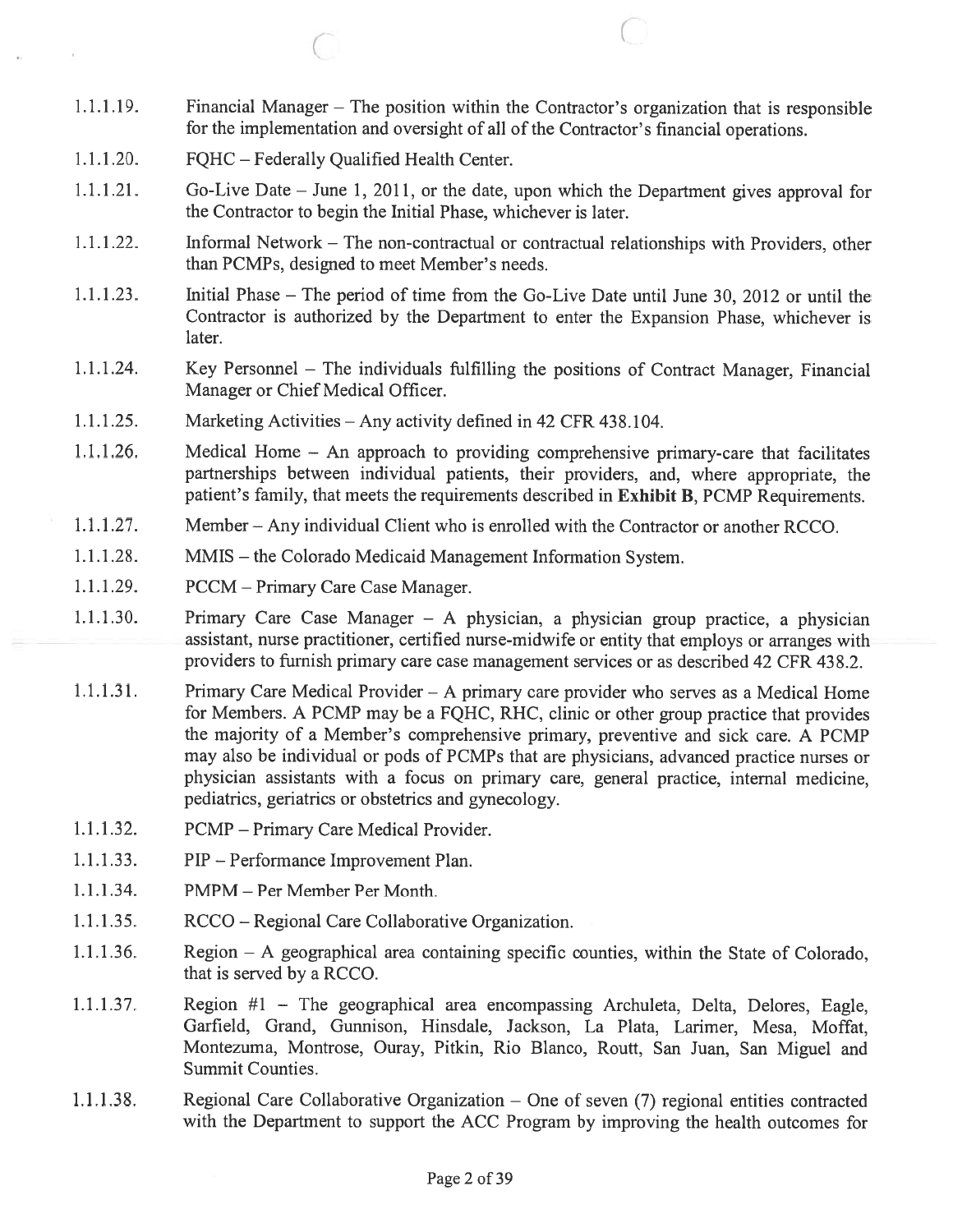1.1.1.19. Financial Manager – The position within the Contractor's organization that is responsible for the implementation and oversight of all of the Contractor's financial operations.

1.1.1.20. FQHC – Federally Qualified Health Center.

1.1.1.21. Go-Live Date – June 1, 2011, or the date, upon which the Department gives approval for the Contractor to begin the Initial Phase, whichever is later.

1.1.1.22. Informal Network – The non-contractual or contractual relationships with Providers, other than PCMPs, designed to meet Member's needs.

1.1.1.23. Initial Phase – The period of time from the Go-Live Date until June 30, 2012 or until the Contractor is authorized by the Department to enter the Expansion Phase, whichever is later.

1.1.1.24. Key Personnel – The individuals fulfilling the positions of Contract Manager, Financial Manager or Chief Medical Officer.

1.1.1.25. Marketing Activities – Any activity defined in 42 CFR 438.104.

1.1.1.26. Medical Home – An approach to providing comprehensive primary-care that facilitates partnerships between individual patients, their providers, and, where appropriate, the patient's family, that meets the requirements described in **Exhibit B**, PCMP Requirements.

1.1.1.27. Member – Any individual Client who is enrolled with the Contractor or another RCCO.

1.1.1.28. MMIS – the Colorado Medicaid Management Information System.

1.1.1.29. PCCM – Primary Care Case Manager.

1.1.1.30. Primary Care Case Manager – A physician, a physician group practice, a physician assistant, nurse practitioner, certified nurse-midwife or entity that employs or arranges with providers to furnish primary care case management services or as described 42 CFR 438.2.

1.1.1.31. Primary Care Medical Provider – A primary care provider who serves as a Medical Home for Members. A PCMP may be a FQHC, RHC, clinic or other group practice that provides the majority of a Member's comprehensive primary, preventive and sick care. A PCMP may also be individual or pods of PCMPs that are physicians, advanced practice nurses or physician assistants with a focus on primary care, general practice, internal medicine, pediatrics, geriatrics or obstetrics and gynecology.

1.1.1.32. PCMP – Primary Care Medical Provider.

1.1.1.33. PIP – Performance Improvement Plan.

1.1.1.34. PMPM – Per Member Per Month.

1.1.1.35. RCCO – Regional Care Collaborative Organization.

1.1.1.36. Region – A geographical area containing specific counties, within the State of Colorado, that is served by a RCCO.

1.1.1.37. Region #1 – The geographical area encompassing Archuleta, Delta, Delores, Eagle, Garfield, Grand, Gunnison, Hinsdale, Jackson, La Plata, Larimer, Mesa, Moffat, Montezuma, Montrose, Ouray, Pitkin, Rio Blanco, Routt, San Juan, San Miguel and Summit Counties.

1.1.1.38. Regional Care Collaborative Organization – One of seven (7) regional entities contracted with the Department to support the ACC Program by improving the health outcomes for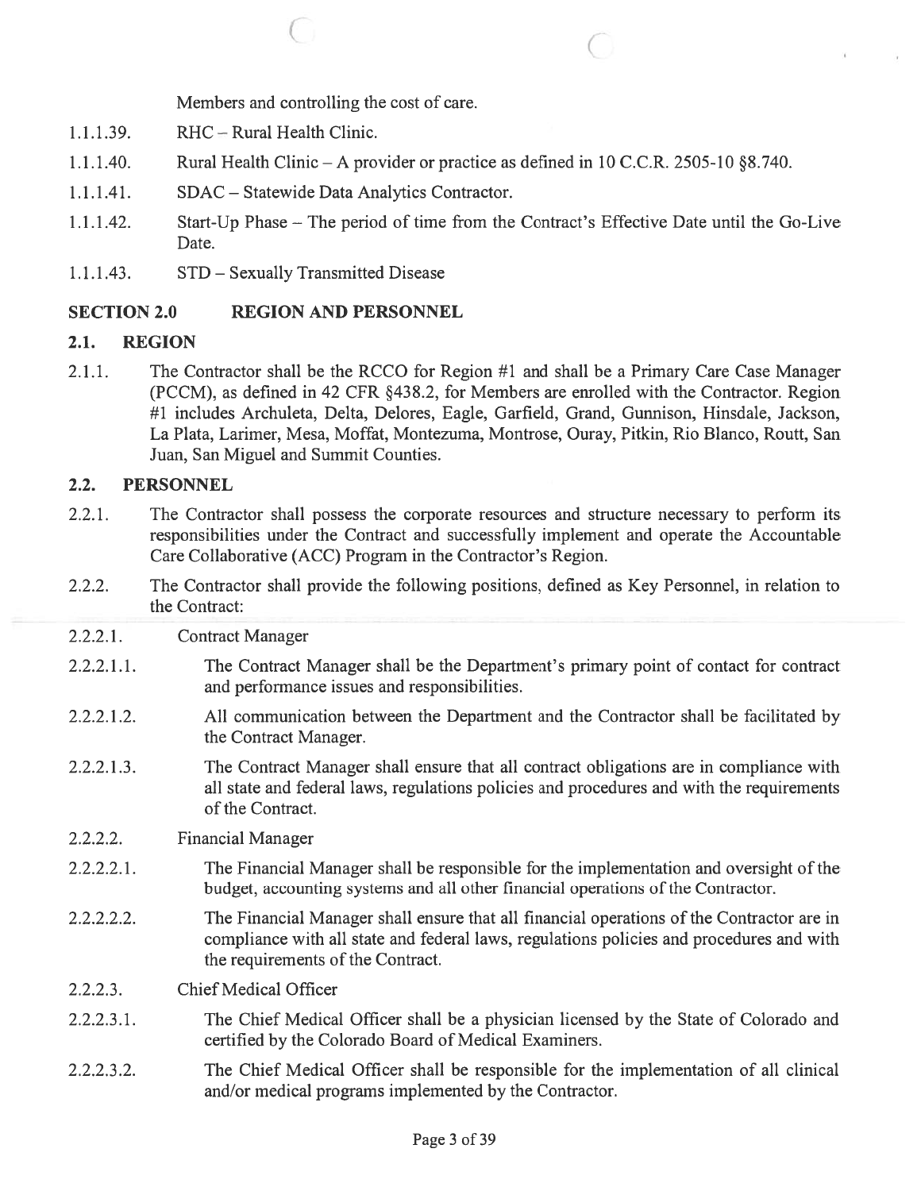Members and controlling the cost of care.

1.1.1.39. RHC – Rural Health Clinic.

1.1.1.40. Rural Health Clinic – A provider or practice as defined in 10 C.C.R. 2505-10 §8.740.

1.1.1.41. SDAC – Statewide Data Analytics Contractor.

1.1.1.42. Start-Up Phase – The period of time from the Contract's Effective Date until the Go-Live Date.

1.1.1.43. STD – Sexually Transmitted Disease

## SECTION 2.0 REGION AND PERSONNEL

### 2.1. REGION

2.1.1. The Contractor shall be the RCCO for Region #1 and shall be a Primary Care Case Manager (PCCM), as defined in 42 CFR §438.2, for Members are enrolled with the Contractor. Region #1 includes Archuleta, Delta, Delores, Eagle, Garfield, Grand, Gunnison, Hinsdale, Jackson, La Plata, Larimer, Mesa, Moffat, Montezuma, Montrose, Ouray, Pitkin, Rio Blanco, Routt, San Juan, San Miguel and Summit Counties.

### 2.2. PERSONNEL

2.2.1. The Contractor shall possess the corporate resources and structure necessary to perform its responsibilities under the Contract and successfully implement and operate the Accountable Care Collaborative (ACC) Program in the Contractor's Region.

2.2.2. The Contractor shall provide the following positions, defined as Key Personnel, in relation to the Contract:

2.2.2.1. Contract Manager

2.2.2.1.1. The Contract Manager shall be the Department's primary point of contact for contract and performance issues and responsibilities.

2.2.2.1.2. All communication between the Department and the Contractor shall be facilitated by the Contract Manager.

2.2.2.1.3. The Contract Manager shall ensure that all contract obligations are in compliance with all state and federal laws, regulations policies and procedures and with the requirements of the Contract.

2.2.2.2. Financial Manager

2.2.2.2.1. The Financial Manager shall be responsible for the implementation and oversight of the budget, accounting systems and all other financial operations of the Contractor.

2.2.2.2.2. The Financial Manager shall ensure that all financial operations of the Contractor are in compliance with all state and federal laws, regulations policies and procedures and with the requirements of the Contract.

2.2.2.3. Chief Medical Officer

2.2.2.3.1. The Chief Medical Officer shall be a physician licensed by the State of Colorado and certified by the Colorado Board of Medical Examiners.

2.2.2.3.2. The Chief Medical Officer shall be responsible for the implementation of all clinical and/or medical programs implemented by the Contractor.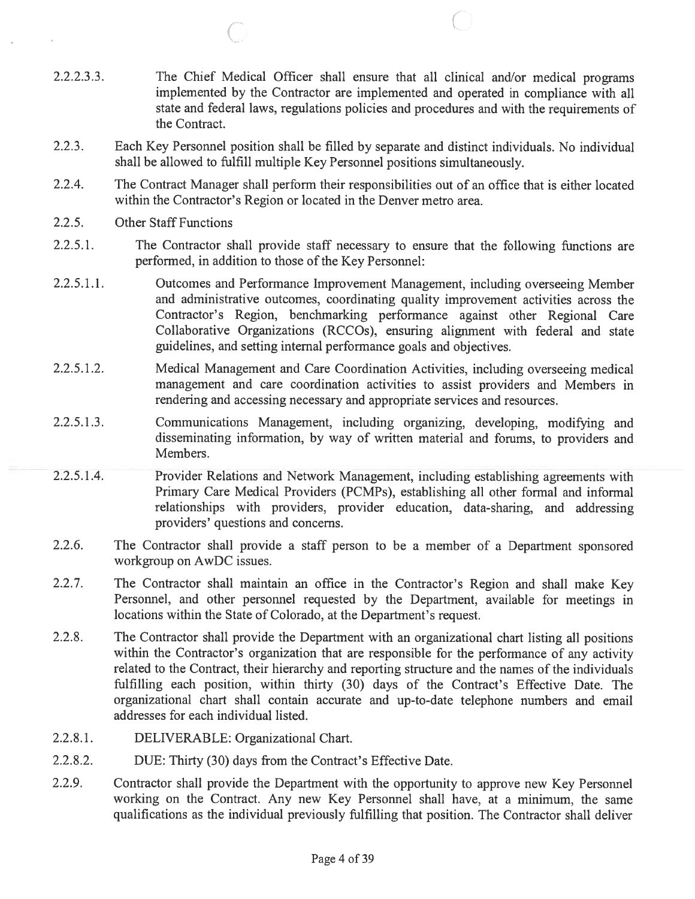2.2.2.3.3. The Chief Medical Officer shall ensure that all clinical and/or medical programs implemented by the Contractor are implemented and operated in compliance with all state and federal laws, regulations policies and procedures and with the requirements of the Contract.

2.2.3. Each Key Personnel position shall be filled by separate and distinct individuals. No individual shall be allowed to fulfill multiple Key Personnel positions simultaneously.

2.2.4. The Contract Manager shall perform their responsibilities out of an office that is either located within the Contractor's Region or located in the Denver metro area.

2.2.5. Other Staff Functions

2.2.5.1. The Contractor shall provide staff necessary to ensure that the following functions are performed, in addition to those of the Key Personnel:

2.2.5.1.1. Outcomes and Performance Improvement Management, including overseeing Member and administrative outcomes, coordinating quality improvement activities across the Contractor's Region, benchmarking performance against other Regional Care Collaborative Organizations (RCCOs), ensuring alignment with federal and state guidelines, and setting internal performance goals and objectives.

2.2.5.1.2. Medical Management and Care Coordination Activities, including overseeing medical management and care coordination activities to assist providers and Members in rendering and accessing necessary and appropriate services and resources.

2.2.5.1.3. Communications Management, including organizing, developing, modifying and disseminating information, by way of written material and forums, to providers and Members.

2.2.5.1.4. Provider Relations and Network Management, including establishing agreements with Primary Care Medical Providers (PCMPs), establishing all other formal and informal relationships with providers, provider education, data-sharing, and addressing providers' questions and concerns.

2.2.6. The Contractor shall provide a staff person to be a member of a Department sponsored workgroup on AwDC issues.

2.2.7. The Contractor shall maintain an office in the Contractor's Region and shall make Key Personnel, and other personnel requested by the Department, available for meetings in locations within the State of Colorado, at the Department's request.

2.2.8. The Contractor shall provide the Department with an organizational chart listing all positions within the Contractor's organization that are responsible for the performance of any activity related to the Contract, their hierarchy and reporting structure and the names of the individuals fulfilling each position, within thirty (30) days of the Contract's Effective Date. The organizational chart shall contain accurate and up-to-date telephone numbers and email addresses for each individual listed.

2.2.8.1. DELIVERABLE: Organizational Chart.

2.2.8.2. DUE: Thirty (30) days from the Contract's Effective Date.

2.2.9. Contractor shall provide the Department with the opportunity to approve new Key Personnel working on the Contract. Any new Key Personnel shall have, at a minimum, the same qualifications as the individual previously fulfilling that position. The Contractor shall deliver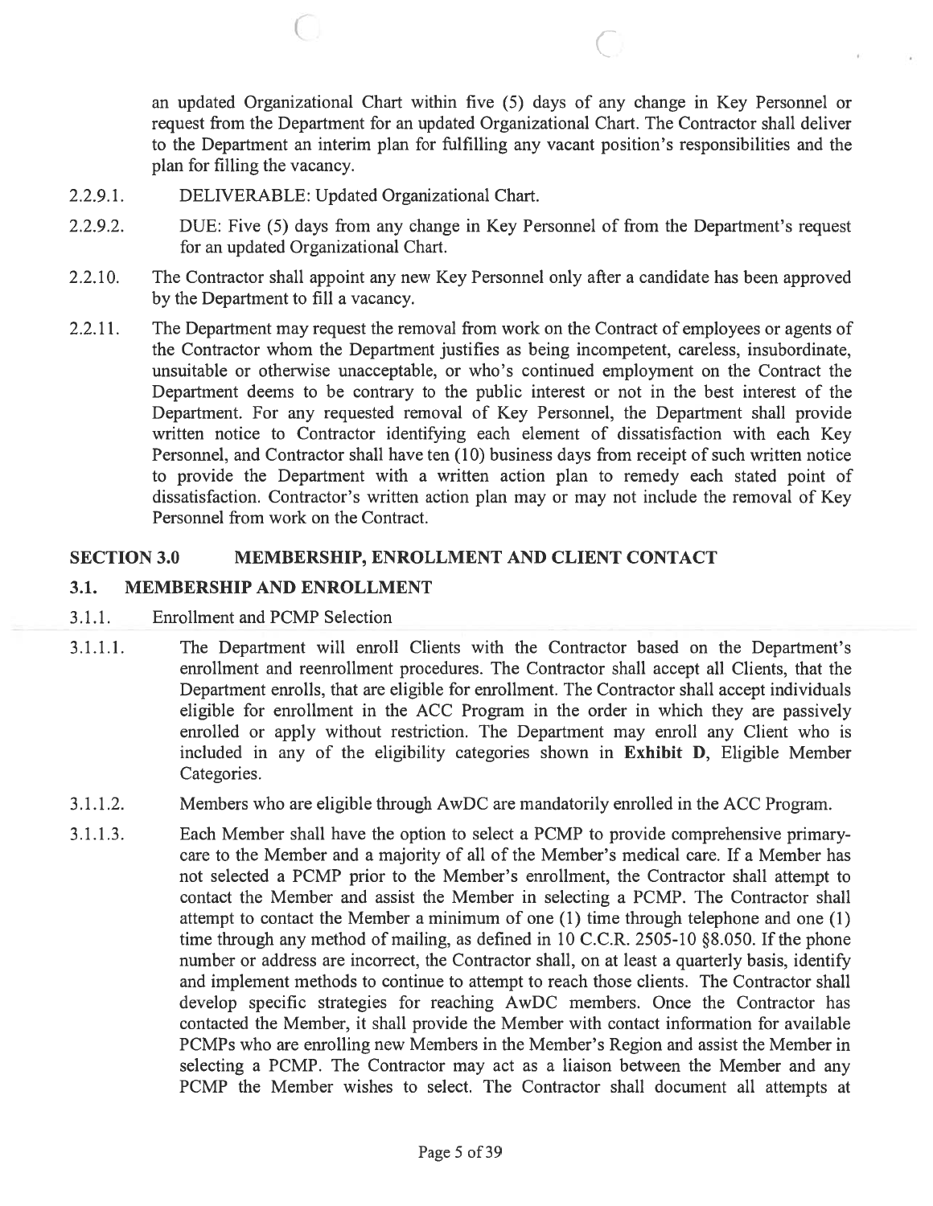an updated Organizational Chart within five (5) days of any change in Key Personnel or request from the Department for an updated Organizational Chart. The Contractor shall deliver to the Department an interim plan for fulfilling any vacant position's responsibilities and the plan for filling the vacancy.

2.2.9.1. DELIVERABLE: Updated Organizational Chart.

2.2.9.2. DUE: Five (5) days from any change in Key Personnel of from the Department's request for an updated Organizational Chart.

2.2.10. The Contractor shall appoint any new Key Personnel only after a candidate has been approved by the Department to fill a vacancy.

2.2.11. The Department may request the removal from work on the Contract of employees or agents of the Contractor whom the Department justifies as being incompetent, careless, insubordinate, unsuitable or otherwise unacceptable, or who's continued employment on the Contract the Department deems to be contrary to the public interest or not in the best interest of the Department. For any requested removal of Key Personnel, the Department shall provide written notice to Contractor identifying each element of dissatisfaction with each Key Personnel, and Contractor shall have ten (10) business days from receipt of such written notice to provide the Department with a written action plan to remedy each stated point of dissatisfaction. Contractor's written action plan may or may not include the removal of Key Personnel from work on the Contract.

## SECTION 3.0 MEMBERSHIP, ENROLLMENT AND CLIENT CONTACT

### 3.1. MEMBERSHIP AND ENROLLMENT

3.1.1. Enrollment and PCMP Selection

3.1.1.1. The Department will enroll Clients with the Contractor based on the Department's enrollment and reenrollment procedures. The Contractor shall accept all Clients, that the Department enrolls, that are eligible for enrollment. The Contractor shall accept individuals eligible for enrollment in the ACC Program in the order in which they are passively enrolled or apply without restriction. The Department may enroll any Client who is included in any of the eligibility categories shown in **Exhibit D**, Eligible Member Categories.

3.1.1.2. Members who are eligible through AwDC are mandatorily enrolled in the ACC Program.

3.1.1.3. Each Member shall have the option to select a PCMP to provide comprehensive primary-care to the Member and a majority of all of the Member's medical care. If a Member has not selected a PCMP prior to the Member's enrollment, the Contractor shall attempt to contact the Member and assist the Member in selecting a PCMP. The Contractor shall attempt to contact the Member a minimum of one (1) time through telephone and one (1) time through any method of mailing, as defined in 10 C.C.R. 2505-10 §8.050. If the phone number or address are incorrect, the Contractor shall, on at least a quarterly basis, identify and implement methods to continue to attempt to reach those clients. The Contractor shall develop specific strategies for reaching AwDC members. Once the Contractor has contacted the Member, it shall provide the Member with contact information for available PCMPs who are enrolling new Members in the Member's Region and assist the Member in selecting a PCMP. The Contractor may act as a liaison between the Member and any PCMP the Member wishes to select. The Contractor shall document all attempts at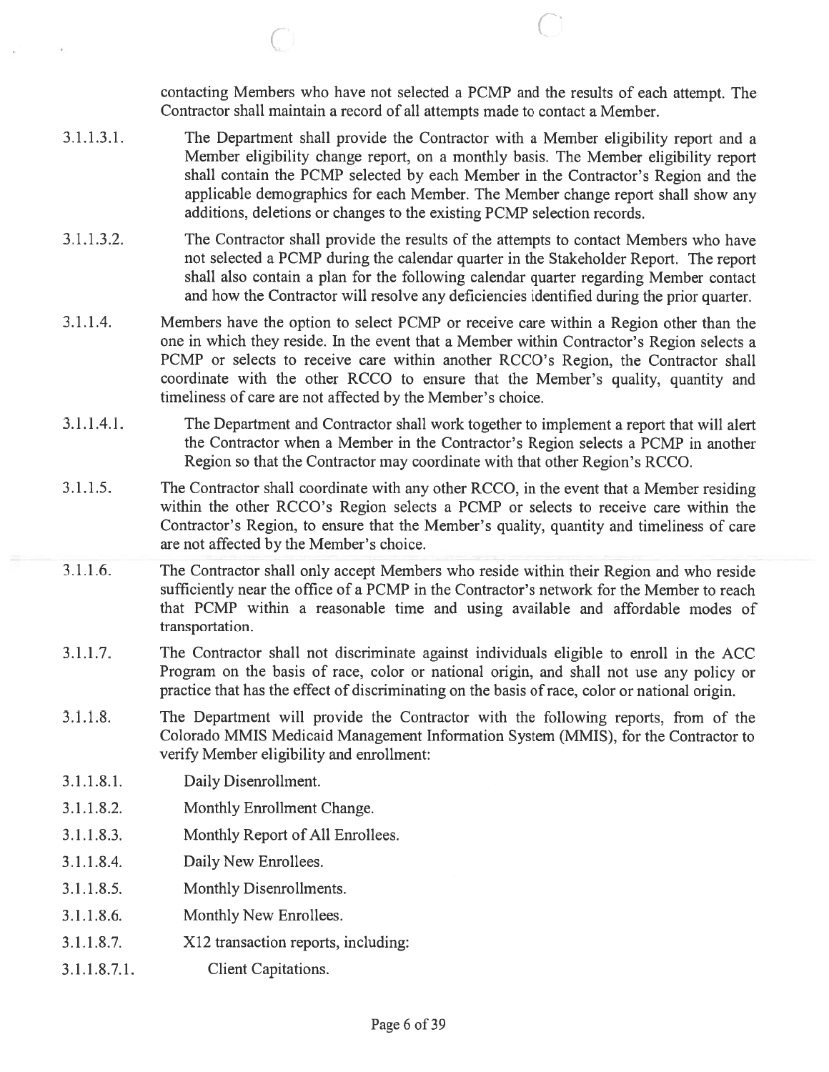contacting Members who have not selected a PCMP and the results of each attempt. The Contractor shall maintain a record of all attempts made to contact a Member.

3.1.1.3.1. The Department shall provide the Contractor with a Member eligibility report and a Member eligibility change report, on a monthly basis. The Member eligibility report shall contain the PCMP selected by each Member in the Contractor's Region and the applicable demographics for each Member. The Member change report shall show any additions, deletions or changes to the existing PCMP selection records.

3.1.1.3.2. The Contractor shall provide the results of the attempts to contact Members who have not selected a PCMP during the calendar quarter in the Stakeholder Report. The report shall also contain a plan for the following calendar quarter regarding Member contact and how the Contractor will resolve any deficiencies identified during the prior quarter.

3.1.1.4. Members have the option to select PCMP or receive care within a Region other than the one in which they reside. In the event that a Member within Contractor's Region selects a PCMP or selects to receive care within another RCCO's Region, the Contractor shall coordinate with the other RCCO to ensure that the Member's quality, quantity and timeliness of care are not affected by the Member's choice.

3.1.1.4.1. The Department and Contractor shall work together to implement a report that will alert the Contractor when a Member in the Contractor's Region selects a PCMP in another Region so that the Contractor may coordinate with that other Region's RCCO.

3.1.1.5. The Contractor shall coordinate with any other RCCO, in the event that a Member residing within the other RCCO's Region selects a PCMP or selects to receive care within the Contractor's Region, to ensure that the Member's quality, quantity and timeliness of care are not affected by the Member's choice.

3.1.1.6. The Contractor shall only accept Members who reside within their Region and who reside sufficiently near the office of a PCMP in the Contractor's network for the Member to reach that PCMP within a reasonable time and using available and affordable modes of transportation.

3.1.1.7. The Contractor shall not discriminate against individuals eligible to enroll in the ACC Program on the basis of race, color or national origin, and shall not use any policy or practice that has the effect of discriminating on the basis of race, color or national origin.

3.1.1.8. The Department will provide the Contractor with the following reports, from of the Colorado MMIS Medicaid Management Information System (MMIS), for the Contractor to verify Member eligibility and enrollment:

3.1.1.8.1. Daily Disenrollment.

3.1.1.8.2. Monthly Enrollment Change.

3.1.1.8.3. Monthly Report of All Enrollees.

3.1.1.8.4. Daily New Enrollees.

3.1.1.8.5. Monthly Disenrollments.

3.1.1.8.6. Monthly New Enrollees.

3.1.1.8.7. X12 transaction reports, including:

3.1.1.8.7.1. Client Capitations.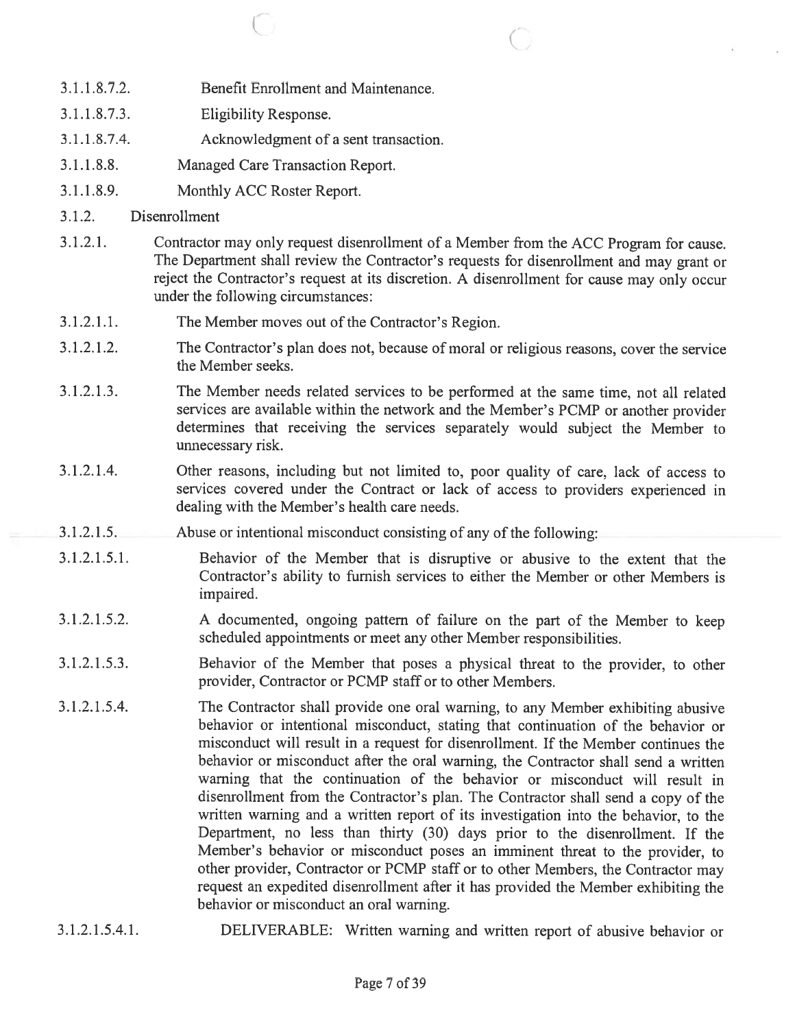3.1.1.8.7.2. Benefit Enrollment and Maintenance.

3.1.1.8.7.3. Eligibility Response.

3.1.1.8.7.4. Acknowledgment of a sent transaction.

3.1.1.8.8. Managed Care Transaction Report.

3.1.1.8.9. Monthly ACC Roster Report.

3.1.2. Disenrollment

3.1.2.1. Contractor may only request disenrollment of a Member from the ACC Program for cause. The Department shall review the Contractor's requests for disenrollment and may grant or reject the Contractor's request at its discretion. A disenrollment for cause may only occur under the following circumstances:

3.1.2.1.1. The Member moves out of the Contractor's Region.

3.1.2.1.2. The Contractor's plan does not, because of moral or religious reasons, cover the service the Member seeks.

3.1.2.1.3. The Member needs related services to be performed at the same time, not all related services are available within the network and the Member's PCMP or another provider determines that receiving the services separately would subject the Member to unnecessary risk.

3.1.2.1.4. Other reasons, including but not limited to, poor quality of care, lack of access to services covered under the Contract or lack of access to providers experienced in dealing with the Member's health care needs.

3.1.2.1.5. Abuse or intentional misconduct consisting of any of the following:

3.1.2.1.5.1. Behavior of the Member that is disruptive or abusive to the extent that the Contractor's ability to furnish services to either the Member or other Members is impaired.

3.1.2.1.5.2. A documented, ongoing pattern of failure on the part of the Member to keep scheduled appointments or meet any other Member responsibilities.

3.1.2.1.5.3. Behavior of the Member that poses a physical threat to the provider, to other provider, Contractor or PCMP staff or to other Members.

3.1.2.1.5.4. The Contractor shall provide one oral warning, to any Member exhibiting abusive behavior or intentional misconduct, stating that continuation of the behavior or misconduct will result in a request for disenrollment. If the Member continues the behavior or misconduct after the oral warning, the Contractor shall send a written warning that the continuation of the behavior or misconduct will result in disenrollment from the Contractor's plan. The Contractor shall send a copy of the written warning and a written report of its investigation into the behavior, to the Department, no less than thirty (30) days prior to the disenrollment. If the Member's behavior or misconduct poses an imminent threat to the provider, to other provider, Contractor or PCMP staff or to other Members, the Contractor may request an expedited disenrollment after it has provided the Member exhibiting the behavior or misconduct an oral warning.

3.1.2.1.5.4.1. DELIVERABLE: Written warning and written report of abusive behavior or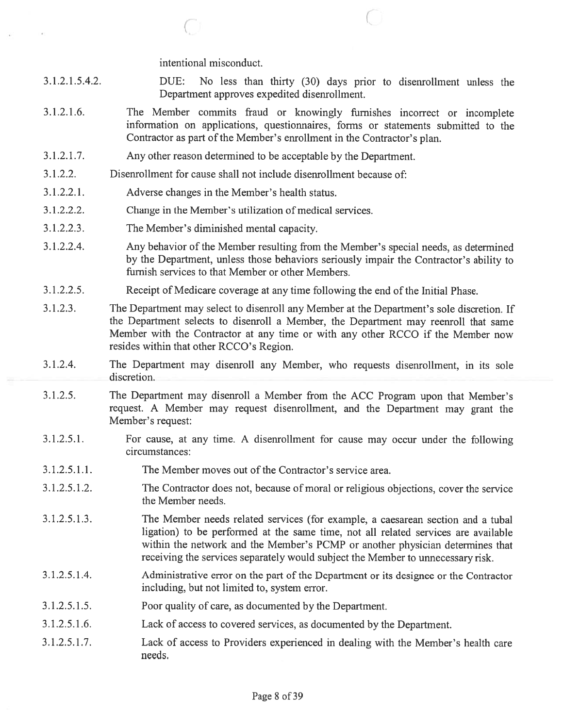intentional misconduct.

3.1.2.1.5.4.2. DUE: No less than thirty (30) days prior to disenrollment unless the Department approves expedited disenrollment.

3.1.2.1.6. The Member commits fraud or knowingly furnishes incorrect or incomplete information on applications, questionnaires, forms or statements submitted to the Contractor as part of the Member's enrollment in the Contractor's plan.

3.1.2.1.7. Any other reason determined to be acceptable by the Department.

3.1.2.2. Disenrollment for cause shall not include disenrollment because of:

3.1.2.2.1. Adverse changes in the Member's health status.

3.1.2.2.2. Change in the Member's utilization of medical services.

3.1.2.2.3. The Member's diminished mental capacity.

3.1.2.2.4. Any behavior of the Member resulting from the Member's special needs, as determined by the Department, unless those behaviors seriously impair the Contractor's ability to furnish services to that Member or other Members.

3.1.2.2.5. Receipt of Medicare coverage at any time following the end of the Initial Phase.

3.1.2.3. The Department may select to disenroll any Member at the Department's sole discretion. If the Department selects to disenroll a Member, the Department may reenroll that same Member with the Contractor at any time or with any other RCCO if the Member now resides within that other RCCO's Region.

3.1.2.4. The Department may disenroll any Member, who requests disenrollment, in its sole discretion.

3.1.2.5. The Department may disenroll a Member from the ACC Program upon that Member's request. A Member may request disenrollment, and the Department may grant the Member's request:

3.1.2.5.1. For cause, at any time. A disenrollment for cause may occur under the following circumstances:

3.1.2.5.1.1. The Member moves out of the Contractor's service area.

3.1.2.5.1.2. The Contractor does not, because of moral or religious objections, cover the service the Member needs.

3.1.2.5.1.3. The Member needs related services (for example, a caesarean section and a tubal ligation) to be performed at the same time, not all related services are available within the network and the Member's PCMP or another physician determines that receiving the services separately would subject the Member to unnecessary risk.

3.1.2.5.1.4. Administrative error on the part of the Department or its designee or the Contractor including, but not limited to, system error.

3.1.2.5.1.5. Poor quality of care, as documented by the Department.

3.1.2.5.1.6. Lack of access to covered services, as documented by the Department.

3.1.2.5.1.7. Lack of access to Providers experienced in dealing with the Member's health care needs.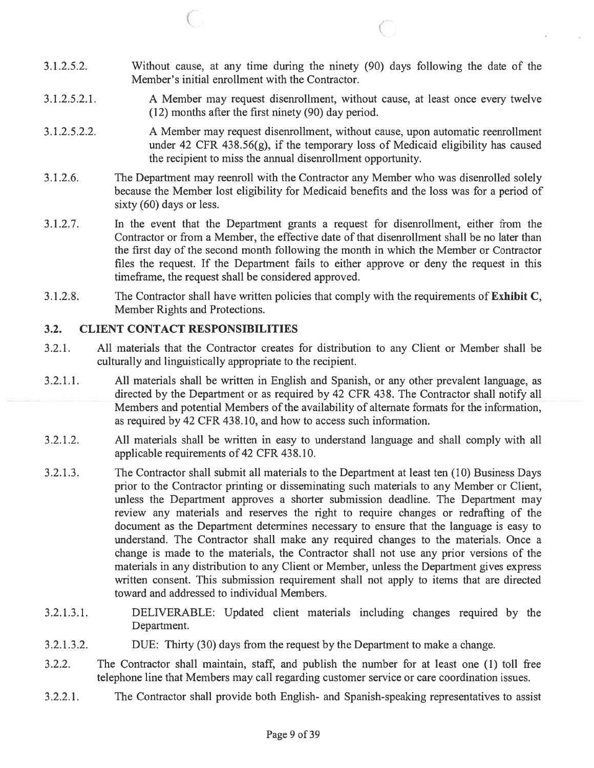3.1.2.5.2. Without cause, at any time during the ninety (90) days following the date of the Member's initial enrollment with the Contractor.

3.1.2.5.2.1. A Member may request disenrollment, without cause, at least once every twelve (12) months after the first ninety (90) day period.

3.1.2.5.2.2. A Member may request disenrollment, without cause, upon automatic reenrollment under 42 CFR 438.56(g), if the temporary loss of Medicaid eligibility has caused the recipient to miss the annual disenrollment opportunity.

3.1.2.6. The Department may reenroll with the Contractor any Member who was disenrolled solely because the Member lost eligibility for Medicaid benefits and the loss was for a period of sixty (60) days or less.

3.1.2.7. In the event that the Department grants a request for disenrollment, either from the Contractor or from a Member, the effective date of that disenrollment shall be no later than the first day of the second month following the month in which the Member or Contractor files the request. If the Department fails to either approve or deny the request in this timeframe, the request shall be considered approved.

3.1.2.8. The Contractor shall have written policies that comply with the requirements of **Exhibit C**, Member Rights and Protections.

## 3.2. CLIENT CONTACT RESPONSIBILITIES

3.2.1. All materials that the Contractor creates for distribution to any Client or Member shall be culturally and linguistically appropriate to the recipient.

3.2.1.1. All materials shall be written in English and Spanish, or any other prevalent language, as directed by the Department or as required by 42 CFR 438. The Contractor shall notify all Members and potential Members of the availability of alternate formats for the information, as required by 42 CFR 438.10, and how to access such information.

3.2.1.2. All materials shall be written in easy to understand language and shall comply with all applicable requirements of 42 CFR 438.10.

3.2.1.3. The Contractor shall submit all materials to the Department at least ten (10) Business Days prior to the Contractor printing or disseminating such materials to any Member or Client, unless the Department approves a shorter submission deadline. The Department may review any materials and reserves the right to require changes or redrafting of the document as the Department determines necessary to ensure that the language is easy to understand. The Contractor shall make any required changes to the materials. Once a change is made to the materials, the Contractor shall not use any prior versions of the materials in any distribution to any Client or Member, unless the Department gives express written consent. This submission requirement shall not apply to items that are directed toward and addressed to individual Members.

3.2.1.3.1. DELIVERABLE: Updated client materials including changes required by the Department.

3.2.1.3.2. DUE: Thirty (30) days from the request by the Department to make a change.

3.2.2. The Contractor shall maintain, staff, and publish the number for at least one (1) toll free telephone line that Members may call regarding customer service or care coordination issues.

3.2.2.1. The Contractor shall provide both English- and Spanish-speaking representatives to assist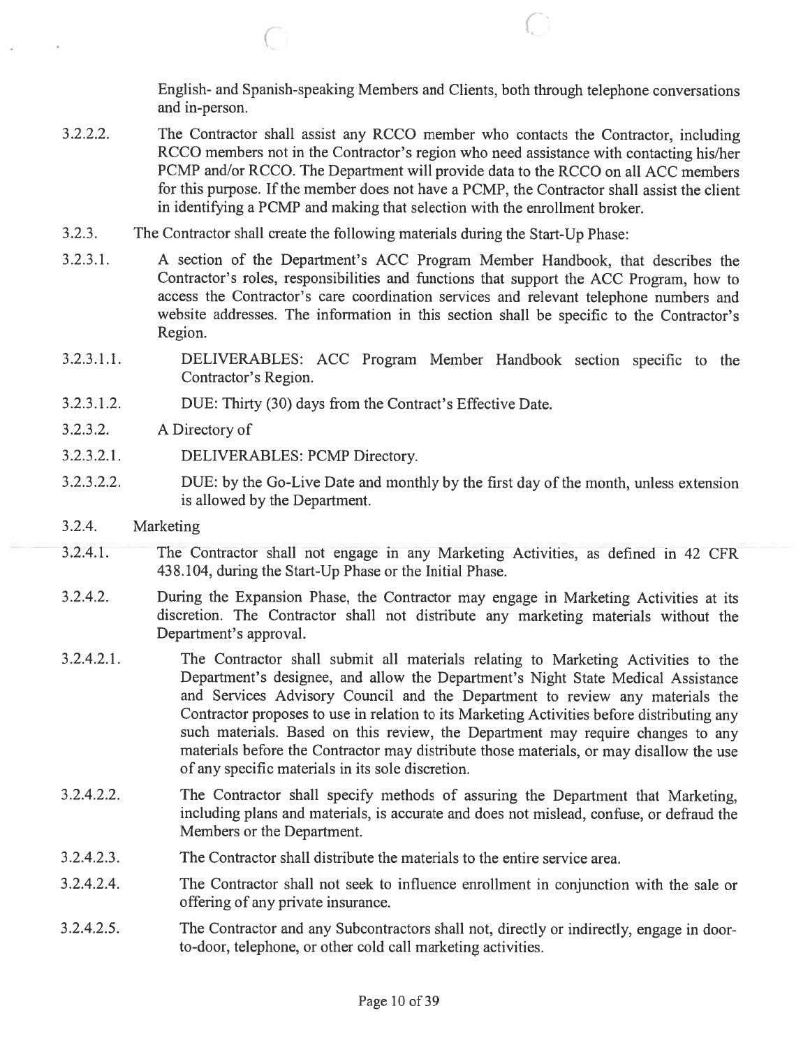English- and Spanish-speaking Members and Clients, both through telephone conversations and in-person.

3.2.2.2. The Contractor shall assist any RCCO member who contacts the Contractor, including RCCO members not in the Contractor's region who need assistance with contacting his/her PCMP and/or RCCO. The Department will provide data to the RCCO on all ACC members for this purpose. If the member does not have a PCMP, the Contractor shall assist the client in identifying a PCMP and making that selection with the enrollment broker.

3.2.3. The Contractor shall create the following materials during the Start-Up Phase:

3.2.3.1. A section of the Department's ACC Program Member Handbook, that describes the Contractor's roles, responsibilities and functions that support the ACC Program, how to access the Contractor's care coordination services and relevant telephone numbers and website addresses. The information in this section shall be specific to the Contractor's Region.

3.2.3.1.1. DELIVERABLES: ACC Program Member Handbook section specific to the Contractor's Region.

3.2.3.1.2. DUE: Thirty (30) days from the Contract's Effective Date.

3.2.3.2. A Directory of

3.2.3.2.1. DELIVERABLES: PCMP Directory.

3.2.3.2.2. DUE: by the Go-Live Date and monthly by the first day of the month, unless extension is allowed by the Department.

3.2.4. Marketing

3.2.4.1. The Contractor shall not engage in any Marketing Activities, as defined in 42 CFR 438.104, during the Start-Up Phase or the Initial Phase.

3.2.4.2. During the Expansion Phase, the Contractor may engage in Marketing Activities at its discretion. The Contractor shall not distribute any marketing materials without the Department's approval.

3.2.4.2.1. The Contractor shall submit all materials relating to Marketing Activities to the Department's designee, and allow the Department's Night State Medical Assistance and Services Advisory Council and the Department to review any materials the Contractor proposes to use in relation to its Marketing Activities before distributing any such materials. Based on this review, the Department may require changes to any materials before the Contractor may distribute those materials, or may disallow the use of any specific materials in its sole discretion.

3.2.4.2.2. The Contractor shall specify methods of assuring the Department that Marketing, including plans and materials, is accurate and does not mislead, confuse, or defraud the Members or the Department.

3.2.4.2.3. The Contractor shall distribute the materials to the entire service area.

3.2.4.2.4. The Contractor shall not seek to influence enrollment in conjunction with the sale or offering of any private insurance.

3.2.4.2.5. The Contractor and any Subcontractors shall not, directly or indirectly, engage in door-to-door, telephone, or other cold call marketing activities.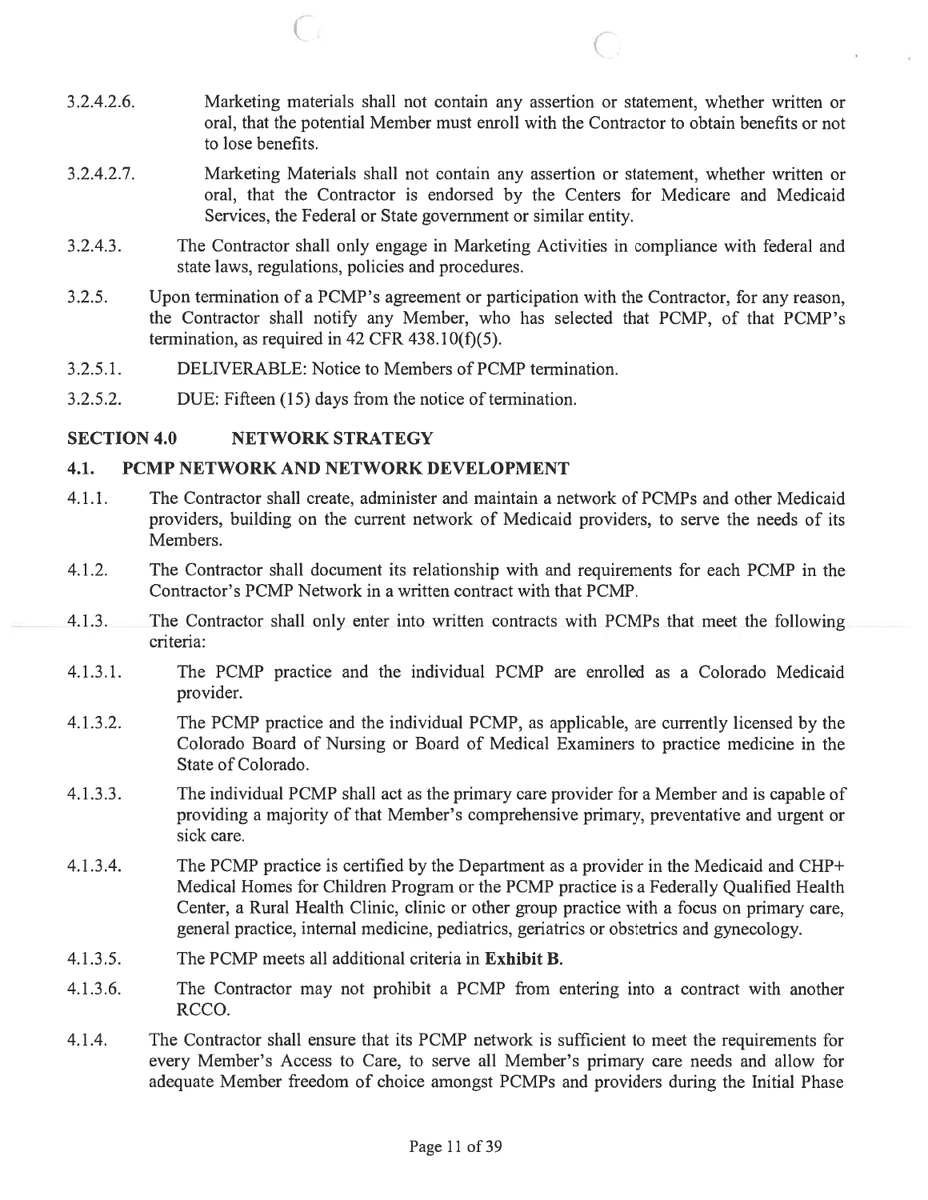3.2.4.2.6. Marketing materials shall not contain any assertion or statement, whether written or oral, that the potential Member must enroll with the Contractor to obtain benefits or not to lose benefits.

3.2.4.2.7. Marketing Materials shall not contain any assertion or statement, whether written or oral, that the Contractor is endorsed by the Centers for Medicare and Medicaid Services, the Federal or State government or similar entity.

3.2.4.3. The Contractor shall only engage in Marketing Activities in compliance with federal and state laws, regulations, policies and procedures.

3.2.5. Upon termination of a PCMP's agreement or participation with the Contractor, for any reason, the Contractor shall notify any Member, who has selected that PCMP, of that PCMP's termination, as required in 42 CFR 438.10(f)(5).

3.2.5.1. DELIVERABLE: Notice to Members of PCMP termination.

3.2.5.2. DUE: Fifteen (15) days from the notice of termination.

## SECTION 4.0 NETWORK STRATEGY

### 4.1. PCMP NETWORK AND NETWORK DEVELOPMENT

4.1.1. The Contractor shall create, administer and maintain a network of PCMPs and other Medicaid providers, building on the current network of Medicaid providers, to serve the needs of its Members.

4.1.2. The Contractor shall document its relationship with and requirements for each PCMP in the Contractor's PCMP Network in a written contract with that PCMP.

4.1.3. The Contractor shall only enter into written contracts with PCMPs that meet the following criteria:

4.1.3.1. The PCMP practice and the individual PCMP are enrolled as a Colorado Medicaid provider.

4.1.3.2. The PCMP practice and the individual PCMP, as applicable, are currently licensed by the Colorado Board of Nursing or Board of Medical Examiners to practice medicine in the State of Colorado.

4.1.3.3. The individual PCMP shall act as the primary care provider for a Member and is capable of providing a majority of that Member's comprehensive primary, preventative and urgent or sick care.

4.1.3.4. The PCMP practice is certified by the Department as a provider in the Medicaid and CHP+ Medical Homes for Children Program or the PCMP practice is a Federally Qualified Health Center, a Rural Health Clinic, clinic or other group practice with a focus on primary care, general practice, internal medicine, pediatrics, geriatrics or obstetrics and gynecology.

4.1.3.5. The PCMP meets all additional criteria in **Exhibit B.**

4.1.3.6. The Contractor may not prohibit a PCMP from entering into a contract with another RCCO.

4.1.4. The Contractor shall ensure that its PCMP network is sufficient to meet the requirements for every Member's Access to Care, to serve all Member's primary care needs and allow for adequate Member freedom of choice amongst PCMPs and providers during the Initial Phase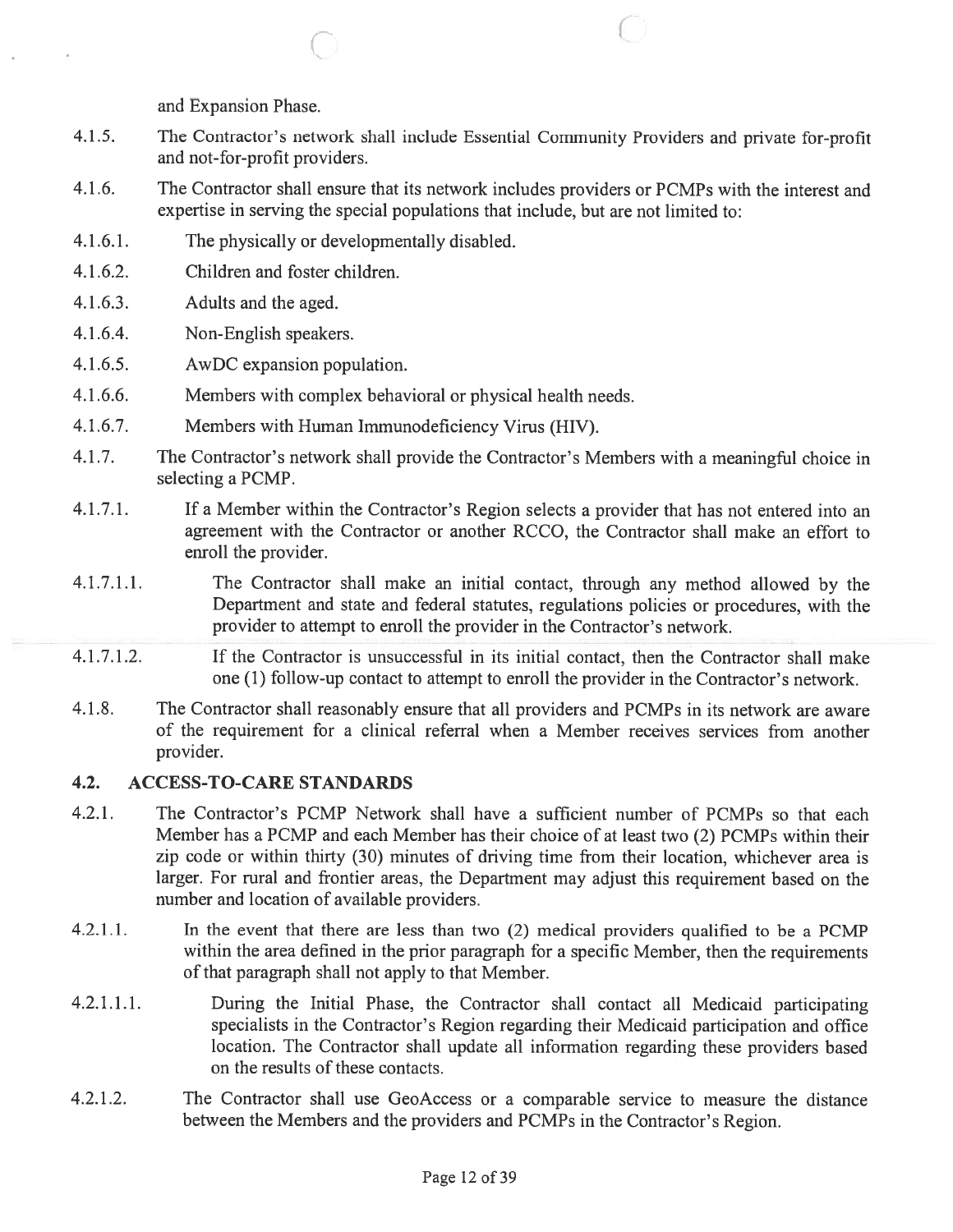and Expansion Phase.

4.1.5. The Contractor's network shall include Essential Community Providers and private for-profit and not-for-profit providers.

4.1.6. The Contractor shall ensure that its network includes providers or PCMPs with the interest and expertise in serving the special populations that include, but are not limited to:

4.1.6.1. The physically or developmentally disabled.

4.1.6.2. Children and foster children.

4.1.6.3. Adults and the aged.

4.1.6.4. Non-English speakers.

4.1.6.5. AwDC expansion population.

4.1.6.6. Members with complex behavioral or physical health needs.

4.1.6.7. Members with Human Immunodeficiency Virus (HIV).

4.1.7. The Contractor's network shall provide the Contractor's Members with a meaningful choice in selecting a PCMP.

4.1.7.1. If a Member within the Contractor's Region selects a provider that has not entered into an agreement with the Contractor or another RCCO, the Contractor shall make an effort to enroll the provider.

4.1.7.1.1. The Contractor shall make an initial contact, through any method allowed by the Department and state and federal statutes, regulations policies or procedures, with the provider to attempt to enroll the provider in the Contractor's network.

4.1.7.1.2. If the Contractor is unsuccessful in its initial contact, then the Contractor shall make one (1) follow-up contact to attempt to enroll the provider in the Contractor's network.

4.1.8. The Contractor shall reasonably ensure that all providers and PCMPs in its network are aware of the requirement for a clinical referral when a Member receives services from another provider.

## 4.2. ACCESS-TO-CARE STANDARDS

4.2.1. The Contractor's PCMP Network shall have a sufficient number of PCMPs so that each Member has a PCMP and each Member has their choice of at least two (2) PCMPs within their zip code or within thirty (30) minutes of driving time from their location, whichever area is larger. For rural and frontier areas, the Department may adjust this requirement based on the number and location of available providers.

4.2.1.1. In the event that there are less than two (2) medical providers qualified to be a PCMP within the area defined in the prior paragraph for a specific Member, then the requirements of that paragraph shall not apply to that Member.

4.2.1.1.1. During the Initial Phase, the Contractor shall contact all Medicaid participating specialists in the Contractor's Region regarding their Medicaid participation and office location. The Contractor shall update all information regarding these providers based on the results of these contacts.

4.2.1.2. The Contractor shall use GeoAccess or a comparable service to measure the distance between the Members and the providers and PCMPs in the Contractor's Region.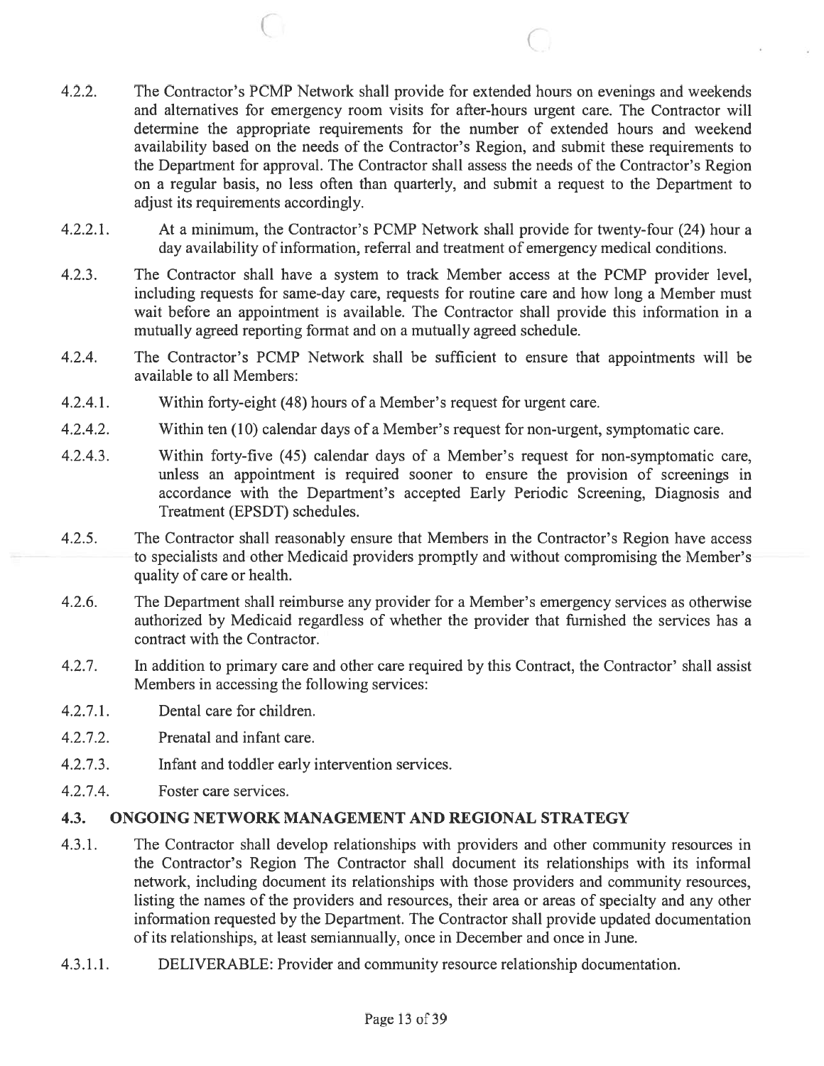4.2.2. The Contractor's PCMP Network shall provide for extended hours on evenings and weekends and alternatives for emergency room visits for after-hours urgent care. The Contractor will determine the appropriate requirements for the number of extended hours and weekend availability based on the needs of the Contractor's Region, and submit these requirements to the Department for approval. The Contractor shall assess the needs of the Contractor's Region on a regular basis, no less often than quarterly, and submit a request to the Department to adjust its requirements accordingly.

4.2.2.1. At a minimum, the Contractor's PCMP Network shall provide for twenty-four (24) hour a day availability of information, referral and treatment of emergency medical conditions.

4.2.3. The Contractor shall have a system to track Member access at the PCMP provider level, including requests for same-day care, requests for routine care and how long a Member must wait before an appointment is available. The Contractor shall provide this information in a mutually agreed reporting format and on a mutually agreed schedule.

4.2.4. The Contractor's PCMP Network shall be sufficient to ensure that appointments will be available to all Members:

4.2.4.1. Within forty-eight (48) hours of a Member's request for urgent care.

4.2.4.2. Within ten (10) calendar days of a Member's request for non-urgent, symptomatic care.

4.2.4.3. Within forty-five (45) calendar days of a Member's request for non-symptomatic care, unless an appointment is required sooner to ensure the provision of screenings in accordance with the Department's accepted Early Periodic Screening, Diagnosis and Treatment (EPSDT) schedules.

4.2.5. The Contractor shall reasonably ensure that Members in the Contractor's Region have access to specialists and other Medicaid providers promptly and without compromising the Member's quality of care or health.

4.2.6. The Department shall reimburse any provider for a Member's emergency services as otherwise authorized by Medicaid regardless of whether the provider that furnished the services has a contract with the Contractor.

4.2.7. In addition to primary care and other care required by this Contract, the Contractor' shall assist Members in accessing the following services:

4.2.7.1. Dental care for children.

4.2.7.2. Prenatal and infant care.

4.2.7.3. Infant and toddler early intervention services.

4.2.7.4. Foster care services.

## 4.3. ONGOING NETWORK MANAGEMENT AND REGIONAL STRATEGY

4.3.1. The Contractor shall develop relationships with providers and other community resources in the Contractor's Region The Contractor shall document its relationships with its informal network, including document its relationships with those providers and community resources, listing the names of the providers and resources, their area or areas of specialty and any other information requested by the Department. The Contractor shall provide updated documentation of its relationships, at least semiannually, once in December and once in June.

4.3.1.1. DELIVERABLE: Provider and community resource relationship documentation.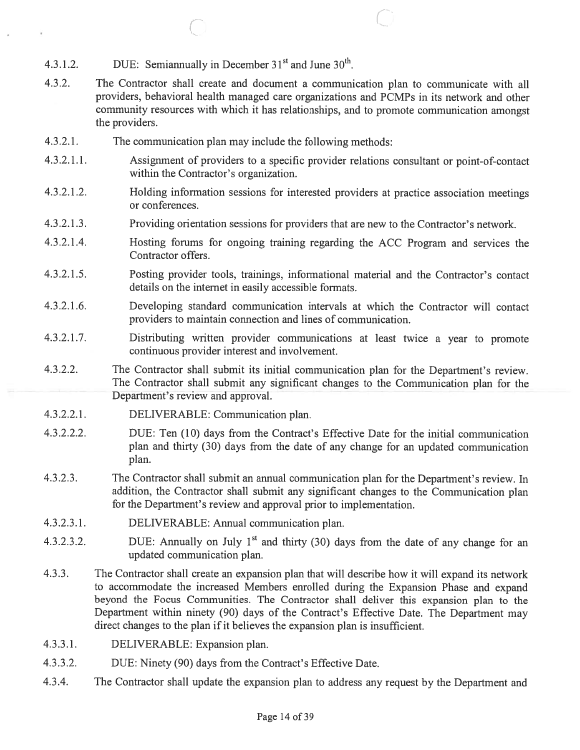4.3.1.2. DUE: Semiannually in December 31st and June 30th.

4.3.2. The Contractor shall create and document a communication plan to communicate with all providers, behavioral health managed care organizations and PCMPs in its network and other community resources with which it has relationships, and to promote communication amongst the providers.

4.3.2.1. The communication plan may include the following methods:

4.3.2.1.1. Assignment of providers to a specific provider relations consultant or point-of-contact within the Contractor's organization.

4.3.2.1.2. Holding information sessions for interested providers at practice association meetings or conferences.

4.3.2.1.3. Providing orientation sessions for providers that are new to the Contractor's network.

4.3.2.1.4. Hosting forums for ongoing training regarding the ACC Program and services the Contractor offers.

4.3.2.1.5. Posting provider tools, trainings, informational material and the Contractor's contact details on the internet in easily accessible formats.

4.3.2.1.6. Developing standard communication intervals at which the Contractor will contact providers to maintain connection and lines of communication.

4.3.2.1.7. Distributing written provider communications at least twice a year to promote continuous provider interest and involvement.

4.3.2.2. The Contractor shall submit its initial communication plan for the Department's review. The Contractor shall submit any significant changes to the Communication plan for the Department's review and approval.

4.3.2.2.1. DELIVERABLE: Communication plan.

4.3.2.2.2. DUE: Ten (10) days from the Contract's Effective Date for the initial communication plan and thirty (30) days from the date of any change for an updated communication plan.

4.3.2.3. The Contractor shall submit an annual communication plan for the Department's review. In addition, the Contractor shall submit any significant changes to the Communication plan for the Department's review and approval prior to implementation.

4.3.2.3.1. DELIVERABLE: Annual communication plan.

4.3.2.3.2. DUE: Annually on July 1st and thirty (30) days from the date of any change for an updated communication plan.

4.3.3. The Contractor shall create an expansion plan that will describe how it will expand its network to accommodate the increased Members enrolled during the Expansion Phase and expand beyond the Focus Communities. The Contractor shall deliver this expansion plan to the Department within ninety (90) days of the Contract's Effective Date. The Department may direct changes to the plan if it believes the expansion plan is insufficient.

4.3.3.1. DELIVERABLE: Expansion plan.

4.3.3.2. DUE: Ninety (90) days from the Contract's Effective Date.

4.3.4. The Contractor shall update the expansion plan to address any request by the Department and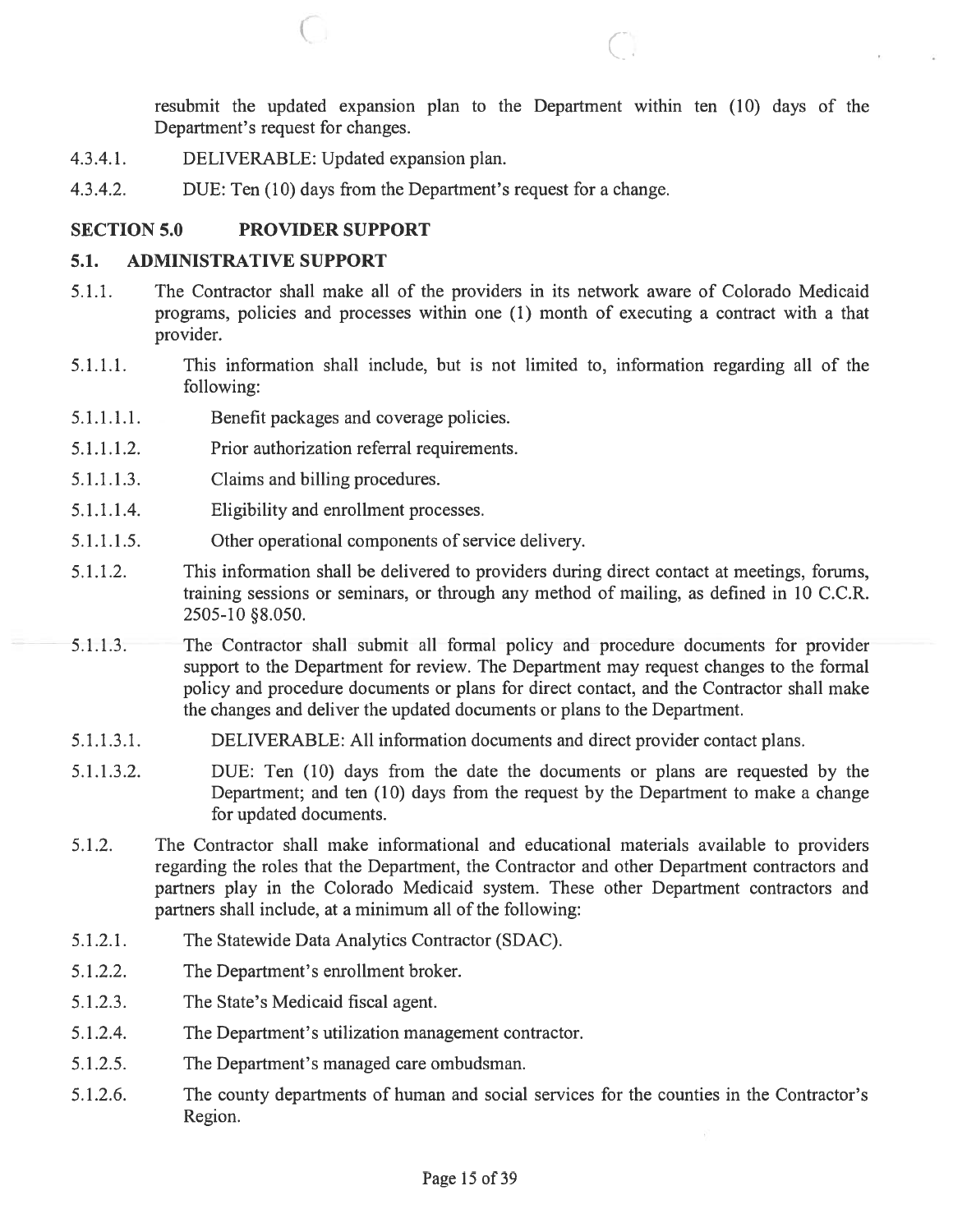resubmit the updated expansion plan to the Department within ten (10) days of the Department's request for changes.

4.3.4.1. DELIVERABLE: Updated expansion plan.

4.3.4.2. DUE: Ten (10) days from the Department's request for a change.

## SECTION 5.0 PROVIDER SUPPORT

### 5.1. ADMINISTRATIVE SUPPORT

5.1.1. The Contractor shall make all of the providers in its network aware of Colorado Medicaid programs, policies and processes within one (1) month of executing a contract with a that provider.

5.1.1.1. This information shall include, but is not limited to, information regarding all of the following:

5.1.1.1.1. Benefit packages and coverage policies.

5.1.1.1.2. Prior authorization referral requirements.

5.1.1.1.3. Claims and billing procedures.

5.1.1.1.4. Eligibility and enrollment processes.

5.1.1.1.5. Other operational components of service delivery.

5.1.1.2. This information shall be delivered to providers during direct contact at meetings, forums, training sessions or seminars, or through any method of mailing, as defined in 10 C.C.R. 2505-10 §8.050.

5.1.1.3. The Contractor shall submit all formal policy and procedure documents for provider support to the Department for review. The Department may request changes to the formal policy and procedure documents or plans for direct contact, and the Contractor shall make the changes and deliver the updated documents or plans to the Department.

5.1.1.3.1. DELIVERABLE: All information documents and direct provider contact plans.

5.1.1.3.2. DUE: Ten (10) days from the date the documents or plans are requested by the Department; and ten (10) days from the request by the Department to make a change for updated documents.

5.1.2. The Contractor shall make informational and educational materials available to providers regarding the roles that the Department, the Contractor and other Department contractors and partners play in the Colorado Medicaid system. These other Department contractors and partners shall include, at a minimum all of the following:

5.1.2.1. The Statewide Data Analytics Contractor (SDAC).

5.1.2.2. The Department's enrollment broker.

5.1.2.3. The State's Medicaid fiscal agent.

5.1.2.4. The Department's utilization management contractor.

5.1.2.5. The Department's managed care ombudsman.

5.1.2.6. The county departments of human and social services for the counties in the Contractor's Region.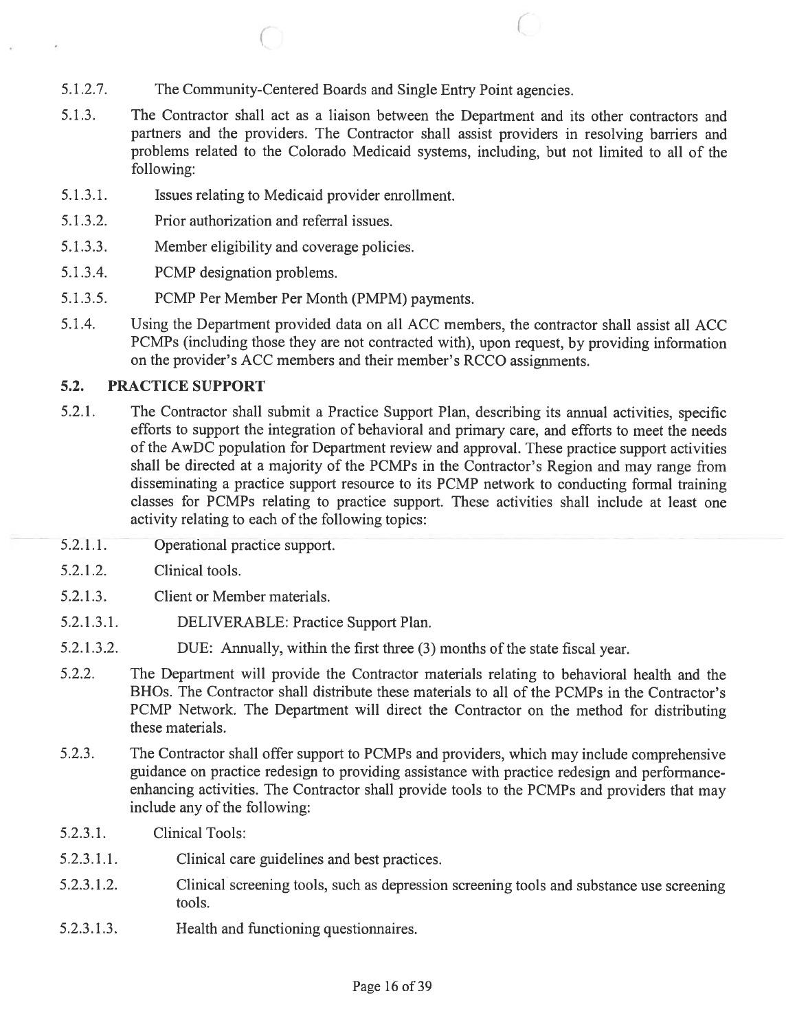5.1.2.7. The Community-Centered Boards and Single Entry Point agencies.

5.1.3. The Contractor shall act as a liaison between the Department and its other contractors and partners and the providers. The Contractor shall assist providers in resolving barriers and problems related to the Colorado Medicaid systems, including, but not limited to all of the following:

5.1.3.1. Issues relating to Medicaid provider enrollment.

5.1.3.2. Prior authorization and referral issues.

5.1.3.3. Member eligibility and coverage policies.

5.1.3.4. PCMP designation problems.

5.1.3.5. PCMP Per Member Per Month (PMPM) payments.

5.1.4. Using the Department provided data on all ACC members, the contractor shall assist all ACC PCMPs (including those they are not contracted with), upon request, by providing information on the provider's ACC members and their member's RCCO assignments.

## 5.2. PRACTICE SUPPORT

5.2.1. The Contractor shall submit a Practice Support Plan, describing its annual activities, specific efforts to support the integration of behavioral and primary care, and efforts to meet the needs of the AwDC population for Department review and approval. These practice support activities shall be directed at a majority of the PCMPs in the Contractor's Region and may range from disseminating a practice support resource to its PCMP network to conducting formal training classes for PCMPs relating to practice support. These activities shall include at least one activity relating to each of the following topics:

5.2.1.1. Operational practice support.

5.2.1.2. Clinical tools.

5.2.1.3. Client or Member materials.

5.2.1.3.1. DELIVERABLE: Practice Support Plan.

5.2.1.3.2. DUE: Annually, within the first three (3) months of the state fiscal year.

5.2.2. The Department will provide the Contractor materials relating to behavioral health and the BHOs. The Contractor shall distribute these materials to all of the PCMPs in the Contractor's PCMP Network. The Department will direct the Contractor on the method for distributing these materials.

5.2.3. The Contractor shall offer support to PCMPs and providers, which may include comprehensive guidance on practice redesign to providing assistance with practice redesign and performance-enhancing activities. The Contractor shall provide tools to the PCMPs and providers that may include any of the following:

5.2.3.1. Clinical Tools:

5.2.3.1.1. Clinical care guidelines and best practices.

5.2.3.1.2. Clinical screening tools, such as depression screening tools and substance use screening tools.

5.2.3.1.3. Health and functioning questionnaires.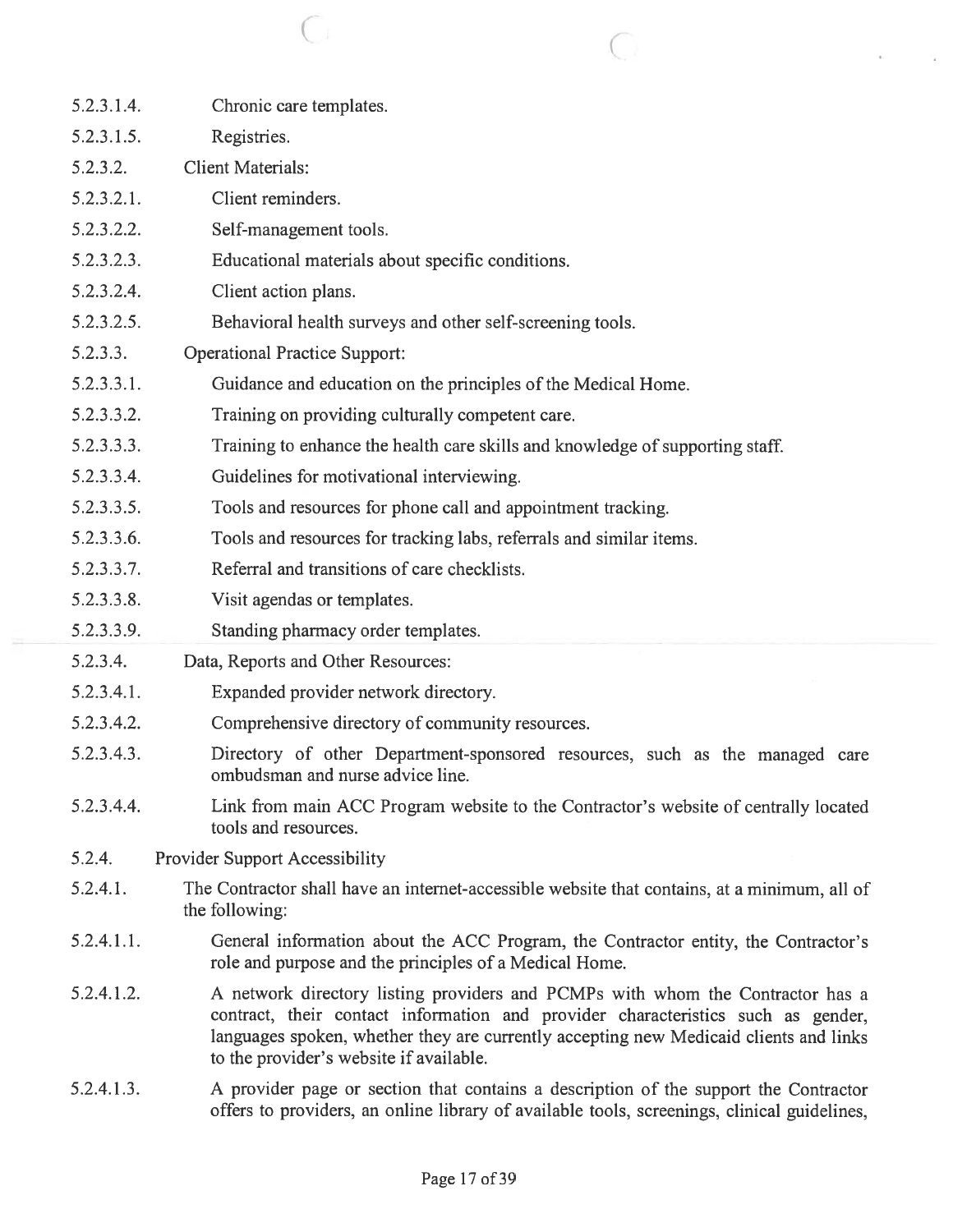5.2.3.1.4. Chronic care templates.

5.2.3.1.5. Registries.

5.2.3.2. Client Materials:

5.2.3.2.1. Client reminders.

5.2.3.2.2. Self-management tools.

5.2.3.2.3. Educational materials about specific conditions.

5.2.3.2.4. Client action plans.

5.2.3.2.5. Behavioral health surveys and other self-screening tools.

5.2.3.3. Operational Practice Support:

5.2.3.3.1. Guidance and education on the principles of the Medical Home.

5.2.3.3.2. Training on providing culturally competent care.

5.2.3.3.3. Training to enhance the health care skills and knowledge of supporting staff.

5.2.3.3.4. Guidelines for motivational interviewing.

5.2.3.3.5. Tools and resources for phone call and appointment tracking.

5.2.3.3.6. Tools and resources for tracking labs, referrals and similar items.

5.2.3.3.7. Referral and transitions of care checklists.

5.2.3.3.8. Visit agendas or templates.

5.2.3.3.9. Standing pharmacy order templates.

5.2.3.4. Data, Reports and Other Resources:

5.2.3.4.1. Expanded provider network directory.

5.2.3.4.2. Comprehensive directory of community resources.

5.2.3.4.3. Directory of other Department-sponsored resources, such as the managed care ombudsman and nurse advice line.

5.2.3.4.4. Link from main ACC Program website to the Contractor's website of centrally located tools and resources.

5.2.4. Provider Support Accessibility

5.2.4.1. The Contractor shall have an internet-accessible website that contains, at a minimum, all of the following:

5.2.4.1.1. General information about the ACC Program, the Contractor entity, the Contractor's role and purpose and the principles of a Medical Home.

5.2.4.1.2. A network directory listing providers and PCMPs with whom the Contractor has a contract, their contact information and provider characteristics such as gender, languages spoken, whether they are currently accepting new Medicaid clients and links to the provider's website if available.

5.2.4.1.3. A provider page or section that contains a description of the support the Contractor offers to providers, an online library of available tools, screenings, clinical guidelines,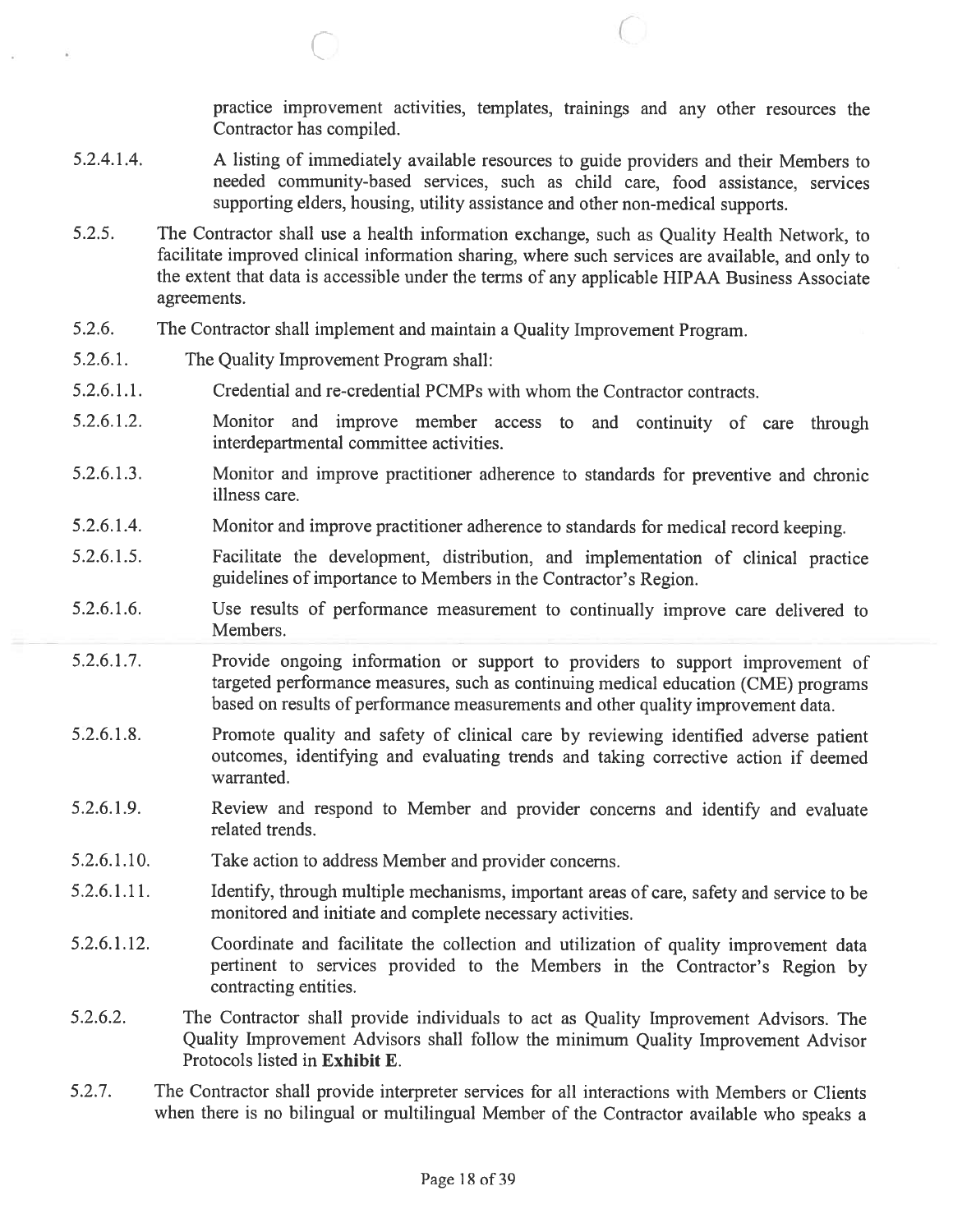practice improvement activities, templates, trainings and any other resources the Contractor has compiled.

5.2.4.1.4. A listing of immediately available resources to guide providers and their Members to needed community-based services, such as child care, food assistance, services supporting elders, housing, utility assistance and other non-medical supports.

5.2.5. The Contractor shall use a health information exchange, such as Quality Health Network, to facilitate improved clinical information sharing, where such services are available, and only to the extent that data is accessible under the terms of any applicable HIPAA Business Associate agreements.

5.2.6. The Contractor shall implement and maintain a Quality Improvement Program.

5.2.6.1. The Quality Improvement Program shall:

5.2.6.1.1. Credential and re-credential PCMPs with whom the Contractor contracts.

5.2.6.1.2. Monitor and improve member access to and continuity of care through interdepartmental committee activities.

5.2.6.1.3. Monitor and improve practitioner adherence to standards for preventive and chronic illness care.

5.2.6.1.4. Monitor and improve practitioner adherence to standards for medical record keeping.

5.2.6.1.5. Facilitate the development, distribution, and implementation of clinical practice guidelines of importance to Members in the Contractor's Region.

5.2.6.1.6. Use results of performance measurement to continually improve care delivered to Members.

5.2.6.1.7. Provide ongoing information or support to providers to support improvement of targeted performance measures, such as continuing medical education (CME) programs based on results of performance measurements and other quality improvement data.

5.2.6.1.8. Promote quality and safety of clinical care by reviewing identified adverse patient outcomes, identifying and evaluating trends and taking corrective action if deemed warranted.

5.2.6.1.9. Review and respond to Member and provider concerns and identify and evaluate related trends.

5.2.6.1.10. Take action to address Member and provider concerns.

5.2.6.1.11. Identify, through multiple mechanisms, important areas of care, safety and service to be monitored and initiate and complete necessary activities.

5.2.6.1.12. Coordinate and facilitate the collection and utilization of quality improvement data pertinent to services provided to the Members in the Contractor's Region by contracting entities.

5.2.6.2. The Contractor shall provide individuals to act as Quality Improvement Advisors. The Quality Improvement Advisors shall follow the minimum Quality Improvement Advisor Protocols listed in **Exhibit E**.

5.2.7. The Contractor shall provide interpreter services for all interactions with Members or Clients when there is no bilingual or multilingual Member of the Contractor available who speaks a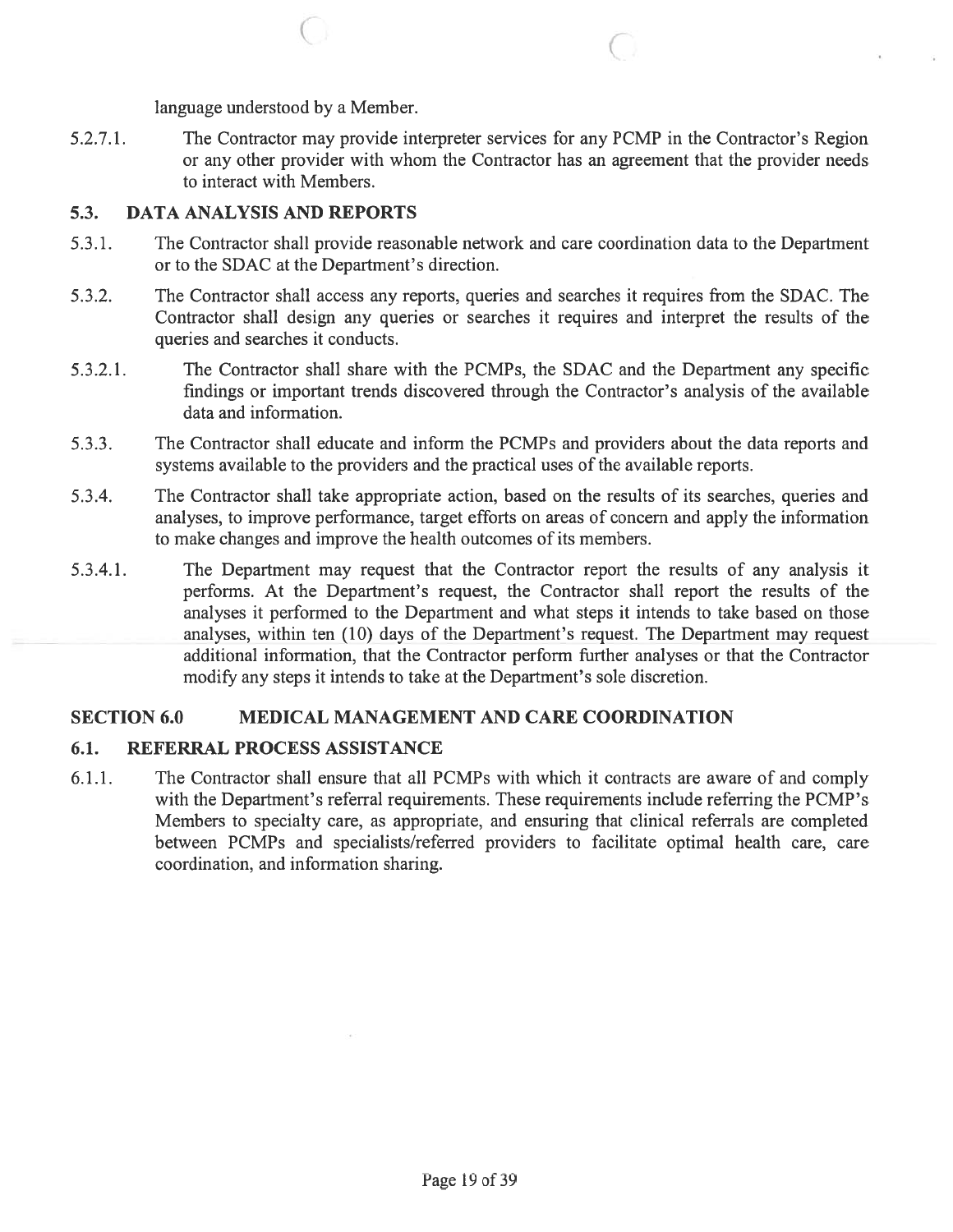language understood by a Member.

5.2.7.1. The Contractor may provide interpreter services for any PCMP in the Contractor's Region or any other provider with whom the Contractor has an agreement that the provider needs to interact with Members.

## 5.3. DATA ANALYSIS AND REPORTS

5.3.1. The Contractor shall provide reasonable network and care coordination data to the Department or to the SDAC at the Department's direction.

5.3.2. The Contractor shall access any reports, queries and searches it requires from the SDAC. The Contractor shall design any queries or searches it requires and interpret the results of the queries and searches it conducts.

5.3.2.1. The Contractor shall share with the PCMPs, the SDAC and the Department any specific findings or important trends discovered through the Contractor's analysis of the available data and information.

5.3.3. The Contractor shall educate and inform the PCMPs and providers about the data reports and systems available to the providers and the practical uses of the available reports.

5.3.4. The Contractor shall take appropriate action, based on the results of its searches, queries and analyses, to improve performance, target efforts on areas of concern and apply the information to make changes and improve the health outcomes of its members.

5.3.4.1. The Department may request that the Contractor report the results of any analysis it performs. At the Department's request, the Contractor shall report the results of the analyses it performed to the Department and what steps it intends to take based on those analyses, within ten (10) days of the Department's request. The Department may request additional information, that the Contractor perform further analyses or that the Contractor modify any steps it intends to take at the Department's sole discretion.

# SECTION 6.0 MEDICAL MANAGEMENT AND CARE COORDINATION

## 6.1. REFERRAL PROCESS ASSISTANCE

6.1.1. The Contractor shall ensure that all PCMPs with which it contracts are aware of and comply with the Department's referral requirements. These requirements include referring the PCMP's Members to specialty care, as appropriate, and ensuring that clinical referrals are completed between PCMPs and specialists/referred providers to facilitate optimal health care, care coordination, and information sharing.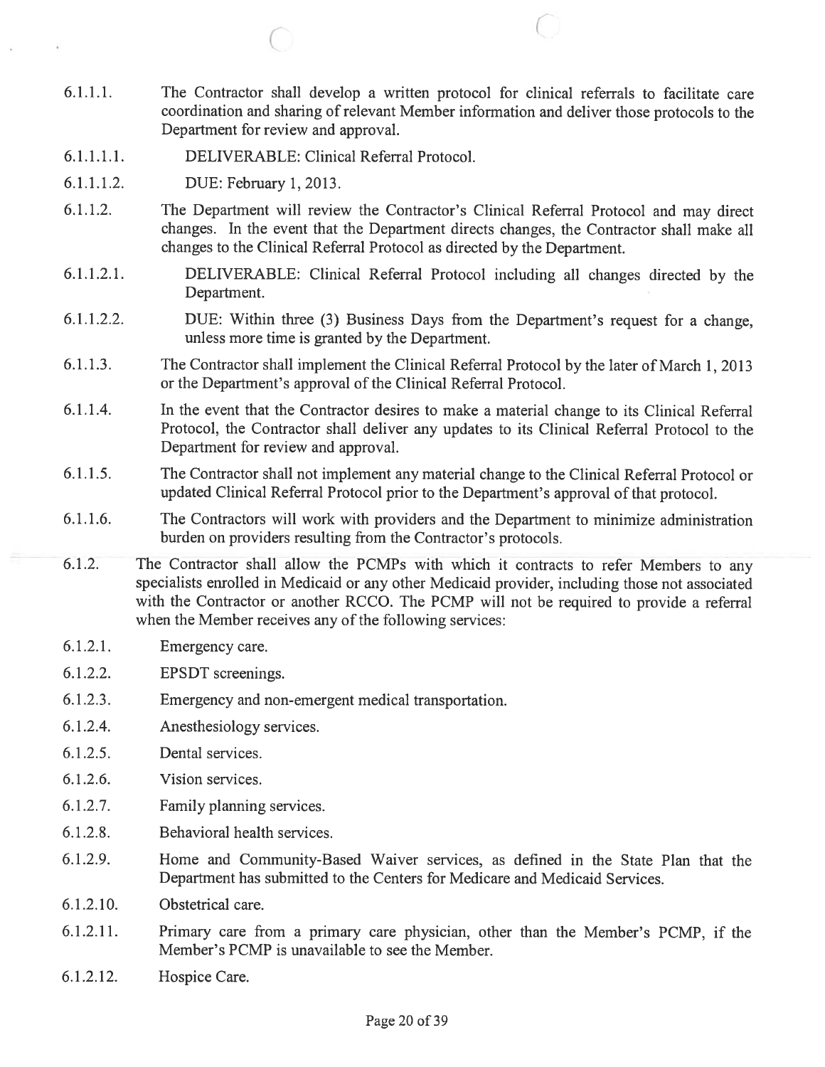6.1.1.1. The Contractor shall develop a written protocol for clinical referrals to facilitate care coordination and sharing of relevant Member information and deliver those protocols to the Department for review and approval.

6.1.1.1.1. DELIVERABLE: Clinical Referral Protocol.

6.1.1.1.2. DUE: February 1, 2013.

6.1.1.2. The Department will review the Contractor's Clinical Referral Protocol and may direct changes. In the event that the Department directs changes, the Contractor shall make all changes to the Clinical Referral Protocol as directed by the Department.

6.1.1.2.1. DELIVERABLE: Clinical Referral Protocol including all changes directed by the Department.

6.1.1.2.2. DUE: Within three (3) Business Days from the Department's request for a change, unless more time is granted by the Department.

6.1.1.3. The Contractor shall implement the Clinical Referral Protocol by the later of March 1, 2013 or the Department's approval of the Clinical Referral Protocol.

6.1.1.4. In the event that the Contractor desires to make a material change to its Clinical Referral Protocol, the Contractor shall deliver any updates to its Clinical Referral Protocol to the Department for review and approval.

6.1.1.5. The Contractor shall not implement any material change to the Clinical Referral Protocol or updated Clinical Referral Protocol prior to the Department's approval of that protocol.

6.1.1.6. The Contractors will work with providers and the Department to minimize administration burden on providers resulting from the Contractor's protocols.

6.1.2. The Contractor shall allow the PCMPs with which it contracts to refer Members to any specialists enrolled in Medicaid or any other Medicaid provider, including those not associated with the Contractor or another RCCO. The PCMP will not be required to provide a referral when the Member receives any of the following services:

6.1.2.1. Emergency care.

6.1.2.2. EPSDT screenings.

6.1.2.3. Emergency and non-emergent medical transportation.

6.1.2.4. Anesthesiology services.

6.1.2.5. Dental services.

6.1.2.6. Vision services.

6.1.2.7. Family planning services.

6.1.2.8. Behavioral health services.

6.1.2.9. Home and Community-Based Waiver services, as defined in the State Plan that the Department has submitted to the Centers for Medicare and Medicaid Services.

6.1.2.10. Obstetrical care.

6.1.2.11. Primary care from a primary care physician, other than the Member's PCMP, if the Member's PCMP is unavailable to see the Member.

6.1.2.12. Hospice Care.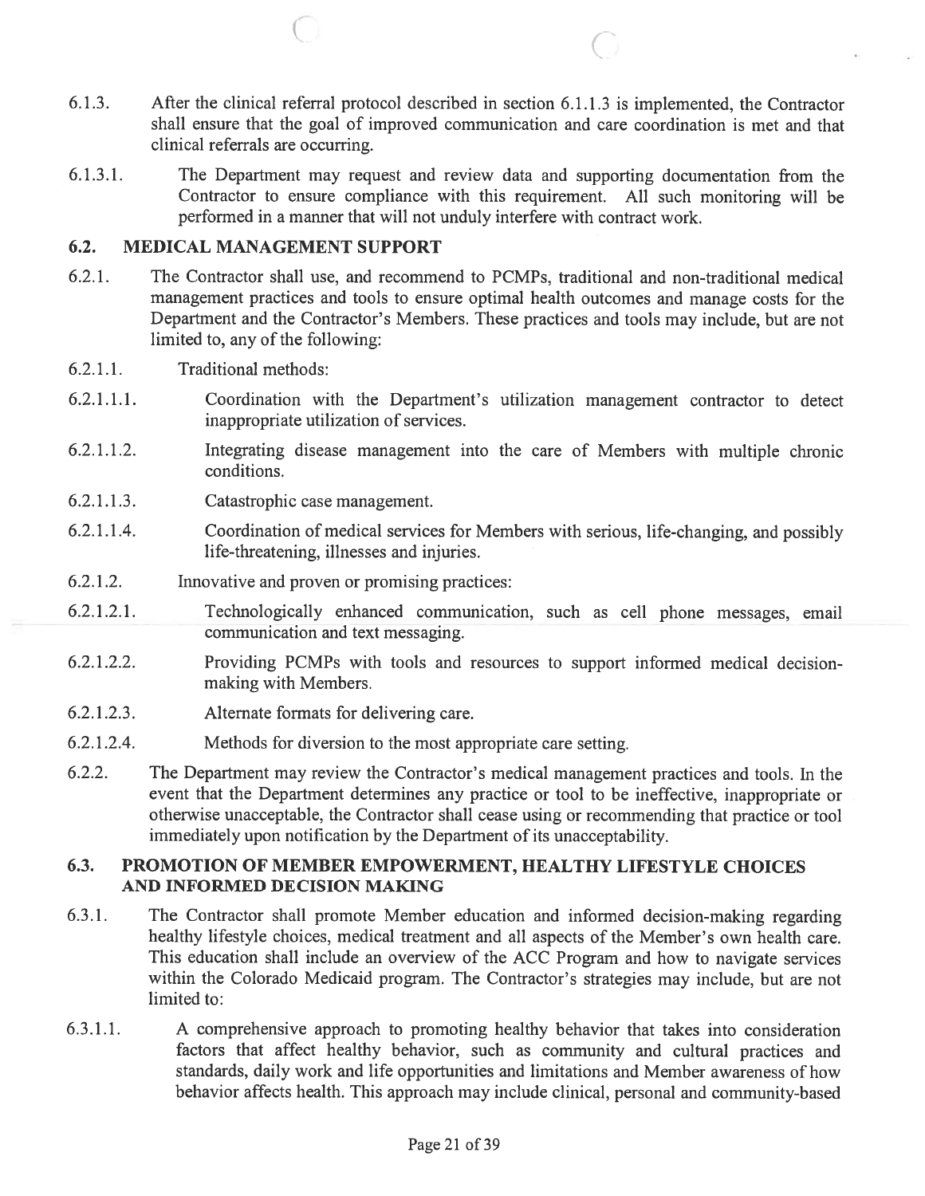6.1.3. After the clinical referral protocol described in section 6.1.1.3 is implemented, the Contractor shall ensure that the goal of improved communication and care coordination is met and that clinical referrals are occurring.

6.1.3.1. The Department may request and review data and supporting documentation from the Contractor to ensure compliance with this requirement. All such monitoring will be performed in a manner that will not unduly interfere with contract work.

## 6.2. MEDICAL MANAGEMENT SUPPORT

6.2.1. The Contractor shall use, and recommend to PCMPs, traditional and non-traditional medical management practices and tools to ensure optimal health outcomes and manage costs for the Department and the Contractor's Members. These practices and tools may include, but are not limited to, any of the following:

6.2.1.1. Traditional methods:

6.2.1.1.1. Coordination with the Department's utilization management contractor to detect inappropriate utilization of services.

6.2.1.1.2. Integrating disease management into the care of Members with multiple chronic conditions.

6.2.1.1.3. Catastrophic case management.

6.2.1.1.4. Coordination of medical services for Members with serious, life-changing, and possibly life-threatening, illnesses and injuries.

6.2.1.2. Innovative and proven or promising practices:

6.2.1.2.1. Technologically enhanced communication, such as cell phone messages, email communication and text messaging.

6.2.1.2.2. Providing PCMPs with tools and resources to support informed medical decision-making with Members.

6.2.1.2.3. Alternate formats for delivering care.

6.2.1.2.4. Methods for diversion to the most appropriate care setting.

6.2.2. The Department may review the Contractor's medical management practices and tools. In the event that the Department determines any practice or tool to be ineffective, inappropriate or otherwise unacceptable, the Contractor shall cease using or recommending that practice or tool immediately upon notification by the Department of its unacceptability.

## 6.3. PROMOTION OF MEMBER EMPOWERMENT, HEALTHY LIFESTYLE CHOICES AND INFORMED DECISION MAKING

6.3.1. The Contractor shall promote Member education and informed decision-making regarding healthy lifestyle choices, medical treatment and all aspects of the Member's own health care. This education shall include an overview of the ACC Program and how to navigate services within the Colorado Medicaid program. The Contractor's strategies may include, but are not limited to:

6.3.1.1. A comprehensive approach to promoting healthy behavior that takes into consideration factors that affect healthy behavior, such as community and cultural practices and standards, daily work and life opportunities and limitations and Member awareness of how behavior affects health. This approach may include clinical, personal and community-based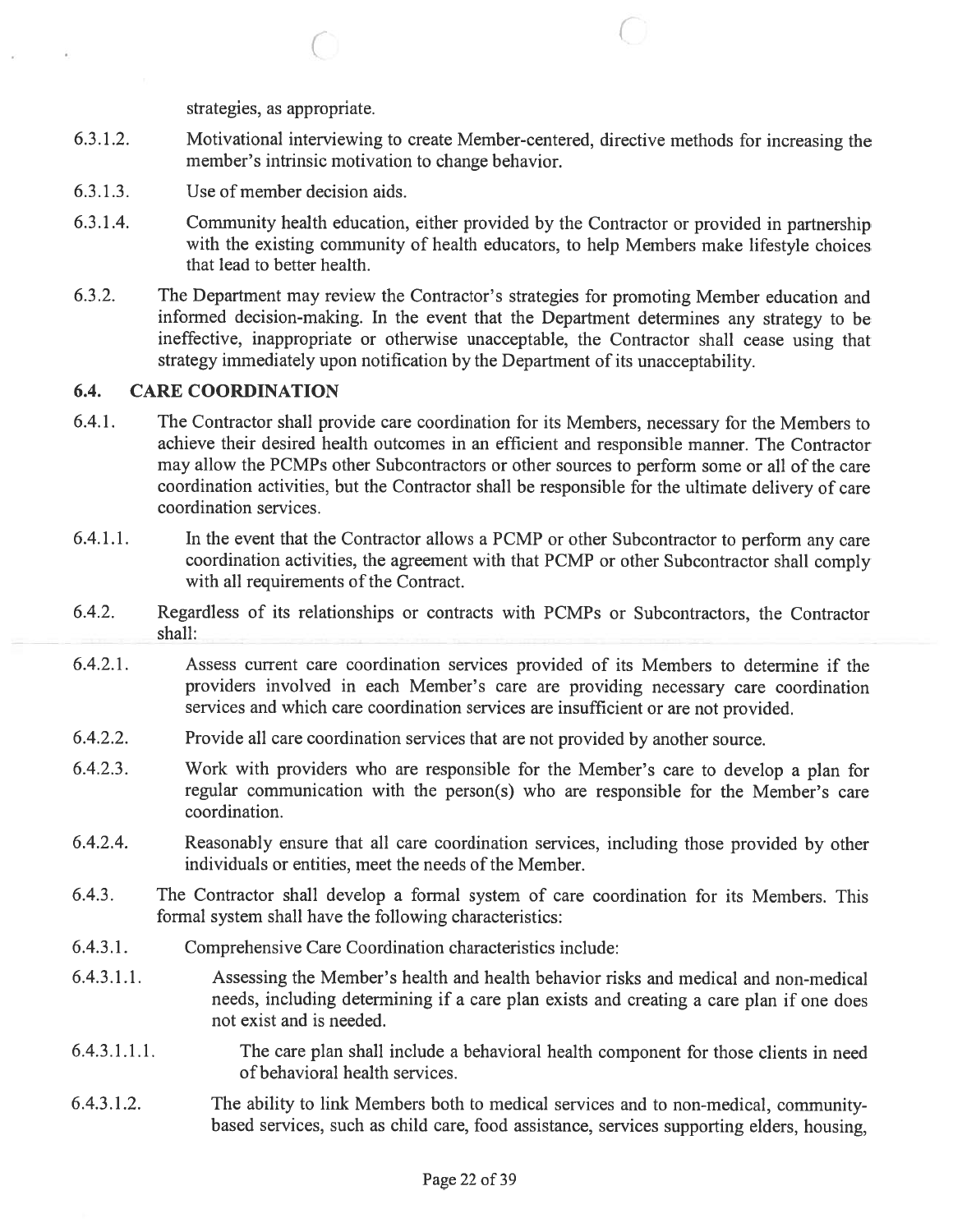strategies, as appropriate.

6.3.1.2. Motivational interviewing to create Member-centered, directive methods for increasing the member's intrinsic motivation to change behavior.

6.3.1.3. Use of member decision aids.

6.3.1.4. Community health education, either provided by the Contractor or provided in partnership with the existing community of health educators, to help Members make lifestyle choices that lead to better health.

6.3.2. The Department may review the Contractor's strategies for promoting Member education and informed decision-making. In the event that the Department determines any strategy to be ineffective, inappropriate or otherwise unacceptable, the Contractor shall cease using that strategy immediately upon notification by the Department of its unacceptability.

### 6.4. CARE COORDINATION

6.4.1. The Contractor shall provide care coordination for its Members, necessary for the Members to achieve their desired health outcomes in an efficient and responsible manner. The Contractor may allow the PCMPs other Subcontractors or other sources to perform some or all of the care coordination activities, but the Contractor shall be responsible for the ultimate delivery of care coordination services.

6.4.1.1. In the event that the Contractor allows a PCMP or other Subcontractor to perform any care coordination activities, the agreement with that PCMP or other Subcontractor shall comply with all requirements of the Contract.

6.4.2. Regardless of its relationships or contracts with PCMPs or Subcontractors, the Contractor shall:

6.4.2.1. Assess current care coordination services provided of its Members to determine if the providers involved in each Member's care are providing necessary care coordination services and which care coordination services are insufficient or are not provided.

6.4.2.2. Provide all care coordination services that are not provided by another source.

6.4.2.3. Work with providers who are responsible for the Member's care to develop a plan for regular communication with the person(s) who are responsible for the Member's care coordination.

6.4.2.4. Reasonably ensure that all care coordination services, including those provided by other individuals or entities, meet the needs of the Member.

6.4.3. The Contractor shall develop a formal system of care coordination for its Members. This formal system shall have the following characteristics:

6.4.3.1. Comprehensive Care Coordination characteristics include:

6.4.3.1.1. Assessing the Member's health and health behavior risks and medical and non-medical needs, including determining if a care plan exists and creating a care plan if one does not exist and is needed.

6.4.3.1.1.1. The care plan shall include a behavioral health component for those clients in need of behavioral health services.

6.4.3.1.2. The ability to link Members both to medical services and to non-medical, community-based services, such as child care, food assistance, services supporting elders, housing,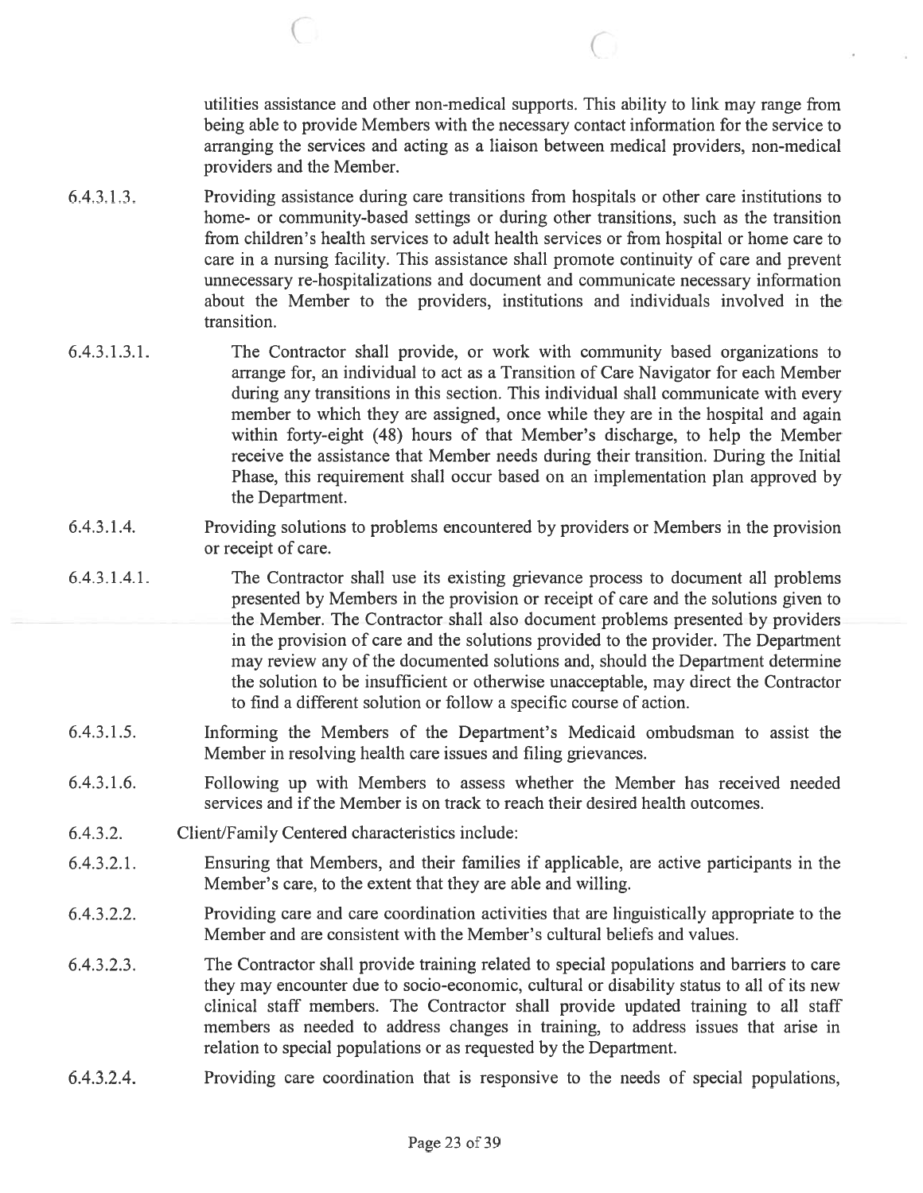utilities assistance and other non-medical supports. This ability to link may range from being able to provide Members with the necessary contact information for the service to arranging the services and acting as a liaison between medical providers, non-medical providers and the Member.

6.4.3.1.3. Providing assistance during care transitions from hospitals or other care institutions to home- or community-based settings or during other transitions, such as the transition from children's health services to adult health services or from hospital or home care to care in a nursing facility. This assistance shall promote continuity of care and prevent unnecessary re-hospitalizations and document and communicate necessary information about the Member to the providers, institutions and individuals involved in the transition.

6.4.3.1.3.1. The Contractor shall provide, or work with community based organizations to arrange for, an individual to act as a Transition of Care Navigator for each Member during any transitions in this section. This individual shall communicate with every member to which they are assigned, once while they are in the hospital and again within forty-eight (48) hours of that Member's discharge, to help the Member receive the assistance that Member needs during their transition. During the Initial Phase, this requirement shall occur based on an implementation plan approved by the Department.

6.4.3.1.4. Providing solutions to problems encountered by providers or Members in the provision or receipt of care.

6.4.3.1.4.1. The Contractor shall use its existing grievance process to document all problems presented by Members in the provision or receipt of care and the solutions given to the Member. The Contractor shall also document problems presented by providers in the provision of care and the solutions provided to the provider. The Department may review any of the documented solutions and, should the Department determine the solution to be insufficient or otherwise unacceptable, may direct the Contractor to find a different solution or follow a specific course of action.

6.4.3.1.5. Informing the Members of the Department's Medicaid ombudsman to assist the Member in resolving health care issues and filing grievances.

6.4.3.1.6. Following up with Members to assess whether the Member has received needed services and if the Member is on track to reach their desired health outcomes.

6.4.3.2. Client/Family Centered characteristics include:

6.4.3.2.1. Ensuring that Members, and their families if applicable, are active participants in the Member's care, to the extent that they are able and willing.

6.4.3.2.2. Providing care and care coordination activities that are linguistically appropriate to the Member and are consistent with the Member's cultural beliefs and values.

6.4.3.2.3. The Contractor shall provide training related to special populations and barriers to care they may encounter due to socio-economic, cultural or disability status to all of its new clinical staff members. The Contractor shall provide updated training to all staff members as needed to address changes in training, to address issues that arise in relation to special populations or as requested by the Department.

6.4.3.2.4. Providing care coordination that is responsive to the needs of special populations,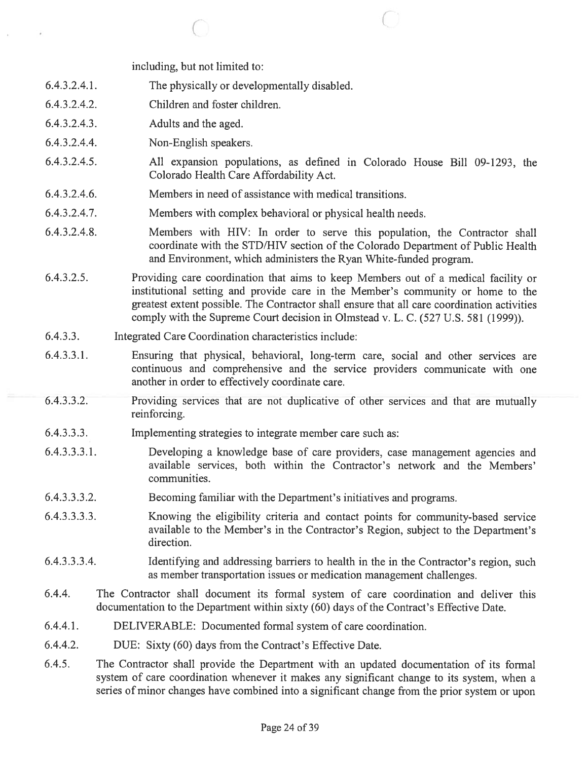including, but not limited to:

6.4.3.2.4.1. The physically or developmentally disabled.

6.4.3.2.4.2. Children and foster children.

6.4.3.2.4.3. Adults and the aged.

6.4.3.2.4.4. Non-English speakers.

6.4.3.2.4.5. All expansion populations, as defined in Colorado House Bill 09-1293, the Colorado Health Care Affordability Act.

6.4.3.2.4.6. Members in need of assistance with medical transitions.

6.4.3.2.4.7. Members with complex behavioral or physical health needs.

6.4.3.2.4.8. Members with HIV: In order to serve this population, the Contractor shall coordinate with the STD/HIV section of the Colorado Department of Public Health and Environment, which administers the Ryan White-funded program.

6.4.3.2.5. Providing care coordination that aims to keep Members out of a medical facility or institutional setting and provide care in the Member's community or home to the greatest extent possible. The Contractor shall ensure that all care coordination activities comply with the Supreme Court decision in Olmstead v. L. C. (527 U.S. 581 (1999)).

6.4.3.3. Integrated Care Coordination characteristics include:

6.4.3.3.1. Ensuring that physical, behavioral, long-term care, social and other services are continuous and comprehensive and the service providers communicate with one another in order to effectively coordinate care.

6.4.3.3.2. Providing services that are not duplicative of other services and that are mutually reinforcing.

6.4.3.3.3. Implementing strategies to integrate member care such as:

6.4.3.3.3.1. Developing a knowledge base of care providers, case management agencies and available services, both within the Contractor's network and the Members' communities.

6.4.3.3.3.2. Becoming familiar with the Department's initiatives and programs.

6.4.3.3.3.3. Knowing the eligibility criteria and contact points for community-based service available to the Member's in the Contractor's Region, subject to the Department's direction.

6.4.3.3.3.4. Identifying and addressing barriers to health in the in the Contractor's region, such as member transportation issues or medication management challenges.

6.4.4. The Contractor shall document its formal system of care coordination and deliver this documentation to the Department within sixty (60) days of the Contract's Effective Date.

6.4.4.1. DELIVERABLE: Documented formal system of care coordination.

6.4.4.2. DUE: Sixty (60) days from the Contract's Effective Date.

6.4.5. The Contractor shall provide the Department with an updated documentation of its formal system of care coordination whenever it makes any significant change to its system, when a series of minor changes have combined into a significant change from the prior system or upon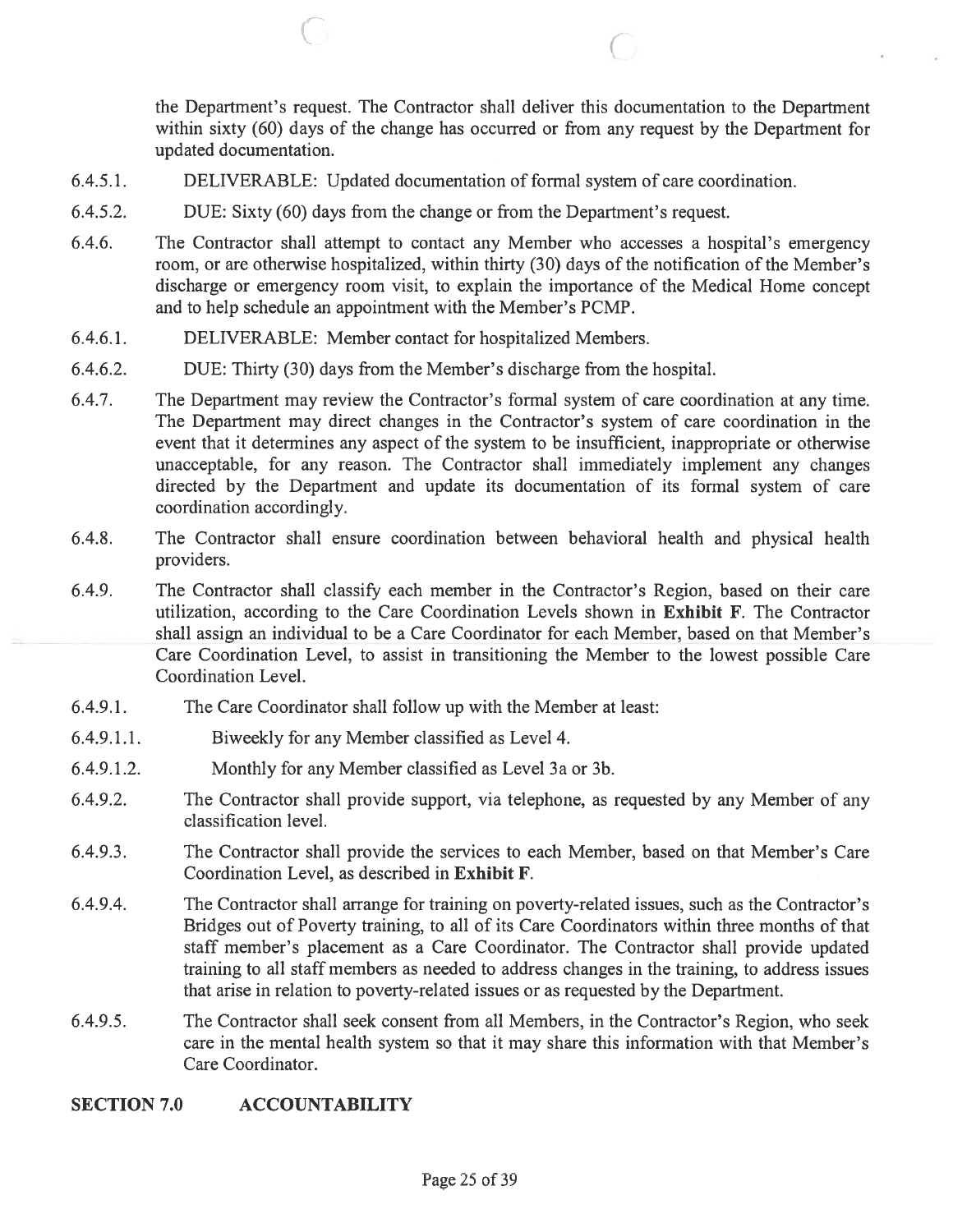the Department's request. The Contractor shall deliver this documentation to the Department within sixty (60) days of the change has occurred or from any request by the Department for updated documentation.

6.4.5.1. DELIVERABLE: Updated documentation of formal system of care coordination.

6.4.5.2. DUE: Sixty (60) days from the change or from the Department's request.

6.4.6. The Contractor shall attempt to contact any Member who accesses a hospital's emergency room, or are otherwise hospitalized, within thirty (30) days of the notification of the Member's discharge or emergency room visit, to explain the importance of the Medical Home concept and to help schedule an appointment with the Member's PCMP.

6.4.6.1. DELIVERABLE: Member contact for hospitalized Members.

6.4.6.2. DUE: Thirty (30) days from the Member's discharge from the hospital.

6.4.7. The Department may review the Contractor's formal system of care coordination at any time. The Department may direct changes in the Contractor's system of care coordination in the event that it determines any aspect of the system to be insufficient, inappropriate or otherwise unacceptable, for any reason. The Contractor shall immediately implement any changes directed by the Department and update its documentation of its formal system of care coordination accordingly.

6.4.8. The Contractor shall ensure coordination between behavioral health and physical health providers.

6.4.9. The Contractor shall classify each member in the Contractor's Region, based on their care utilization, according to the Care Coordination Levels shown in **Exhibit F**. The Contractor shall assign an individual to be a Care Coordinator for each Member, based on that Member's Care Coordination Level, to assist in transitioning the Member to the lowest possible Care Coordination Level.

6.4.9.1. The Care Coordinator shall follow up with the Member at least:

6.4.9.1.1. Biweekly for any Member classified as Level 4.

6.4.9.1.2. Monthly for any Member classified as Level 3a or 3b.

6.4.9.2. The Contractor shall provide support, via telephone, as requested by any Member of any classification level.

6.4.9.3. The Contractor shall provide the services to each Member, based on that Member's Care Coordination Level, as described in **Exhibit F**.

6.4.9.4. The Contractor shall arrange for training on poverty-related issues, such as the Contractor's Bridges out of Poverty training, to all of its Care Coordinators within three months of that staff member's placement as a Care Coordinator. The Contractor shall provide updated training to all staff members as needed to address changes in the training, to address issues that arise in relation to poverty-related issues or as requested by the Department.

6.4.9.5. The Contractor shall seek consent from all Members, in the Contractor's Region, who seek care in the mental health system so that it may share this information with that Member's Care Coordinator.

## SECTION 7.0 ACCOUNTABILITY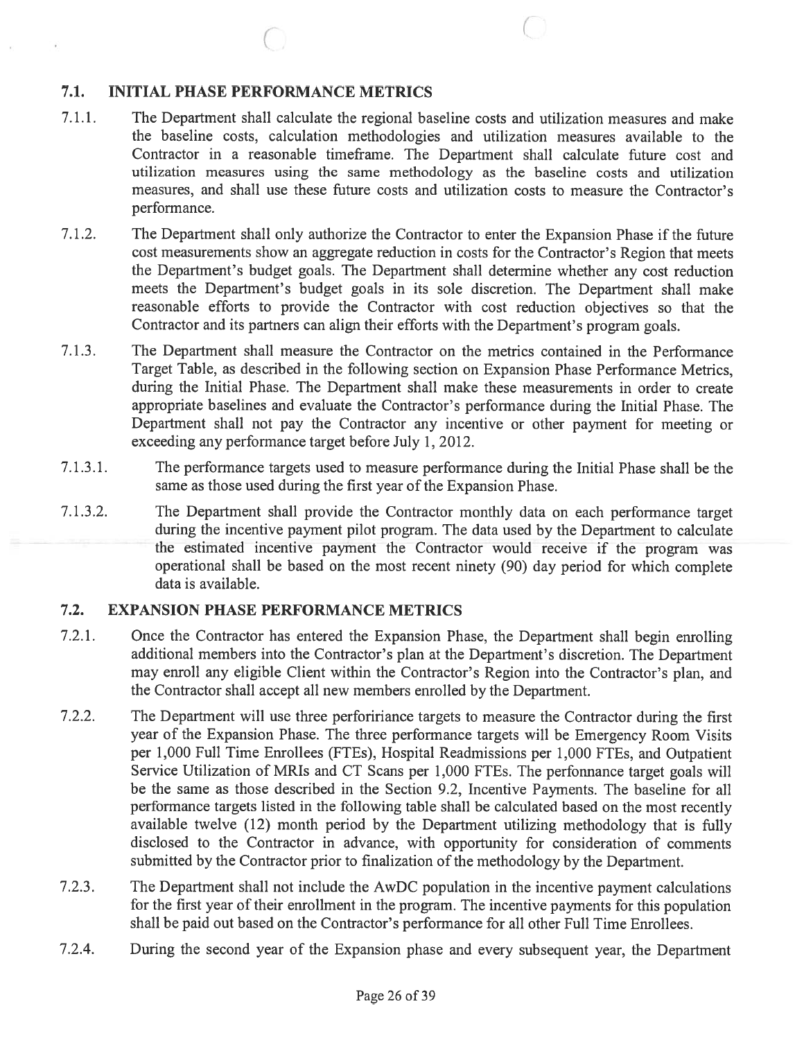## 7.1. INITIAL PHASE PERFORMANCE METRICS

7.1.1. The Department shall calculate the regional baseline costs and utilization measures and make the baseline costs, calculation methodologies and utilization measures available to the Contractor in a reasonable timeframe. The Department shall calculate future cost and utilization measures using the same methodology as the baseline costs and utilization measures, and shall use these future costs and utilization costs to measure the Contractor's performance.

7.1.2. The Department shall only authorize the Contractor to enter the Expansion Phase if the future cost measurements show an aggregate reduction in costs for the Contractor's Region that meets the Department's budget goals. The Department shall determine whether any cost reduction meets the Department's budget goals in its sole discretion. The Department shall make reasonable efforts to provide the Contractor with cost reduction objectives so that the Contractor and its partners can align their efforts with the Department's program goals.

7.1.3. The Department shall measure the Contractor on the metrics contained in the Performance Target Table, as described in the following section on Expansion Phase Performance Metrics, during the Initial Phase. The Department shall make these measurements in order to create appropriate baselines and evaluate the Contractor's performance during the Initial Phase. The Department shall not pay the Contractor any incentive or other payment for meeting or exceeding any performance target before July 1, 2012.

7.1.3.1. The performance targets used to measure performance during the Initial Phase shall be the same as those used during the first year of the Expansion Phase.

7.1.3.2. The Department shall provide the Contractor monthly data on each performance target during the incentive payment pilot program. The data used by the Department to calculate the estimated incentive payment the Contractor would receive if the program was operational shall be based on the most recent ninety (90) day period for which complete data is available.

## 7.2. EXPANSION PHASE PERFORMANCE METRICS

7.2.1. Once the Contractor has entered the Expansion Phase, the Department shall begin enrolling additional members into the Contractor's plan at the Department's discretion. The Department may enroll any eligible Client within the Contractor's Region into the Contractor's plan, and the Contractor shall accept all new members enrolled by the Department.

7.2.2. The Department will use three perfoririance targets to measure the Contractor during the first year of the Expansion Phase. The three performance targets will be Emergency Room Visits per 1,000 Full Time Enrollees (FTEs), Hospital Readmissions per 1,000 FTEs, and Outpatient Service Utilization of MRIs and CT Scans per 1,000 FTEs. The perfonnance target goals will be the same as those described in the Section 9.2, Incentive Payments. The baseline for all performance targets listed in the following table shall be calculated based on the most recently available twelve (12) month period by the Department utilizing methodology that is fully disclosed to the Contractor in advance, with opportunity for consideration of comments submitted by the Contractor prior to finalization of the methodology by the Department.

7.2.3. The Department shall not include the AwDC population in the incentive payment calculations for the first year of their enrollment in the program. The incentive payments for this population shall be paid out based on the Contractor's performance for all other Full Time Enrollees.

7.2.4. During the second year of the Expansion phase and every subsequent year, the Department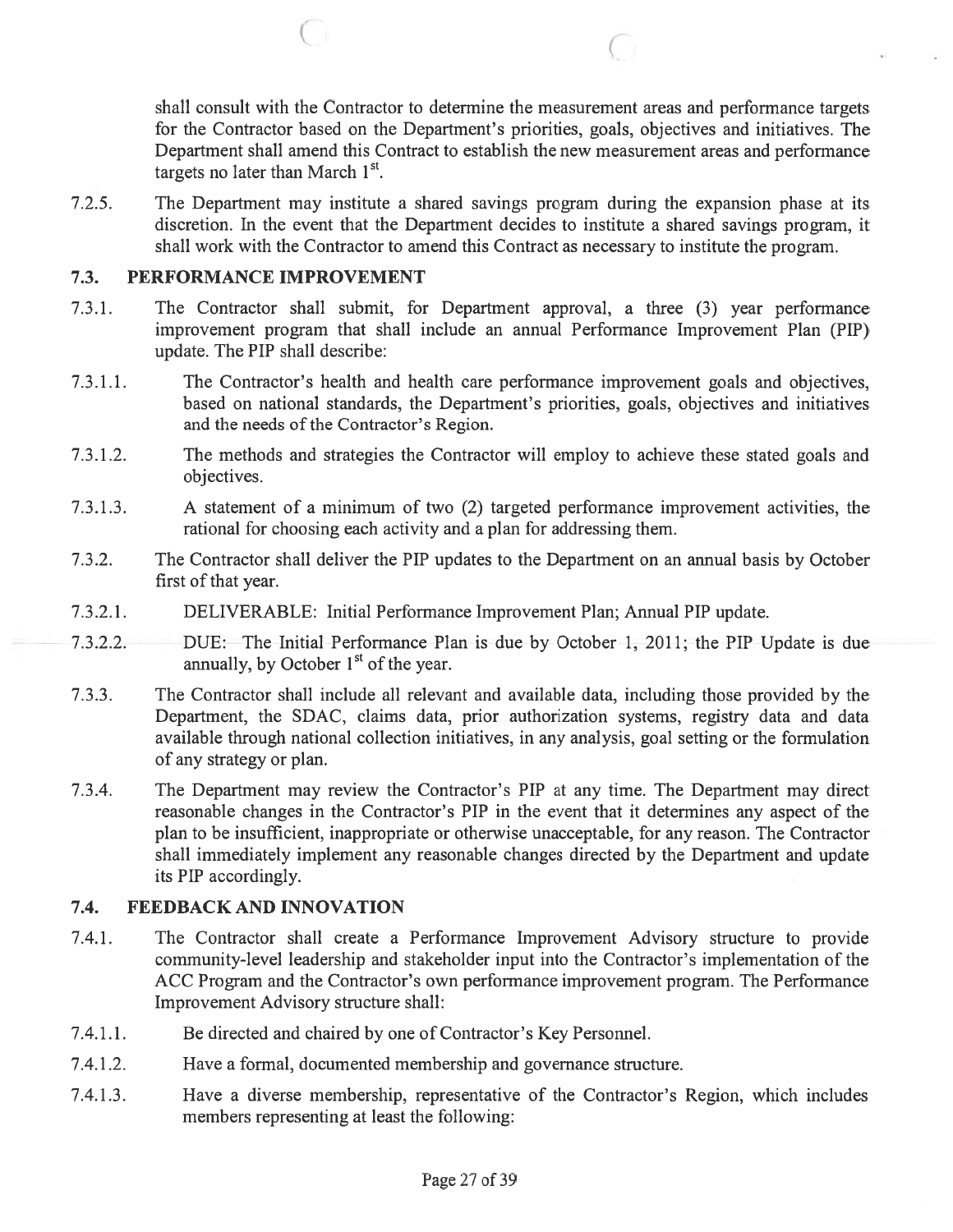shall consult with the Contractor to determine the measurement areas and performance targets for the Contractor based on the Department's priorities, goals, objectives and initiatives. The Department shall amend this Contract to establish the new measurement areas and performance targets no later than March 1st.

7.2.5. The Department may institute a shared savings program during the expansion phase at its discretion. In the event that the Department decides to institute a shared savings program, it shall work with the Contractor to amend this Contract as necessary to institute the program.

## 7.3. PERFORMANCE IMPROVEMENT

7.3.1. The Contractor shall submit, for Department approval, a three (3) year performance improvement program that shall include an annual Performance Improvement Plan (PIP) update. The PIP shall describe:

7.3.1.1. The Contractor's health and health care performance improvement goals and objectives, based on national standards, the Department's priorities, goals, objectives and initiatives and the needs of the Contractor's Region.

7.3.1.2. The methods and strategies the Contractor will employ to achieve these stated goals and objectives.

7.3.1.3. A statement of a minimum of two (2) targeted performance improvement activities, the rational for choosing each activity and a plan for addressing them.

7.3.2. The Contractor shall deliver the PIP updates to the Department on an annual basis by October first of that year.

7.3.2.1. DELIVERABLE: Initial Performance Improvement Plan; Annual PIP update.

7.3.2.2. DUE: The Initial Performance Plan is due by October 1, 2011; the PIP Update is due annually, by October 1st of the year.

7.3.3. The Contractor shall include all relevant and available data, including those provided by the Department, the SDAC, claims data, prior authorization systems, registry data and data available through national collection initiatives, in any analysis, goal setting or the formulation of any strategy or plan.

7.3.4. The Department may review the Contractor's PIP at any time. The Department may direct reasonable changes in the Contractor's PIP in the event that it determines any aspect of the plan to be insufficient, inappropriate or otherwise unacceptable, for any reason. The Contractor shall immediately implement any reasonable changes directed by the Department and update its PIP accordingly.

## 7.4. FEEDBACK AND INNOVATION

7.4.1. The Contractor shall create a Performance Improvement Advisory structure to provide community-level leadership and stakeholder input into the Contractor's implementation of the ACC Program and the Contractor's own performance improvement program. The Performance Improvement Advisory structure shall:

7.4.1.1. Be directed and chaired by one of Contractor's Key Personnel.

7.4.1.2. Have a formal, documented membership and governance structure.

7.4.1.3. Have a diverse membership, representative of the Contractor's Region, which includes members representing at least the following: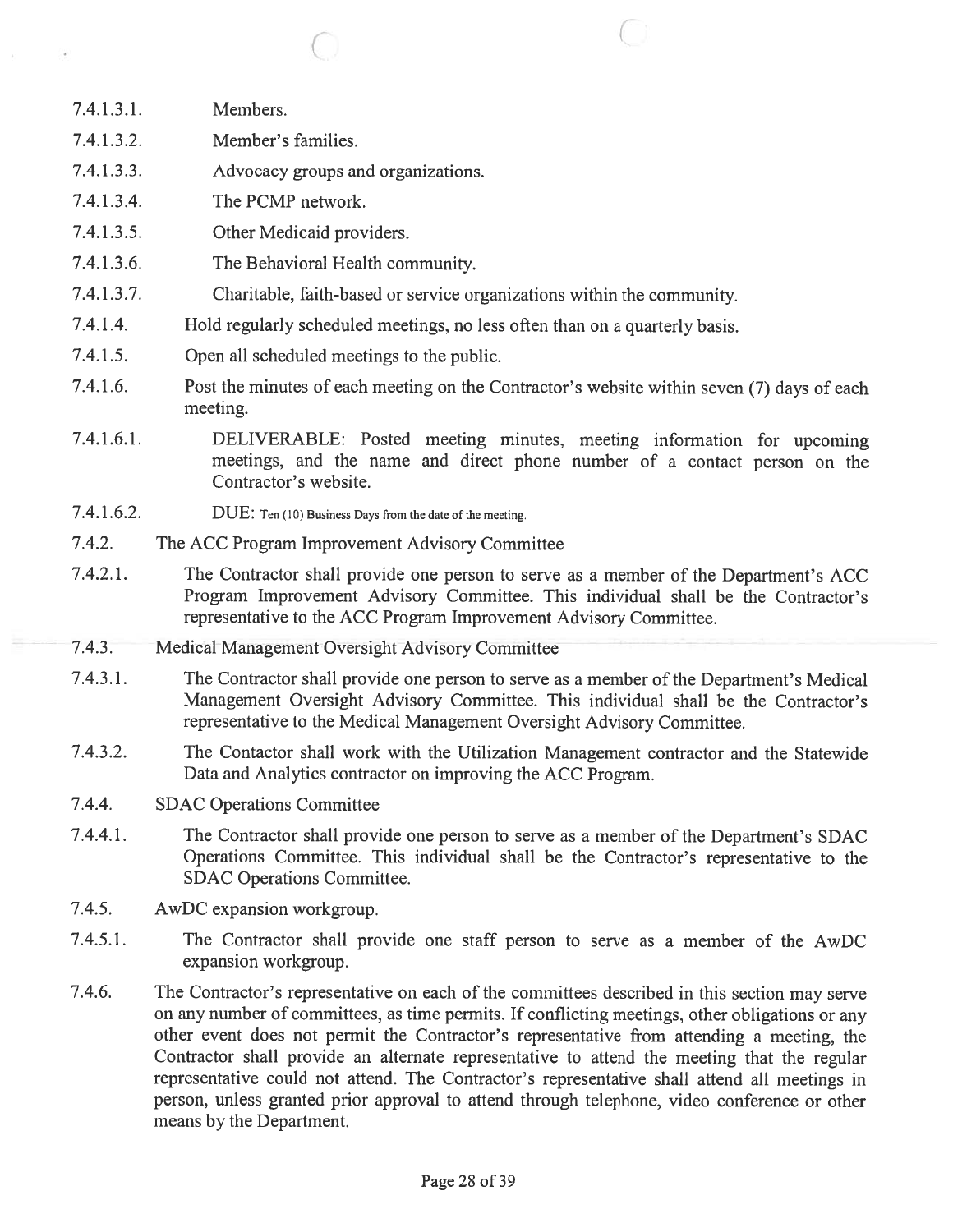7.4.1.3.1. Members.

7.4.1.3.2. Member's families.

7.4.1.3.3. Advocacy groups and organizations.

7.4.1.3.4. The PCMP network.

7.4.1.3.5. Other Medicaid providers.

7.4.1.3.6. The Behavioral Health community.

7.4.1.3.7. Charitable, faith-based or service organizations within the community.

7.4.1.4. Hold regularly scheduled meetings, no less often than on a quarterly basis.

7.4.1.5. Open all scheduled meetings to the public.

7.4.1.6. Post the minutes of each meeting on the Contractor's website within seven (7) days of each meeting.

7.4.1.6.1. DELIVERABLE: Posted meeting minutes, meeting information for upcoming meetings, and the name and direct phone number of a contact person on the Contractor's website.

7.4.1.6.2. DUE: Ten (10) Business Days from the date of the meeting.

7.4.2. The ACC Program Improvement Advisory Committee

7.4.2.1. The Contractor shall provide one person to serve as a member of the Department's ACC Program Improvement Advisory Committee. This individual shall be the Contractor's representative to the ACC Program Improvement Advisory Committee.

7.4.3. Medical Management Oversight Advisory Committee

7.4.3.1. The Contractor shall provide one person to serve as a member of the Department's Medical Management Oversight Advisory Committee. This individual shall be the Contractor's representative to the Medical Management Oversight Advisory Committee.

7.4.3.2. The Contactor shall work with the Utilization Management contractor and the Statewide Data and Analytics contractor on improving the ACC Program.

7.4.4. SDAC Operations Committee

7.4.4.1. The Contractor shall provide one person to serve as a member of the Department's SDAC Operations Committee. This individual shall be the Contractor's representative to the SDAC Operations Committee.

7.4.5. AwDC expansion workgroup.

7.4.5.1. The Contractor shall provide one staff person to serve as a member of the AwDC expansion workgroup.

7.4.6. The Contractor's representative on each of the committees described in this section may serve on any number of committees, as time permits. If conflicting meetings, other obligations or any other event does not permit the Contractor's representative from attending a meeting, the Contractor shall provide an alternate representative to attend the meeting that the regular representative could not attend. The Contractor's representative shall attend all meetings in person, unless granted prior approval to attend through telephone, video conference or other means by the Department.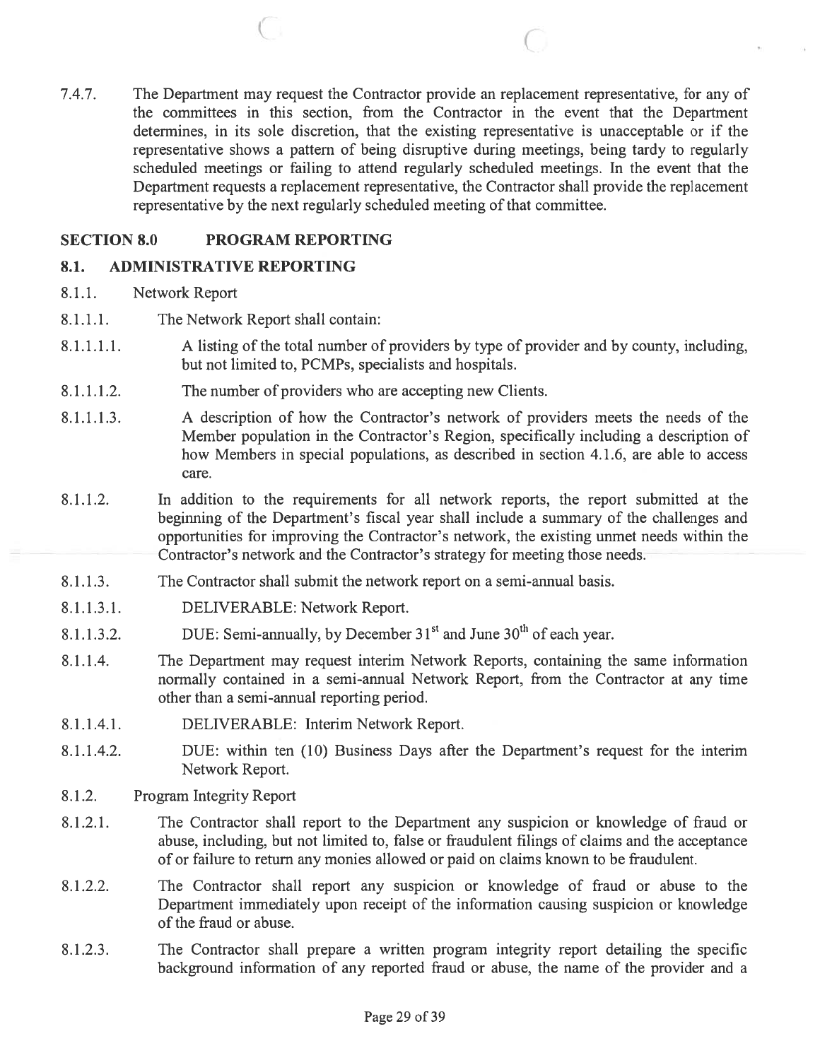7.4.7. The Department may request the Contractor provide an replacement representative, for any of the committees in this section, from the Contractor in the event that the Department determines, in its sole discretion, that the existing representative is unacceptable or if the representative shows a pattern of being disruptive during meetings, being tardy to regularly scheduled meetings or failing to attend regularly scheduled meetings. In the event that the Department requests a replacement representative, the Contractor shall provide the replacement representative by the next regularly scheduled meeting of that committee.

## SECTION 8.0 PROGRAM REPORTING

### 8.1. ADMINISTRATIVE REPORTING

8.1.1. Network Report

8.1.1.1. The Network Report shall contain:

8.1.1.1.1. A listing of the total number of providers by type of provider and by county, including, but not limited to, PCMPs, specialists and hospitals.

8.1.1.1.2. The number of providers who are accepting new Clients.

8.1.1.1.3. A description of how the Contractor's network of providers meets the needs of the Member population in the Contractor's Region, specifically including a description of how Members in special populations, as described in section 4.1.6, are able to access care.

8.1.1.2. In addition to the requirements for all network reports, the report submitted at the beginning of the Department's fiscal year shall include a summary of the challenges and opportunities for improving the Contractor's network, the existing unmet needs within the Contractor's network and the Contractor's strategy for meeting those needs.

8.1.1.3. The Contractor shall submit the network report on a semi-annual basis.

8.1.1.3.1. DELIVERABLE: Network Report.

8.1.1.3.2. DUE: Semi-annually, by December 31st and June 30th of each year.

8.1.1.4. The Department may request interim Network Reports, containing the same information normally contained in a semi-annual Network Report, from the Contractor at any time other than a semi-annual reporting period.

8.1.1.4.1. DELIVERABLE: Interim Network Report.

8.1.1.4.2. DUE: within ten (10) Business Days after the Department's request for the interim Network Report.

8.1.2. Program Integrity Report

8.1.2.1. The Contractor shall report to the Department any suspicion or knowledge of fraud or abuse, including, but not limited to, false or fraudulent filings of claims and the acceptance of or failure to return any monies allowed or paid on claims known to be fraudulent.

8.1.2.2. The Contractor shall report any suspicion or knowledge of fraud or abuse to the Department immediately upon receipt of the information causing suspicion or knowledge of the fraud or abuse.

8.1.2.3. The Contractor shall prepare a written program integrity report detailing the specific background information of any reported fraud or abuse, the name of the provider and a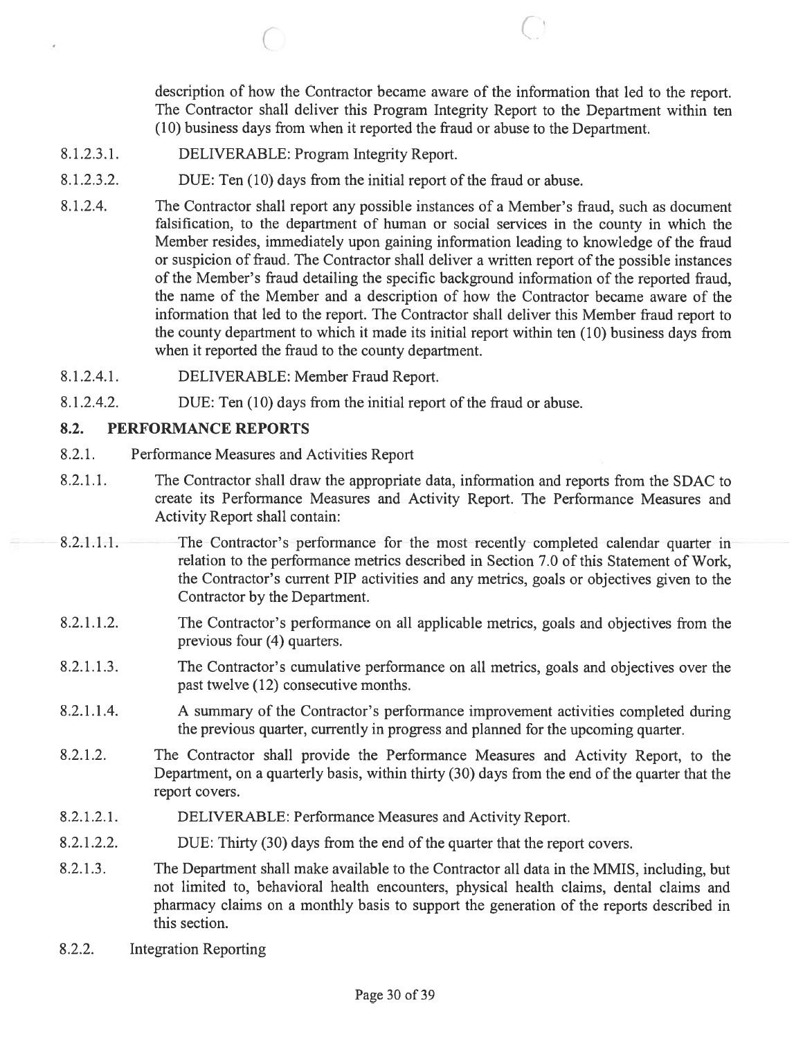description of how the Contractor became aware of the information that led to the report. The Contractor shall deliver this Program Integrity Report to the Department within ten (10) business days from when it reported the fraud or abuse to the Department.

8.1.2.3.1. DELIVERABLE: Program Integrity Report.

8.1.2.3.2. DUE: Ten (10) days from the initial report of the fraud or abuse.

8.1.2.4. The Contractor shall report any possible instances of a Member's fraud, such as document falsification, to the department of human or social services in the county in which the Member resides, immediately upon gaining information leading to knowledge of the fraud or suspicion of fraud. The Contractor shall deliver a written report of the possible instances of the Member's fraud detailing the specific background information of the reported fraud, the name of the Member and a description of how the Contractor became aware of the information that led to the report. The Contractor shall deliver this Member fraud report to the county department to which it made its initial report within ten (10) business days from when it reported the fraud to the county department.

8.1.2.4.1. DELIVERABLE: Member Fraud Report.

8.1.2.4.2. DUE: Ten (10) days from the initial report of the fraud or abuse.

## 8.2. PERFORMANCE REPORTS

8.2.1. Performance Measures and Activities Report

8.2.1.1. The Contractor shall draw the appropriate data, information and reports from the SDAC to create its Performance Measures and Activity Report. The Performance Measures and Activity Report shall contain:

8.2.1.1.1. The Contractor's performance for the most recently completed calendar quarter in relation to the performance metrics described in Section 7.0 of this Statement of Work, the Contractor's current PIP activities and any metrics, goals or objectives given to the Contractor by the Department.

8.2.1.1.2. The Contractor's performance on all applicable metrics, goals and objectives from the previous four (4) quarters.

8.2.1.1.3. The Contractor's cumulative performance on all metrics, goals and objectives over the past twelve (12) consecutive months.

8.2.1.1.4. A summary of the Contractor's performance improvement activities completed during the previous quarter, currently in progress and planned for the upcoming quarter.

8.2.1.2. The Contractor shall provide the Performance Measures and Activity Report, to the Department, on a quarterly basis, within thirty (30) days from the end of the quarter that the report covers.

8.2.1.2.1. DELIVERABLE: Performance Measures and Activity Report.

8.2.1.2.2. DUE: Thirty (30) days from the end of the quarter that the report covers.

8.2.1.3. The Department shall make available to the Contractor all data in the MMIS, including, but not limited to, behavioral health encounters, physical health claims, dental claims and pharmacy claims on a monthly basis to support the generation of the reports described in this section.

8.2.2. Integration Reporting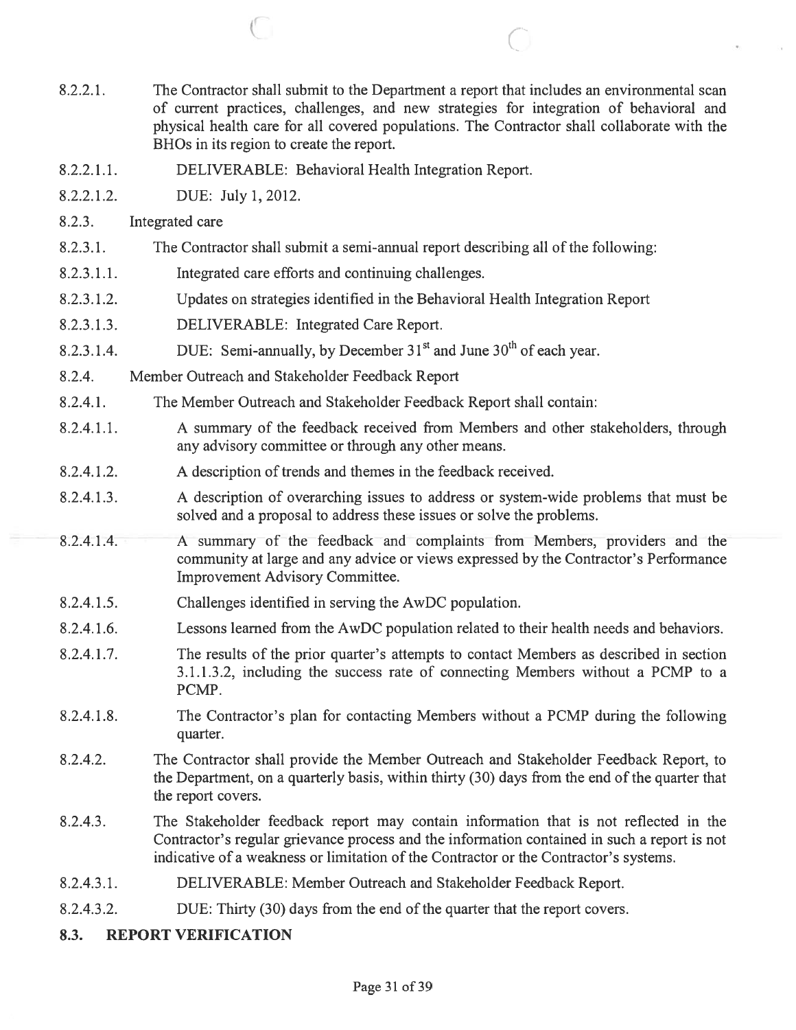8.2.2.1. The Contractor shall submit to the Department a report that includes an environmental scan of current practices, challenges, and new strategies for integration of behavioral and physical health care for all covered populations. The Contractor shall collaborate with the BHOs in its region to create the report.

8.2.2.1.1. DELIVERABLE: Behavioral Health Integration Report.

8.2.2.1.2. DUE: July 1, 2012.

8.2.3. Integrated care

8.2.3.1. The Contractor shall submit a semi-annual report describing all of the following:

8.2.3.1.1. Integrated care efforts and continuing challenges.

8.2.3.1.2. Updates on strategies identified in the Behavioral Health Integration Report

8.2.3.1.3. DELIVERABLE: Integrated Care Report.

8.2.3.1.4. DUE: Semi-annually, by December 31st and June 30th of each year.

8.2.4. Member Outreach and Stakeholder Feedback Report

8.2.4.1. The Member Outreach and Stakeholder Feedback Report shall contain:

8.2.4.1.1. A summary of the feedback received from Members and other stakeholders, through any advisory committee or through any other means.

8.2.4.1.2. A description of trends and themes in the feedback received.

8.2.4.1.3. A description of overarching issues to address or system-wide problems that must be solved and a proposal to address these issues or solve the problems.

8.2.4.1.4. A summary of the feedback and complaints from Members, providers and the community at large and any advice or views expressed by the Contractor's Performance Improvement Advisory Committee.

8.2.4.1.5. Challenges identified in serving the AwDC population.

8.2.4.1.6. Lessons learned from the AwDC population related to their health needs and behaviors.

8.2.4.1.7. The results of the prior quarter's attempts to contact Members as described in section 3.1.1.3.2, including the success rate of connecting Members without a PCMP to a PCMP.

8.2.4.1.8. The Contractor's plan for contacting Members without a PCMP during the following quarter.

8.2.4.2. The Contractor shall provide the Member Outreach and Stakeholder Feedback Report, to the Department, on a quarterly basis, within thirty (30) days from the end of the quarter that the report covers.

8.2.4.3. The Stakeholder feedback report may contain information that is not reflected in the Contractor's regular grievance process and the information contained in such a report is not indicative of a weakness or limitation of the Contractor or the Contractor's systems.

8.2.4.3.1. DELIVERABLE: Member Outreach and Stakeholder Feedback Report.

8.2.4.3.2. DUE: Thirty (30) days from the end of the quarter that the report covers.

## 8.3. REPORT VERIFICATION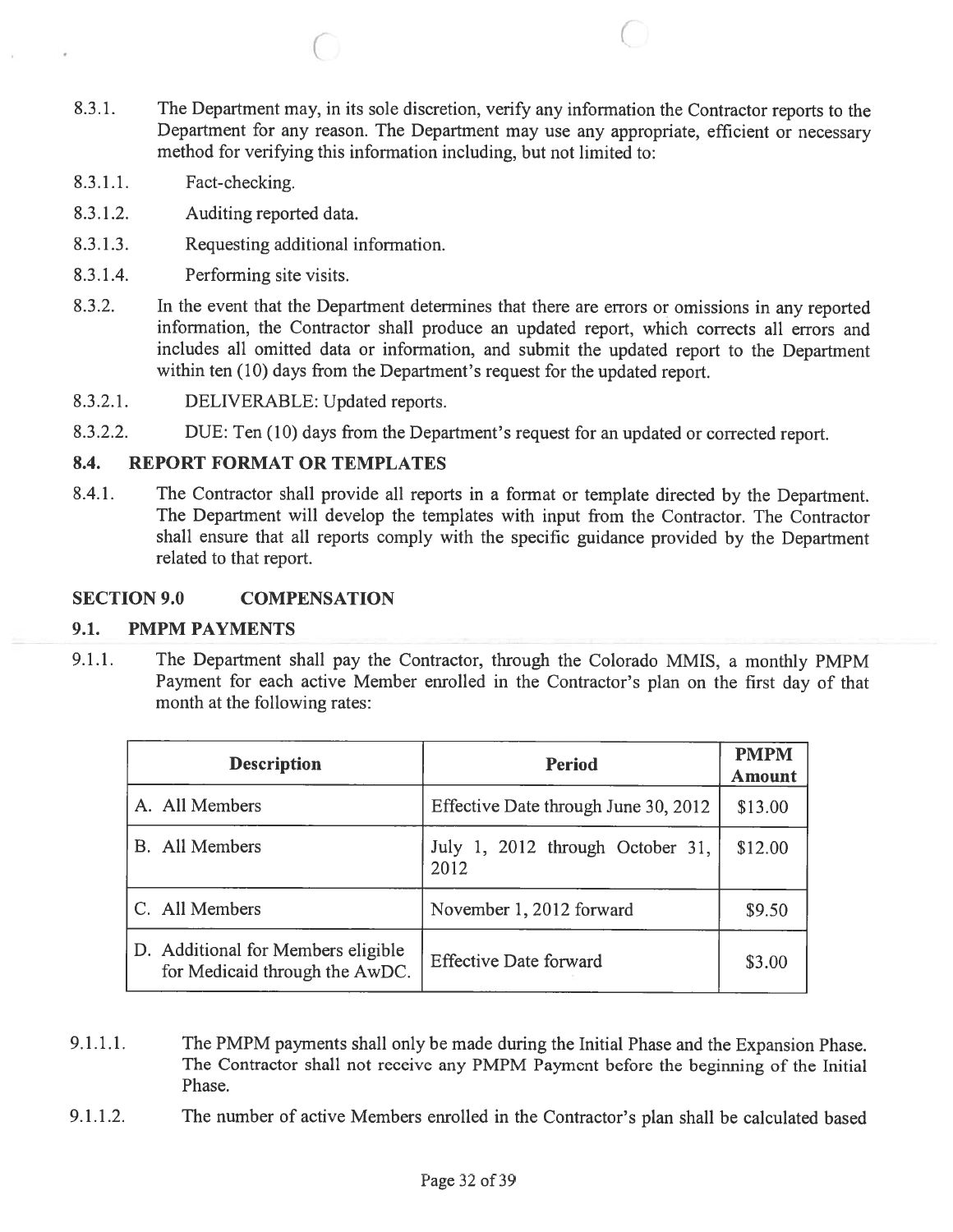8.3.1. The Department may, in its sole discretion, verify any information the Contractor reports to the Department for any reason. The Department may use any appropriate, efficient or necessary method for verifying this information including, but not limited to:

8.3.1.1. Fact-checking.

8.3.1.2. Auditing reported data.

8.3.1.3. Requesting additional information.

8.3.1.4. Performing site visits.

8.3.2. In the event that the Department determines that there are errors or omissions in any reported information, the Contractor shall produce an updated report, which corrects all errors and includes all omitted data or information, and submit the updated report to the Department within ten (10) days from the Department's request for the updated report.

8.3.2.1. DELIVERABLE: Updated reports.

8.3.2.2. DUE: Ten (10) days from the Department's request for an updated or corrected report.

### 8.4. REPORT FORMAT OR TEMPLATES

8.4.1. The Contractor shall provide all reports in a format or template directed by the Department. The Department will develop the templates with input from the Contractor. The Contractor shall ensure that all reports comply with the specific guidance provided by the Department related to that report.

## SECTION 9.0 COMPENSATION

### 9.1. PMPM PAYMENTS

9.1.1. The Department shall pay the Contractor, through the Colorado MMIS, a monthly PMPM Payment for each active Member enrolled in the Contractor's plan on the first day of that month at the following rates:

| Description | Period | PMPM Amount |
|---|---|---|
| A. All Members | Effective Date through June 30, 2012 | $13.00 |
| B. All Members | July 1, 2012 through October 31, 2012 | $12.00 |
| C. All Members | November 1, 2012 forward | $9.50 |
| D. Additional for Members eligible for Medicaid through the AwDC. | Effective Date forward | $3.00 |

9.1.1.1. The PMPM payments shall only be made during the Initial Phase and the Expansion Phase. The Contractor shall not receive any PMPM Payment before the beginning of the Initial Phase.

9.1.1.2. The number of active Members enrolled in the Contractor's plan shall be calculated based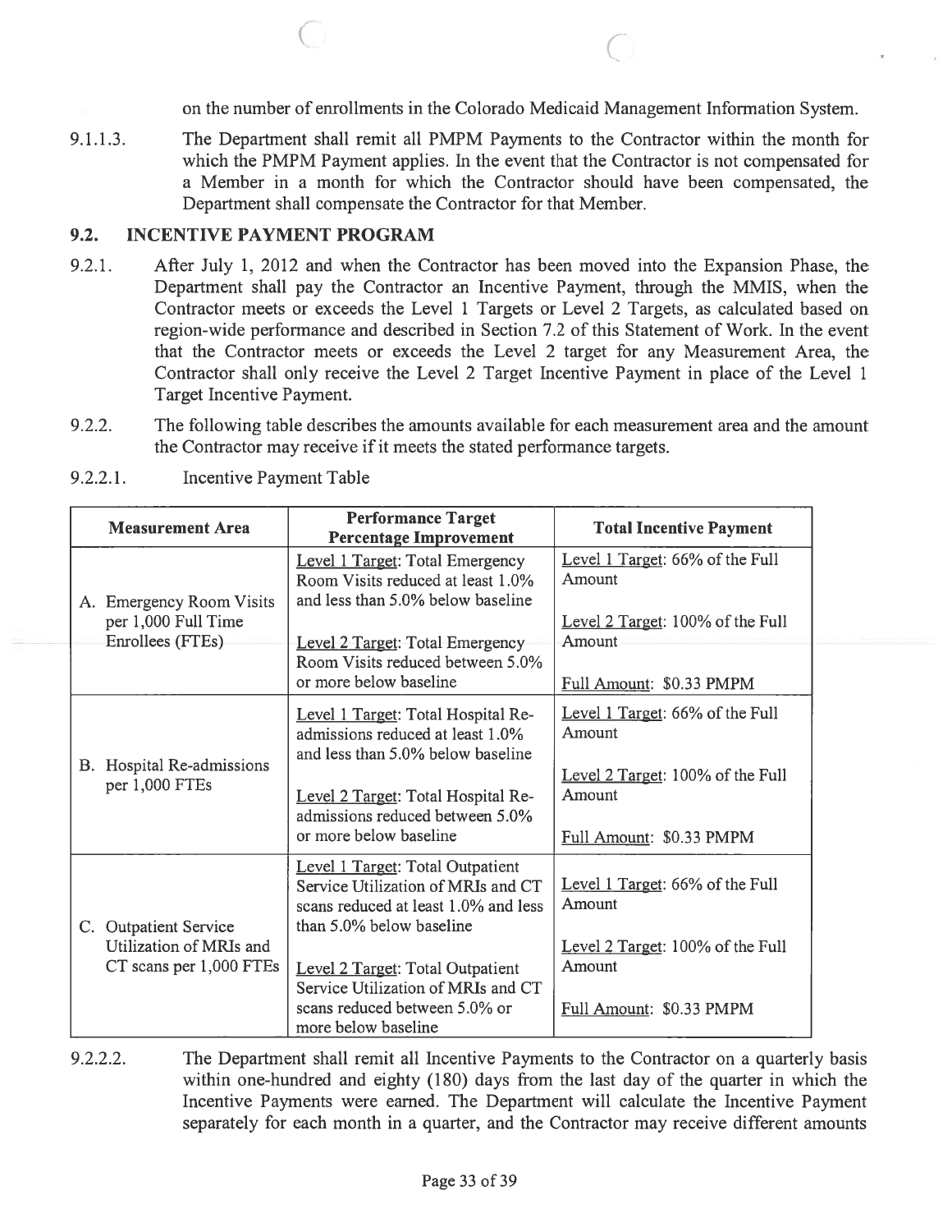on the number of enrollments in the Colorado Medicaid Management Information System.

9.1.1.3. The Department shall remit all PMPM Payments to the Contractor within the month for which the PMPM Payment applies. In the event that the Contractor is not compensated for a Member in a month for which the Contractor should have been compensated, the Department shall compensate the Contractor for that Member.

## 9.2. INCENTIVE PAYMENT PROGRAM

9.2.1. After July 1, 2012 and when the Contractor has been moved into the Expansion Phase, the Department shall pay the Contractor an Incentive Payment, through the MMIS, when the Contractor meets or exceeds the Level 1 Targets or Level 2 Targets, as calculated based on region-wide performance and described in Section 7.2 of this Statement of Work. In the event that the Contractor meets or exceeds the Level 2 target for any Measurement Area, the Contractor shall only receive the Level 2 Target Incentive Payment in place of the Level 1 Target Incentive Payment.

9.2.2. The following table describes the amounts available for each measurement area and the amount the Contractor may receive if it meets the stated performance targets.

9.2.2.1. Incentive Payment Table

| Measurement Area | Performance Target Percentage Improvement | Total Incentive Payment |
|---|---|---|
| A. Emergency Room Visits per 1,000 Full Time Enrollees (FTEs) | Level 1 Target: Total Emergency Room Visits reduced at least 1.0% and less than 5.0% below baseline<br><br>Level 2 Target: Total Emergency Room Visits reduced between 5.0% or more below baseline | Level 1 Target: 66% of the Full Amount<br><br>Level 2 Target: 100% of the Full Amount<br><br>Full Amount: $0.33 PMPM |
| B. Hospital Re-admissions per 1,000 FTEs | Level 1 Target: Total Hospital Re-admissions reduced at least 1.0% and less than 5.0% below baseline<br><br>Level 2 Target: Total Hospital Re-admissions reduced between 5.0% or more below baseline | Level 1 Target: 66% of the Full Amount<br><br>Level 2 Target: 100% of the Full Amount<br><br>Full Amount: $0.33 PMPM |
| C. Outpatient Service Utilization of MRIs and CT scans per 1,000 FTEs | Level 1 Target: Total Outpatient Service Utilization of MRIs and CT scans reduced at least 1.0% and less than 5.0% below baseline<br><br>Level 2 Target: Total Outpatient Service Utilization of MRIs and CT scans reduced between 5.0% or more below baseline | Level 1 Target: 66% of the Full Amount<br><br>Level 2 Target: 100% of the Full Amount<br><br>Full Amount: $0.33 PMPM |

9.2.2.2. The Department shall remit all Incentive Payments to the Contractor on a quarterly basis within one-hundred and eighty (180) days from the last day of the quarter in which the Incentive Payments were earned. The Department will calculate the Incentive Payment separately for each month in a quarter, and the Contractor may receive different amounts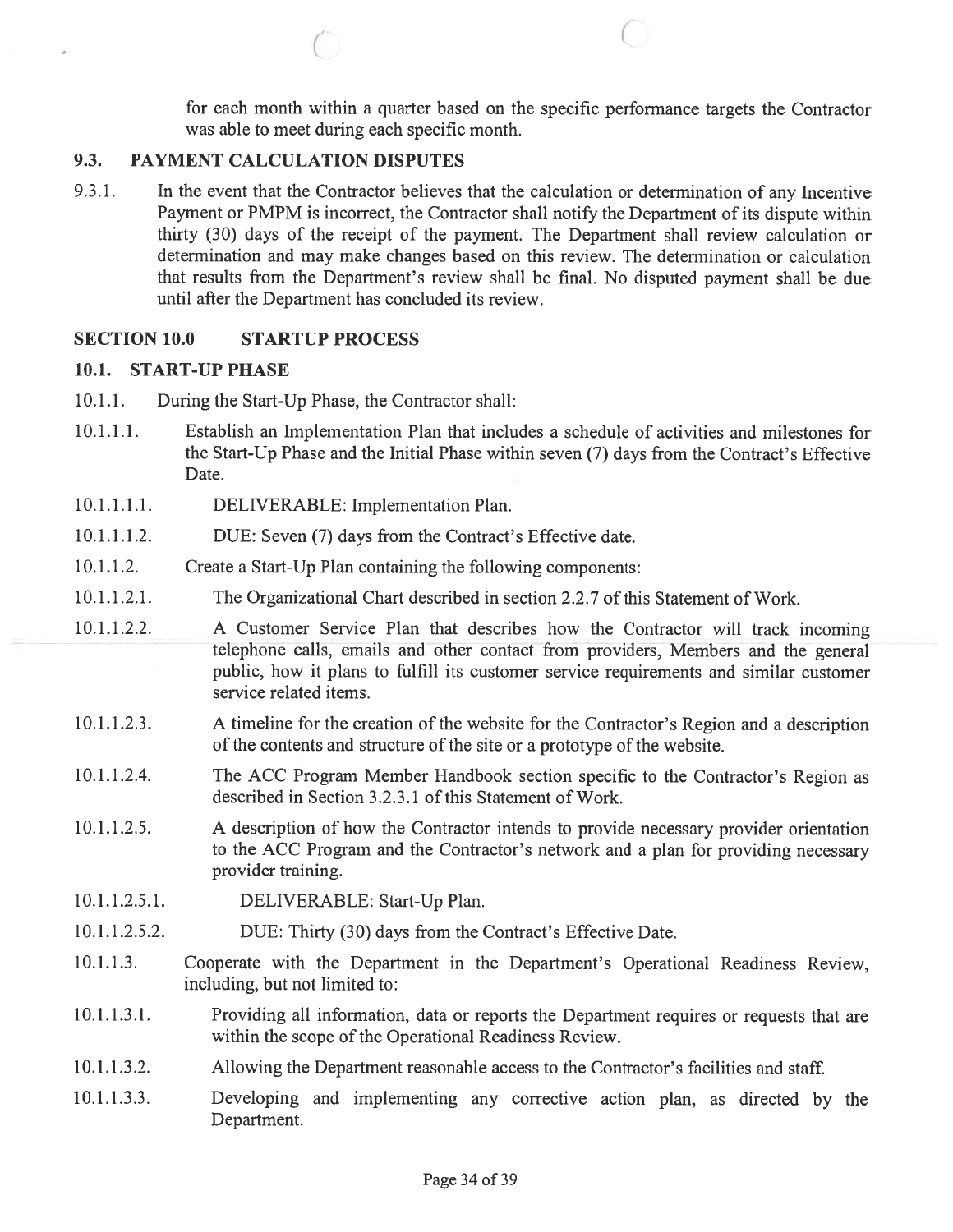for each month within a quarter based on the specific performance targets the Contractor was able to meet during each specific month.

### 9.3. PAYMENT CALCULATION DISPUTES

9.3.1. In the event that the Contractor believes that the calculation or determination of any Incentive Payment or PMPM is incorrect, the Contractor shall notify the Department of its dispute within thirty (30) days of the receipt of the payment. The Department shall review calculation or determination and may make changes based on this review. The determination or calculation that results from the Department's review shall be final. No disputed payment shall be due until after the Department has concluded its review.

## SECTION 10.0 STARTUP PROCESS

### 10.1. START-UP PHASE

10.1.1. During the Start-Up Phase, the Contractor shall:

10.1.1.1. Establish an Implementation Plan that includes a schedule of activities and milestones for the Start-Up Phase and the Initial Phase within seven (7) days from the Contract's Effective Date.

10.1.1.1.1. DELIVERABLE: Implementation Plan.

10.1.1.1.2. DUE: Seven (7) days from the Contract's Effective date.

10.1.1.2. Create a Start-Up Plan containing the following components:

10.1.1.2.1. The Organizational Chart described in section 2.2.7 of this Statement of Work.

10.1.1.2.2. A Customer Service Plan that describes how the Contractor will track incoming telephone calls, emails and other contact from providers, Members and the general public, how it plans to fulfill its customer service requirements and similar customer service related items.

10.1.1.2.3. A timeline for the creation of the website for the Contractor's Region and a description of the contents and structure of the site or a prototype of the website.

10.1.1.2.4. The ACC Program Member Handbook section specific to the Contractor's Region as described in Section 3.2.3.1 of this Statement of Work.

10.1.1.2.5. A description of how the Contractor intends to provide necessary provider orientation to the ACC Program and the Contractor's network and a plan for providing necessary provider training.

10.1.1.2.5.1. DELIVERABLE: Start-Up Plan.

10.1.1.2.5.2. DUE: Thirty (30) days from the Contract's Effective Date.

10.1.1.3. Cooperate with the Department in the Department's Operational Readiness Review, including, but not limited to:

10.1.1.3.1. Providing all information, data or reports the Department requires or requests that are within the scope of the Operational Readiness Review.

10.1.1.3.2. Allowing the Department reasonable access to the Contractor's facilities and staff.

10.1.1.3.3. Developing and implementing any corrective action plan, as directed by the Department.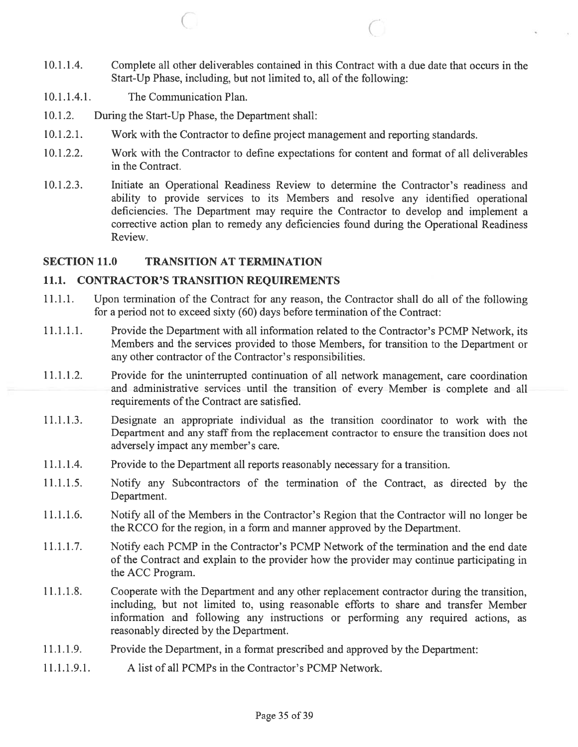10.1.1.4. Complete all other deliverables contained in this Contract with a due date that occurs in the Start-Up Phase, including, but not limited to, all of the following:

10.1.1.4.1. The Communication Plan.

10.1.2. During the Start-Up Phase, the Department shall:

10.1.2.1. Work with the Contractor to define project management and reporting standards.

10.1.2.2. Work with the Contractor to define expectations for content and format of all deliverables in the Contract.

10.1.2.3. Initiate an Operational Readiness Review to determine the Contractor's readiness and ability to provide services to its Members and resolve any identified operational deficiencies. The Department may require the Contractor to develop and implement a corrective action plan to remedy any deficiencies found during the Operational Readiness Review.

## SECTION 11.0 TRANSITION AT TERMINATION

### 11.1. CONTRACTOR'S TRANSITION REQUIREMENTS

11.1.1. Upon termination of the Contract for any reason, the Contractor shall do all of the following for a period not to exceed sixty (60) days before termination of the Contract:

11.1.1.1. Provide the Department with all information related to the Contractor's PCMP Network, its Members and the services provided to those Members, for transition to the Department or any other contractor of the Contractor's responsibilities.

11.1.1.2. Provide for the uninterrupted continuation of all network management, care coordination and administrative services until the transition of every Member is complete and all requirements of the Contract are satisfied.

11.1.1.3. Designate an appropriate individual as the transition coordinator to work with the Department and any staff from the replacement contractor to ensure the transition does not adversely impact any member's care.

11.1.1.4. Provide to the Department all reports reasonably necessary for a transition.

11.1.1.5. Notify any Subcontractors of the termination of the Contract, as directed by the Department.

11.1.1.6. Notify all of the Members in the Contractor's Region that the Contractor will no longer be the RCCO for the region, in a form and manner approved by the Department.

11.1.1.7. Notify each PCMP in the Contractor's PCMP Network of the termination and the end date of the Contract and explain to the provider how the provider may continue participating in the ACC Program.

11.1.1.8. Cooperate with the Department and any other replacement contractor during the transition, including, but not limited to, using reasonable efforts to share and transfer Member information and following any instructions or performing any required actions, as reasonably directed by the Department.

11.1.1.9. Provide the Department, in a format prescribed and approved by the Department:

11.1.1.9.1. A list of all PCMPs in the Contractor's PCMP Network.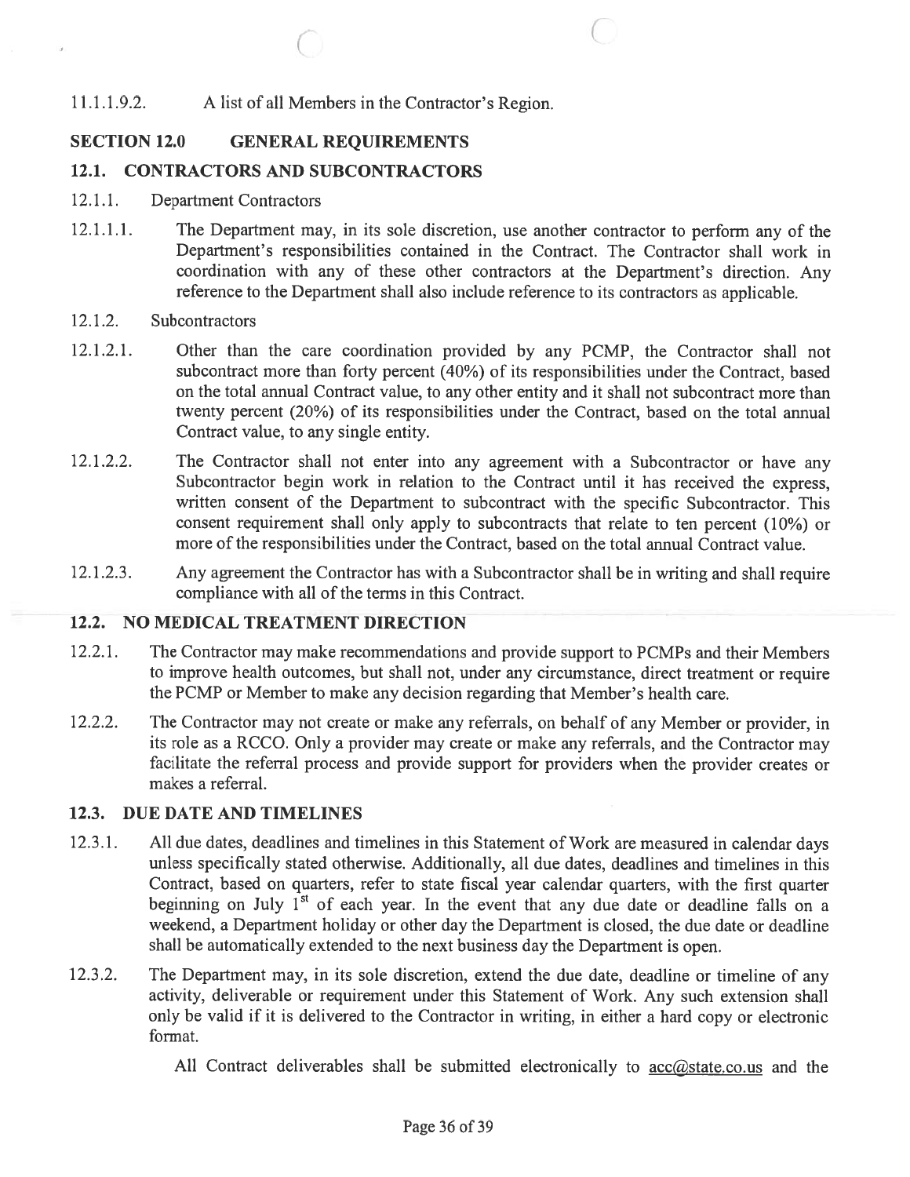11.1.1.9.2. A list of all Members in the Contractor's Region.

## SECTION 12.0 GENERAL REQUIREMENTS

### 12.1. CONTRACTORS AND SUBCONTRACTORS

12.1.1. Department Contractors

12.1.1.1. The Department may, in its sole discretion, use another contractor to perform any of the Department's responsibilities contained in the Contract. The Contractor shall work in coordination with any of these other contractors at the Department's direction. Any reference to the Department shall also include reference to its contractors as applicable.

12.1.2. Subcontractors

12.1.2.1. Other than the care coordination provided by any PCMP, the Contractor shall not subcontract more than forty percent (40%) of its responsibilities under the Contract, based on the total annual Contract value, to any other entity and it shall not subcontract more than twenty percent (20%) of its responsibilities under the Contract, based on the total annual Contract value, to any single entity.

12.1.2.2. The Contractor shall not enter into any agreement with a Subcontractor or have any Subcontractor begin work in relation to the Contract until it has received the express, written consent of the Department to subcontract with the specific Subcontractor. This consent requirement shall only apply to subcontracts that relate to ten percent (10%) or more of the responsibilities under the Contract, based on the total annual Contract value.

12.1.2.3. Any agreement the Contractor has with a Subcontractor shall be in writing and shall require compliance with all of the terms in this Contract.

### 12.2. NO MEDICAL TREATMENT DIRECTION

12.2.1. The Contractor may make recommendations and provide support to PCMPs and their Members to improve health outcomes, but shall not, under any circumstance, direct treatment or require the PCMP or Member to make any decision regarding that Member's health care.

12.2.2. The Contractor may not create or make any referrals, on behalf of any Member or provider, in its role as a RCCO. Only a provider may create or make any referrals, and the Contractor may facilitate the referral process and provide support for providers when the provider creates or makes a referral.

### 12.3. DUE DATE AND TIMELINES

12.3.1. All due dates, deadlines and timelines in this Statement of Work are measured in calendar days unless specifically stated otherwise. Additionally, all due dates, deadlines and timelines in this Contract, based on quarters, refer to state fiscal year calendar quarters, with the first quarter beginning on July 1st of each year. In the event that any due date or deadline falls on a weekend, a Department holiday or other day the Department is closed, the due date or deadline shall be automatically extended to the next business day the Department is open.

12.3.2. The Department may, in its sole discretion, extend the due date, deadline or timeline of any activity, deliverable or requirement under this Statement of Work. Any such extension shall only be valid if it is delivered to the Contractor in writing, in either a hard copy or electronic format.

All Contract deliverables shall be submitted electronically to acc@state.co.us and the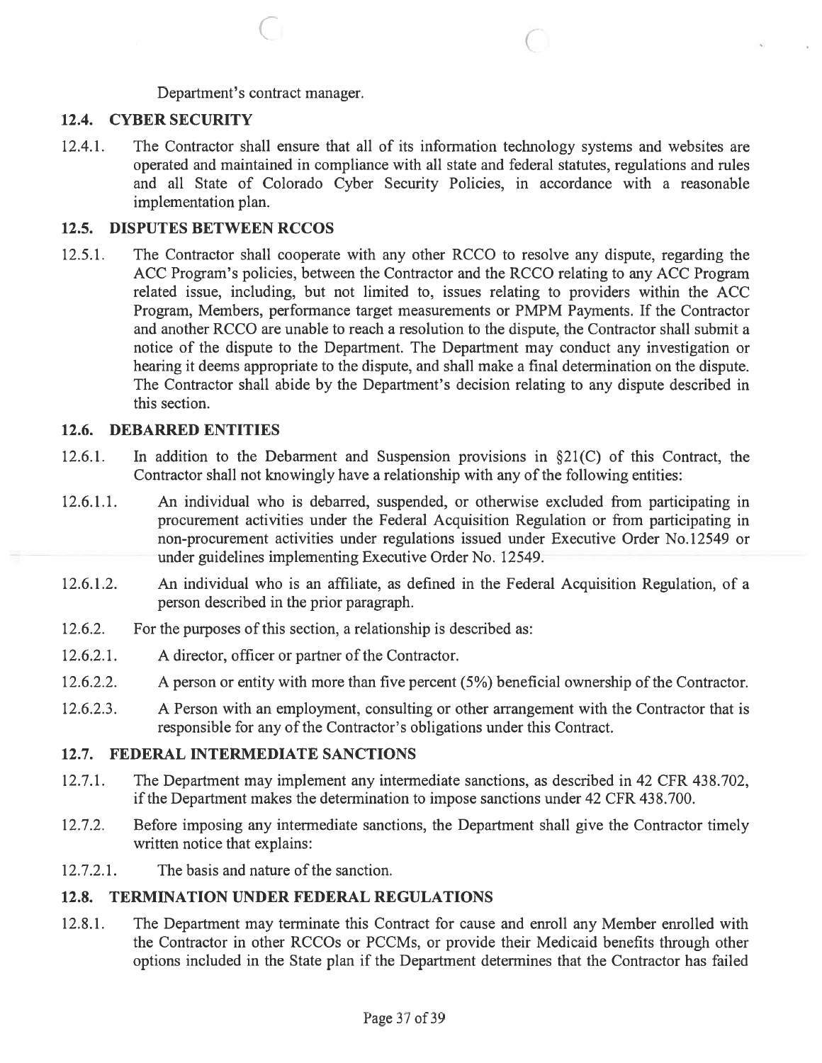Department's contract manager.

### 12.4. CYBER SECURITY

12.4.1. The Contractor shall ensure that all of its information technology systems and websites are operated and maintained in compliance with all state and federal statutes, regulations and rules and all State of Colorado Cyber Security Policies, in accordance with a reasonable implementation plan.

### 12.5. DISPUTES BETWEEN RCCOS

12.5.1. The Contractor shall cooperate with any other RCCO to resolve any dispute, regarding the ACC Program's policies, between the Contractor and the RCCO relating to any ACC Program related issue, including, but not limited to, issues relating to providers within the ACC Program, Members, performance target measurements or PMPM Payments. If the Contractor and another RCCO are unable to reach a resolution to the dispute, the Contractor shall submit a notice of the dispute to the Department. The Department may conduct any investigation or hearing it deems appropriate to the dispute, and shall make a final determination on the dispute. The Contractor shall abide by the Department's decision relating to any dispute described in this section.

### 12.6. DEBARRED ENTITIES

12.6.1. In addition to the Debarment and Suspension provisions in §21(C) of this Contract, the Contractor shall not knowingly have a relationship with any of the following entities:

12.6.1.1. An individual who is debarred, suspended, or otherwise excluded from participating in procurement activities under the Federal Acquisition Regulation or from participating in non-procurement activities under regulations issued under Executive Order No.12549 or under guidelines implementing Executive Order No. 12549.

12.6.1.2. An individual who is an affiliate, as defined in the Federal Acquisition Regulation, of a person described in the prior paragraph.

12.6.2. For the purposes of this section, a relationship is described as:

12.6.2.1. A director, officer or partner of the Contractor.

12.6.2.2. A person or entity with more than five percent (5%) beneficial ownership of the Contractor.

12.6.2.3. A Person with an employment, consulting or other arrangement with the Contractor that is responsible for any of the Contractor's obligations under this Contract.

### 12.7. FEDERAL INTERMEDIATE SANCTIONS

12.7.1. The Department may implement any intermediate sanctions, as described in 42 CFR 438.702, if the Department makes the determination to impose sanctions under 42 CFR 438.700.

12.7.2. Before imposing any intermediate sanctions, the Department shall give the Contractor timely written notice that explains:

12.7.2.1. The basis and nature of the sanction.

### 12.8. TERMINATION UNDER FEDERAL REGULATIONS

12.8.1. The Department may terminate this Contract for cause and enroll any Member enrolled with the Contractor in other RCCOs or PCCMs, or provide their Medicaid benefits through other options included in the State plan if the Department determines that the Contractor has failed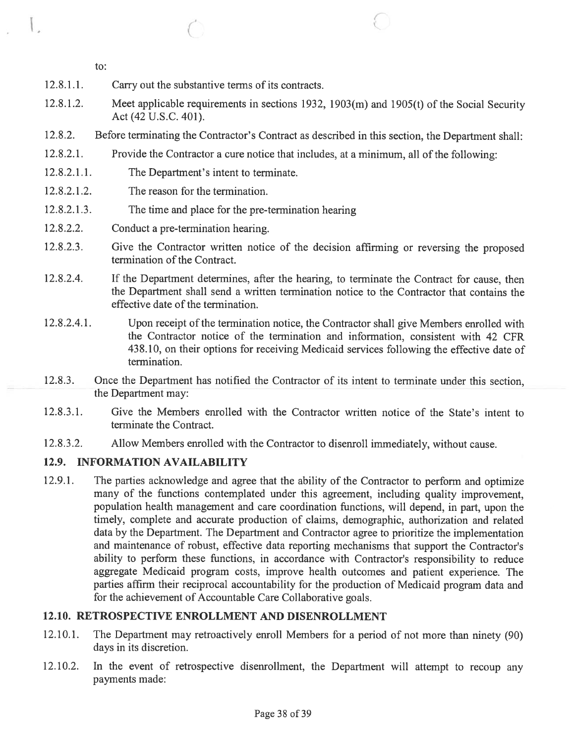to:

12.8.1.1. Carry out the substantive terms of its contracts.

12.8.1.2. Meet applicable requirements in sections 1932, 1903(m) and 1905(t) of the Social Security Act (42 U.S.C. 401).

12.8.2. Before terminating the Contractor's Contract as described in this section, the Department shall:

12.8.2.1. Provide the Contractor a cure notice that includes, at a minimum, all of the following:

12.8.2.1.1. The Department's intent to terminate.

12.8.2.1.2. The reason for the termination.

12.8.2.1.3. The time and place for the pre-termination hearing

12.8.2.2. Conduct a pre-termination hearing.

12.8.2.3. Give the Contractor written notice of the decision affirming or reversing the proposed termination of the Contract.

12.8.2.4. If the Department determines, after the hearing, to terminate the Contract for cause, then the Department shall send a written termination notice to the Contractor that contains the effective date of the termination.

12.8.2.4.1. Upon receipt of the termination notice, the Contractor shall give Members enrolled with the Contractor notice of the termination and information, consistent with 42 CFR 438.10, on their options for receiving Medicaid services following the effective date of termination.

12.8.3. Once the Department has notified the Contractor of its intent to terminate under this section, the Department may:

12.8.3.1. Give the Members enrolled with the Contractor written notice of the State's intent to terminate the Contract.

12.8.3.2. Allow Members enrolled with the Contractor to disenroll immediately, without cause.

## 12.9. INFORMATION AVAILABILITY

12.9.1. The parties acknowledge and agree that the ability of the Contractor to perform and optimize many of the functions contemplated under this agreement, including quality improvement, population health management and care coordination functions, will depend, in part, upon the timely, complete and accurate production of claims, demographic, authorization and related data by the Department. The Department and Contractor agree to prioritize the implementation and maintenance of robust, effective data reporting mechanisms that support the Contractor's ability to perform these functions, in accordance with Contractor's responsibility to reduce aggregate Medicaid program costs, improve health outcomes and patient experience. The parties affirm their reciprocal accountability for the production of Medicaid program data and for the achievement of Accountable Care Collaborative goals.

## 12.10. RETROSPECTIVE ENROLLMENT AND DISENROLLMENT

12.10.1. The Department may retroactively enroll Members for a period of not more than ninety (90) days in its discretion.

12.10.2. In the event of retrospective disenrollment, the Department will attempt to recoup any payments made: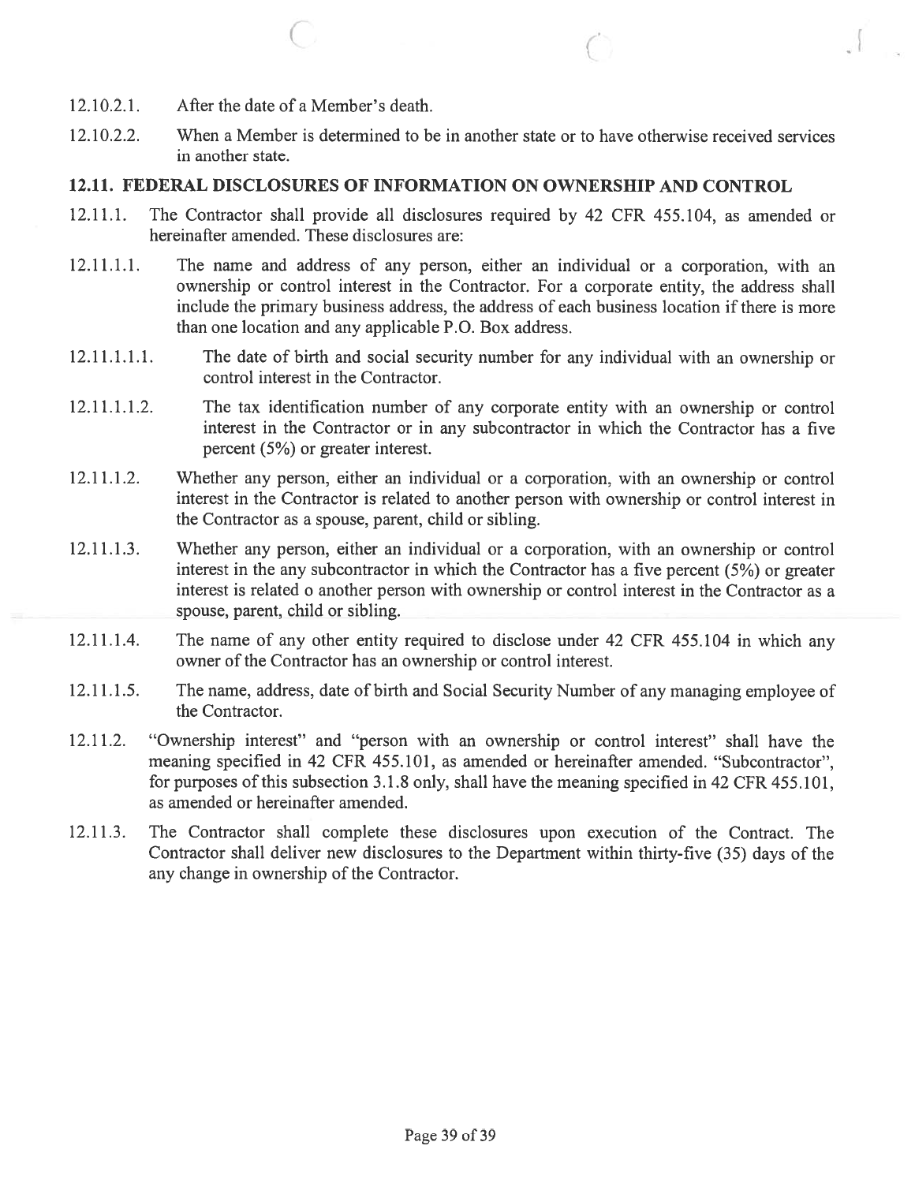12.10.2.1. After the date of a Member's death.

12.10.2.2. When a Member is determined to be in another state or to have otherwise received services in another state.

## 12.11. FEDERAL DISCLOSURES OF INFORMATION ON OWNERSHIP AND CONTROL

12.11.1. The Contractor shall provide all disclosures required by 42 CFR 455.104, as amended or hereinafter amended. These disclosures are:

12.11.1.1. The name and address of any person, either an individual or a corporation, with an ownership or control interest in the Contractor. For a corporate entity, the address shall include the primary business address, the address of each business location if there is more than one location and any applicable P.O. Box address.

12.11.1.1.1. The date of birth and social security number for any individual with an ownership or control interest in the Contractor.

12.11.1.1.2. The tax identification number of any corporate entity with an ownership or control interest in the Contractor or in any subcontractor in which the Contractor has a five percent (5%) or greater interest.

12.11.1.2. Whether any person, either an individual or a corporation, with an ownership or control interest in the Contractor is related to another person with ownership or control interest in the Contractor as a spouse, parent, child or sibling.

12.11.1.3. Whether any person, either an individual or a corporation, with an ownership or control interest in the any subcontractor in which the Contractor has a five percent (5%) or greater interest is related o another person with ownership or control interest in the Contractor as a spouse, parent, child or sibling.

12.11.1.4. The name of any other entity required to disclose under 42 CFR 455.104 in which any owner of the Contractor has an ownership or control interest.

12.11.1.5. The name, address, date of birth and Social Security Number of any managing employee of the Contractor.

12.11.2. "Ownership interest" and "person with an ownership or control interest" shall have the meaning specified in 42 CFR 455.101, as amended or hereinafter amended. "Subcontractor", for purposes of this subsection 3.1.8 only, shall have the meaning specified in 42 CFR 455.101, as amended or hereinafter amended.

12.11.3. The Contractor shall complete these disclosures upon execution of the Contract. The Contractor shall deliver new disclosures to the Department within thirty-five (35) days of the any change in ownership of the Contractor.